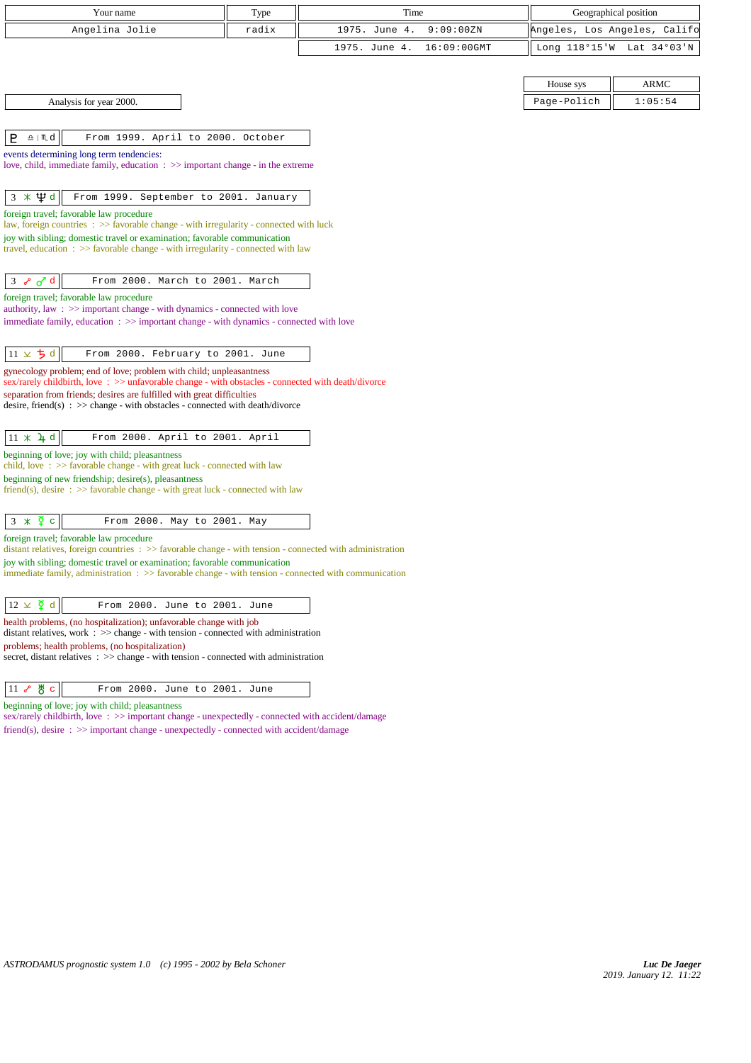| Your name | Type | Time | Geographical position |
|---|---|---|---|
| Angelina Jolie | radix | 1975. June 4. 9:09:00ZN | Angeles, Los Angeles, Califo |
| | | 1975. June 4. 16:09:00GMT | Long 118°15'W Lat 34°03'N |

| House sys | ARMC |
|---|---|
| Page-Polich | 1:05:54 |

Analysis for year 2000.

**♇ ♎|♏ d** — From 1999. April to 2000. October

events determining long term tendencies:
love, child, immediate family, education : >> important change - in the extreme

**3 ⚹ ♆ d** — From 1999. September to 2001. January

foreign travel; favorable law procedure
law, foreign countries : >> favorable change - with irregularity - connected with luck
joy with sibling; domestic travel or examination; favorable communication
travel, education : >> favorable change - with irregularity - connected with law

**3 ☍ ♂ d** — From 2000. March to 2001. March

foreign travel; favorable law procedure
authority, law : >> important change - with dynamics - connected with love
immediate family, education : >> important change - with dynamics - connected with love

**11 ⚺ ♄ d** — From 2000. February to 2001. June

gynecology problem; end of love; problem with child; unpleasantness
sex/rarely childbirth, love : >> unfavorable change - with obstacles - connected with death/divorce
separation from friends; desires are fulfilled with great difficulties
desire, friend(s) : >> change - with obstacles - connected with death/divorce

**11 ⚹ ♃ d** — From 2000. April to 2001. April

beginning of love; joy with child; pleasantness
child, love : >> favorable change - with great luck - connected with law
beginning of new friendship; desire(s), pleasantness
friend(s), desire : >> favorable change - with great luck - connected with law

**3 ⚹ ☿ c** — From 2000. May to 2001. May

foreign travel; favorable law procedure
distant relatives, foreign countries : >> favorable change - with tension - connected with administration
joy with sibling; domestic travel or examination; favorable communication
immediate family, administration : >> favorable change - with tension - connected with communication

**12 ⚺ ☿ d** — From 2000. June to 2001. June

health problems, (no hospitalization); unfavorable change with job
distant relatives, work : >> change - with tension - connected with administration
problems; health problems, (no hospitalization)
secret, distant relatives : >> change - with tension - connected with administration

**11 ☍ ♅ c** — From 2000. June to 2001. June

beginning of love; joy with child; pleasantness
sex/rarely childbirth, love : >> important change - unexpectedly - connected with accident/damage
friend(s), desire : >> important change - unexpectedly - connected with accident/damage

*ASTRODAMUS prognostic system 1.0 (c) 1995 - 2002 by Bela Schoner*

***Luc De Jaeger***
*2019. January 12. 11:22*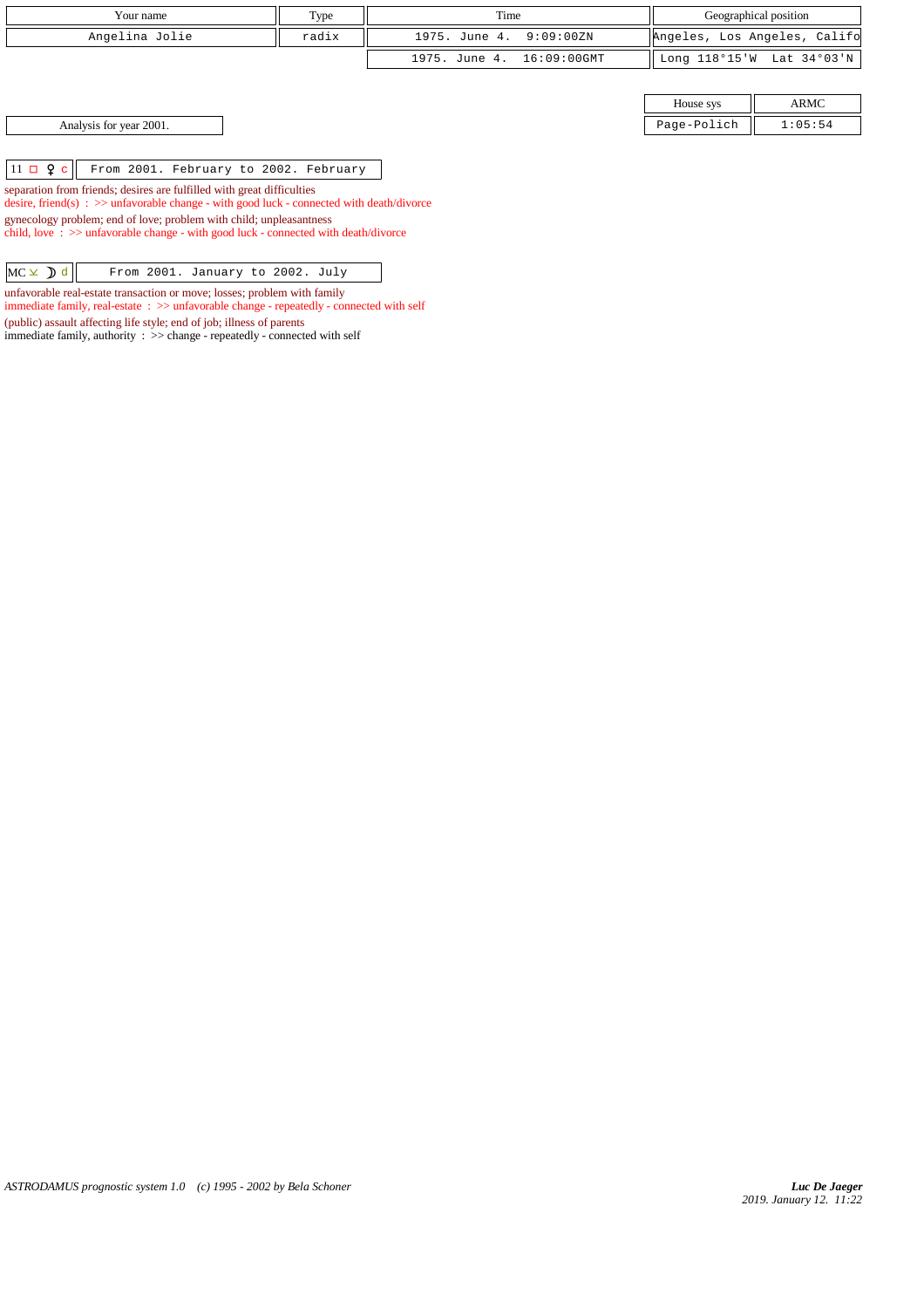| Your name | Type | Time | Geographical position |
|---|---|---|---|
| Angelina Jolie | radix | 1975. June 4. 9:09:00ZN | Angeles, Los Angeles, Califo |
| | | 1975. June 4. 16:09:00GMT | Long 118°15'W Lat 34°03'N |

| House sys | ARMC |
|---|---|
| Page-Polich | 1:05:54 |

Analysis for year 2001.

| 11 □ ♀ c | From 2001. February to 2002. February |
|---|---|

separation from friends; desires are fulfilled with great difficulties
desire, friend(s) : >> unfavorable change - with good luck - connected with death/divorce

gynecology problem; end of love; problem with child; unpleasantness
child, love : >> unfavorable change - with good luck - connected with death/divorce

| MC ⚼ ☽ d | From 2001. January to 2002. July |
|---|---|

unfavorable real-estate transaction or move; losses; problem with family
immediate family, real-estate : >> unfavorable change - repeatedly - connected with self

(public) assault affecting life style; end of job; illness of parents
immediate family, authority : >> change - repeatedly - connected with self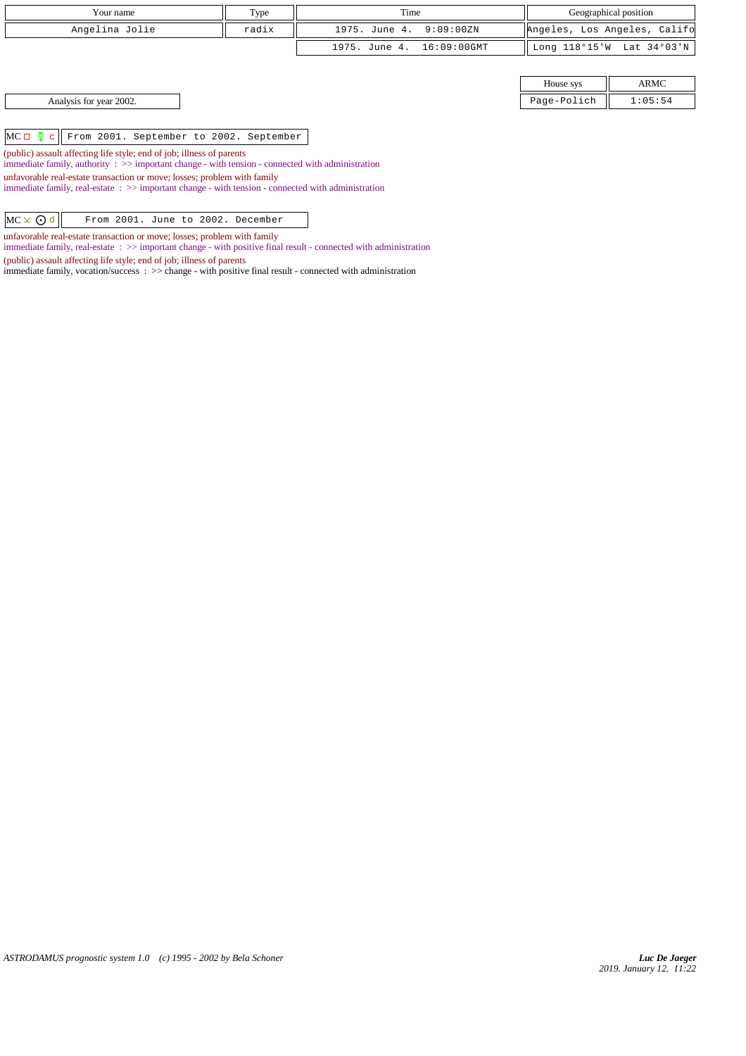| Your name | Type | Time | Geographical position |
|---|---|---|---|
| Angelina Jolie | radix | 1975. June 4. 9:09:00ZN | Angeles, Los Angeles, Califo |
| | | 1975. June 4. 16:09:00GMT | Long 118°15'W Lat 34°03'N |

| House sys | ARMC |
|---|---|
| Page-Polich | 1:05:54 |

Analysis for year 2002.

**MC □ ☿ c** | From 2001. September to 2002. September

(public) assault affecting life style; end of job; illness of parents
immediate family, authority : >> important change - with tension - connected with administration

unfavorable real-estate transaction or move; losses; problem with family
immediate family, real-estate : >> important change - with tension - connected with administration

**MC ⊻ ☉ d** | From 2001. June to 2002. December

unfavorable real-estate transaction or move; losses; problem with family
immediate family, real-estate : >> important change - with positive final result - connected with administration

(public) assault affecting life style; end of job; illness of parents
immediate family, vocation/success : >> change - with positive final result - connected with administration

*ASTRODAMUS prognostic system 1.0 (c) 1995 - 2002 by Bela Schoner*

*Luc De Jaeger*
*2019. January 12. 11:22*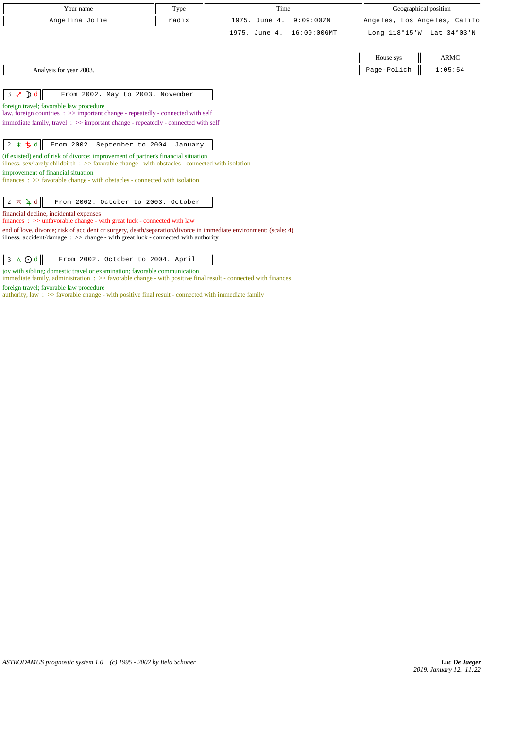| Your name | Type | Time | Geographical position |
|---|---|---|---|
| Angelina Jolie | radix | 1975. June 4. 9:09:00ZN | Angeles, Los Angeles, Califo |
| | | 1975. June 4. 16:09:00GMT | Long 118°15'W Lat 34°03'N |

| House sys | ARMC |
|---|---|
| Page-Polich | 1:05:54 |

Analysis for year 2003.

**3 ☍ ☽ d** — From 2002. May to 2003. November

foreign travel; favorable law procedure
law, foreign countries : >> important change - repeatedly - connected with self
immediate family, travel : >> important change - repeatedly - connected with self

**2 ⚹ ♄ d** — From 2002. September to 2004. January

(if existed) end of risk of divorce; improvement of partner's financial situation
illness, sex/rarely childbirth : >> favorable change - with obstacles - connected with isolation
improvement of financial situation
finances : >> favorable change - with obstacles - connected with isolation

**2 ⚻ ♃ d** — From 2002. October to 2003. October

financial decline, incidental expenses
finances : >> unfavorable change - with great luck - connected with law
end of love, divorce; risk of accident or surgery, death/separation/divorce in immediate environment: (scale: 4)
illness, accident/damage : >> change - with great luck - connected with authority

**3 △ ☉ d** — From 2002. October to 2004. April

joy with sibling; domestic travel or examination; favorable communication
immediate family, administration : >> favorable change - with positive final result - connected with finances
foreign travel; favorable law procedure
authority, law : >> favorable change - with positive final result - connected with immediate family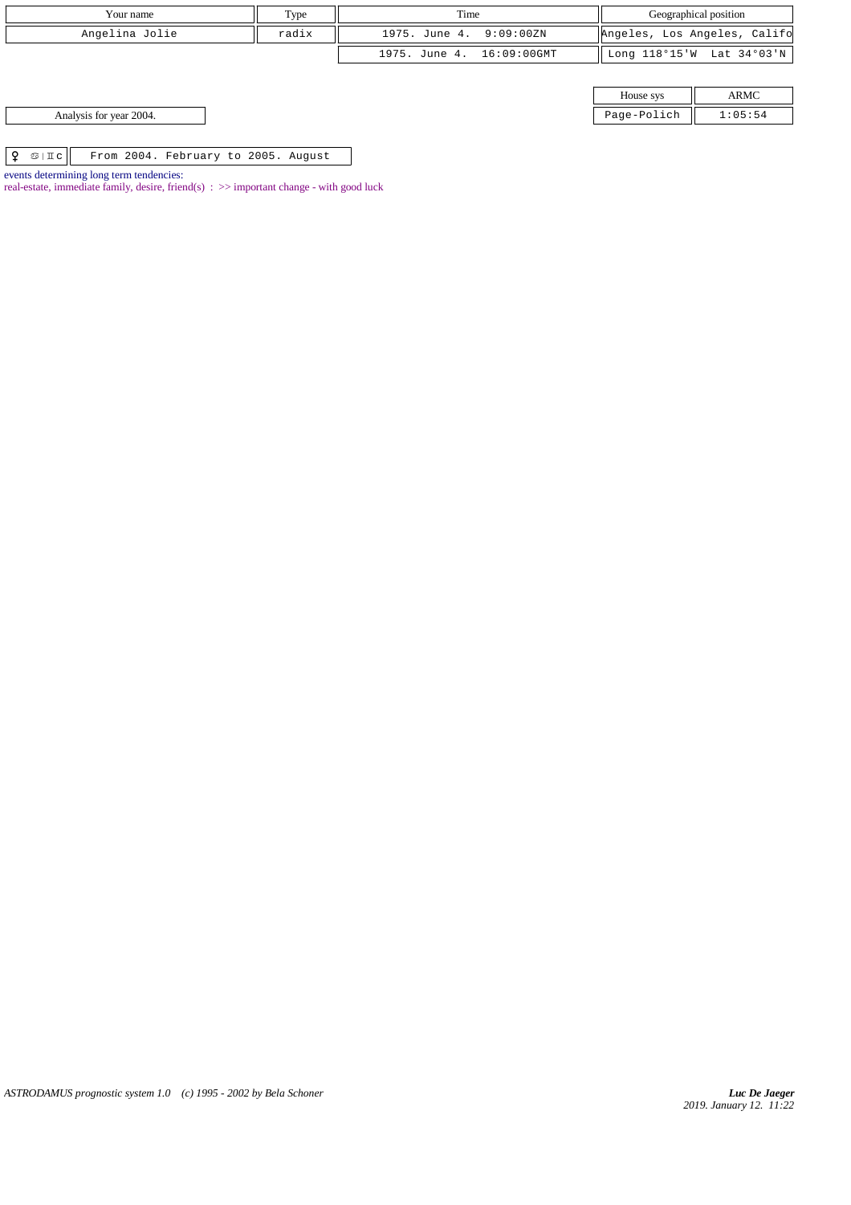| Your name | Type | Time | Geographical position |
| --- | --- | --- | --- |
| Angelina Jolie | radix | 1975. June 4. 9:09:00ZN | Angeles, Los Angeles, Califo |
| | | 1975. June 4. 16:09:00GMT | Long 118°15'W Lat 34°03'N |

| House sys | ARMC |
| --- | --- |
| Page-Polich | 1:05:54 |

Analysis for year 2004.

| ♀ ♋ \| ♊ c | From 2004. February to 2005. August |
| --- | --- |

events determining long term tendencies:

real-estate, immediate family, desire, friend(s) : >> important change - with good luck

*ASTRODAMUS prognostic system 1.0 (c) 1995 - 2002 by Bela Schoner*

***Luc De Jaeger***
*2019. January 12. 11:22*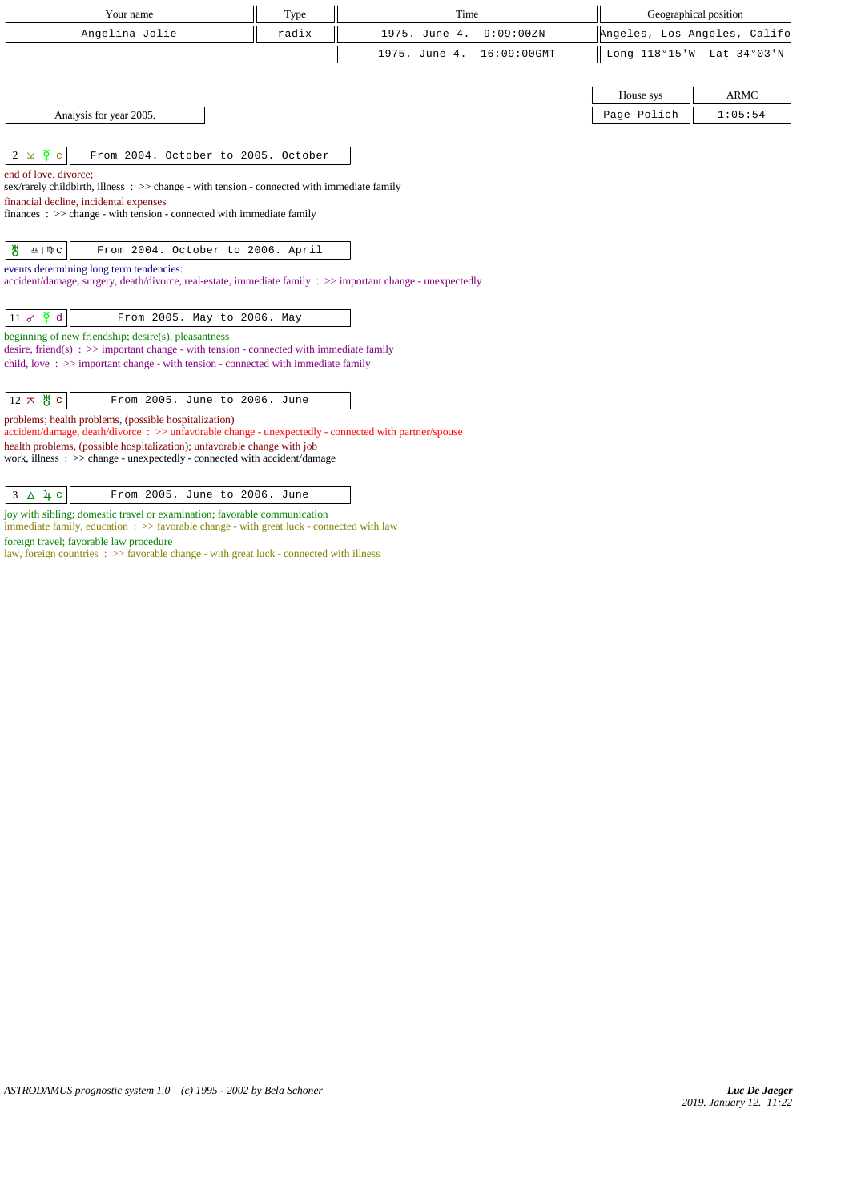| Your name | Type | Time | Geographical position |
|---|---|---|---|
| Angelina Jolie | radix | 1975. June 4. 9:09:00ZN | Angeles, Los Angeles, Califo |
| | | 1975. June 4. 16:09:00GMT | Long 118°15'W Lat 34°03'N |

| House sys | ARMC |
|---|---|
| Page-Polich | 1:05:54 |

Analysis for year 2005.

| 2 ⚺ ☿ c | From 2004. October to 2005. October |
|---|---|

end of love, divorce;
sex/rarely childbirth, illness : >> change - with tension - connected with immediate family
financial decline, incidental expenses
finances : >> change - with tension - connected with immediate family

| ♅ ♎ \| ♍ c | From 2004. October to 2006. April |
|---|---|

events determining long term tendencies:
accident/damage, surgery, death/divorce, real-estate, immediate family : >> important change - unexpectedly

| 11 ☍ ☿ d | From 2005. May to 2006. May |
|---|---|

beginning of new friendship; desire(s), pleasantness
desire, friend(s) : >> important change - with tension - connected with immediate family
child, love : >> important change - with tension - connected with immediate family

| 12 ⚻ ♅ c | From 2005. June to 2006. June |
|---|---|

problems; health problems, (possible hospitalization)
accident/damage, death/divorce : >> unfavorable change - unexpectedly - connected with partner/spouse
health problems, (possible hospitalization); unfavorable change with job
work, illness : >> change - unexpectedly - connected with accident/damage

| 3 △ ♃ c | From 2005. June to 2006. June |
|---|---|

joy with sibling; domestic travel or examination; favorable communication
immediate family, education : >> favorable change - with great luck - connected with law
foreign travel; favorable law procedure
law, foreign countries : >> favorable change - with great luck - connected with illness

ASTRODAMUS prognostic system 1.0 (c) 1995 - 2002 by Bela Schoner

*Luc De Jaeger*
*2019. January 12. 11:22*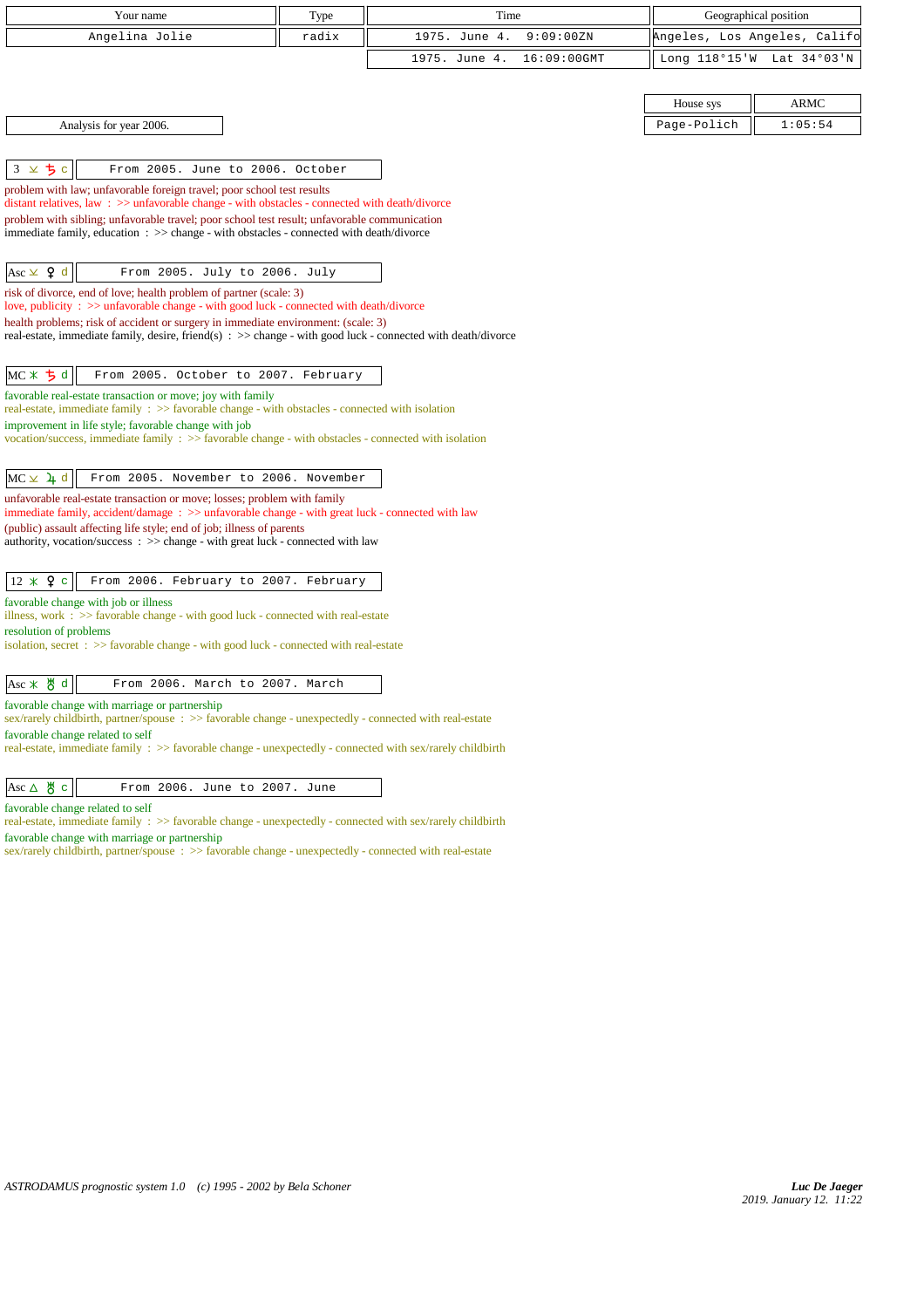| Your name | Type | Time | Geographical position |
|---|---|---|---|
| Angelina Jolie | radix | 1975. June 4. 9:09:00ZN | Angeles, Los Angeles, Califo |
| | | 1975. June 4. 16:09:00GMT | Long 118°15'W Lat 34°03'N |

| House sys | ARMC |
|---|---|
| Page-Polich | 1:05:54 |

Analysis for year 2006.

**3 ⊻ ♄ c** — From 2005. June to 2006. October

problem with law; unfavorable foreign travel; poor school test results
distant relatives, law : >> unfavorable change - with obstacles - connected with death/divorce
problem with sibling; unfavorable travel; poor school test result; unfavorable communication
immediate family, education : >> change - with obstacles - connected with death/divorce

**Asc ⊻ ♀ d** — From 2005. July to 2006. July

risk of divorce, end of love; health problem of partner (scale: 3)
love, publicity : >> unfavorable change - with good luck - connected with death/divorce
health problems; risk of accident or surgery in immediate environment: (scale: 3)
real-estate, immediate family, desire, friend(s) : >> change - with good luck - connected with death/divorce

**MC ⚹ ♄ d** — From 2005. October to 2007. February

favorable real-estate transaction or move; joy with family
real-estate, immediate family : >> favorable change - with obstacles - connected with isolation
improvement in life style; favorable change with job
vocation/success, immediate family : >> favorable change - with obstacles - connected with isolation

**MC ⊻ ♃ d** — From 2005. November to 2006. November

unfavorable real-estate transaction or move; losses; problem with family
immediate family, accident/damage : >> unfavorable change - with great luck - connected with law
(public) assault affecting life style; end of job; illness of parents
authority, vocation/success : >> change - with great luck - connected with law

**12 ⚹ ♀ c** — From 2006. February to 2007. February

favorable change with job or illness
illness, work : >> favorable change - with good luck - connected with real-estate
resolution of problems
isolation, secret : >> favorable change - with good luck - connected with real-estate

**Asc ⚹ ♅ d** — From 2006. March to 2007. March

favorable change with marriage or partnership
sex/rarely childbirth, partner/spouse : >> favorable change - unexpectedly - connected with real-estate
favorable change related to self
real-estate, immediate family : >> favorable change - unexpectedly - connected with sex/rarely childbirth

**Asc △ ♅ c** — From 2006. June to 2007. June

favorable change related to self
real-estate, immediate family : >> favorable change - unexpectedly - connected with sex/rarely childbirth
favorable change with marriage or partnership
sex/rarely childbirth, partner/spouse : >> favorable change - unexpectedly - connected with real-estate

*ASTRODAMUS prognostic system 1.0 (c) 1995 - 2002 by Bela Schoner*

***Luc De Jaeger***
*2019. January 12. 11:22*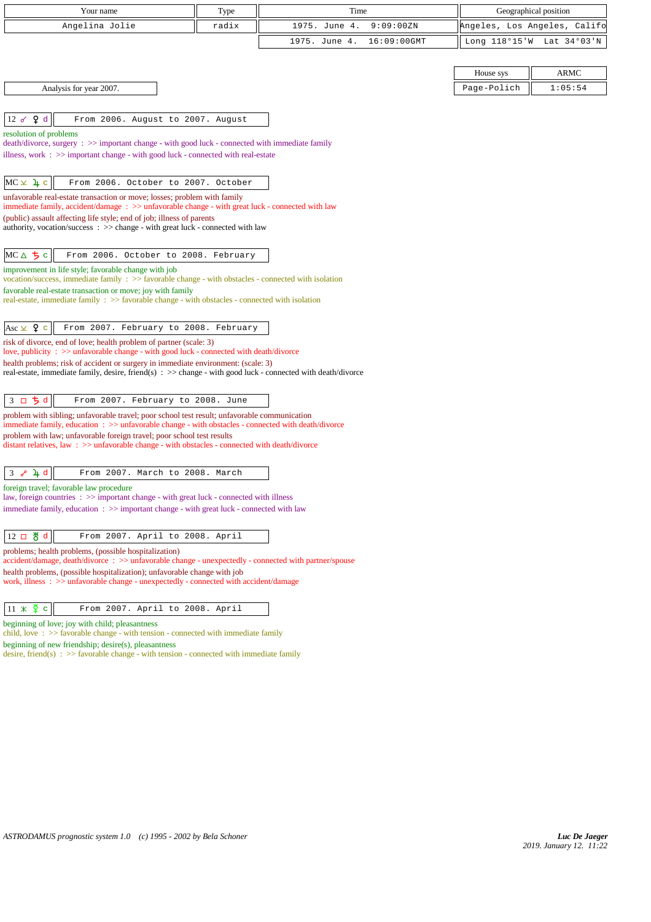| Your name | Type | Time | Geographical position |
|---|---|---|---|
| Angelina Jolie | radix | 1975. June 4. 9:09:00ZN | Angeles, Los Angeles, Califo |
| | | 1975. June 4. 16:09:00GMT | Long 118°15'W Lat 34°03'N |

| House sys | ARMC |
|---|---|
| Page-Polich | 1:05:54 |

Analysis for year 2007.

**12 ☍ ♀ d** — From 2006. August to 2007. August

resolution of problems
death/divorce, surgery : >> important change - with good luck - connected with immediate family
illness, work : >> important change - with good luck - connected with real-estate

**MC ⚺ ♃ c** — From 2006. October to 2007. October

unfavorable real-estate transaction or move; losses; problem with family
immediate family, accident/damage : >> unfavorable change - with great luck - connected with law
(public) assault affecting life style; end of job; illness of parents
authority, vocation/success : >> change - with great luck - connected with law

**MC △ ♄ c** — From 2006. October to 2008. February

improvement in life style; favorable change with job
vocation/success, immediate family : >> favorable change - with obstacles - connected with isolation
favorable real-estate transaction or move; joy with family
real-estate, immediate family : >> favorable change - with obstacles - connected with isolation

**Asc ⚺ ♀ c** — From 2007. February to 2008. February

risk of divorce, end of love; health problem of partner (scale: 3)
love, publicity : >> unfavorable change - with good luck - connected with death/divorce
health problems; risk of accident or surgery in immediate environment: (scale: 3)
real-estate, immediate family, desire, friend(s) : >> change - with good luck - connected with death/divorce

**3 □ ♄ d** — From 2007. February to 2008. June

problem with sibling; unfavorable travel; poor school test result; unfavorable communication
immediate family, education : >> unfavorable change - with obstacles - connected with death/divorce
problem with law; unfavorable foreign travel; poor school test results
distant relatives, law : >> unfavorable change - with obstacles - connected with death/divorce

**3 ☍ ♃ d** — From 2007. March to 2008. March

foreign travel; favorable law procedure
law, foreign countries : >> important change - with great luck - connected with illness
immediate family, education : >> important change - with great luck - connected with law

**12 □ ♅ d** — From 2007. April to 2008. April

problems; health problems, (possible hospitalization)
accident/damage, death/divorce : >> unfavorable change - unexpectedly - connected with partner/spouse
health problems, (possible hospitalization); unfavorable change with job
work, illness : >> unfavorable change - unexpectedly - connected with accident/damage

**11 ⚹ ☿ c** — From 2007. April to 2008. April

beginning of love; joy with child; pleasantness
child, love : >> favorable change - with tension - connected with immediate family
beginning of new friendship; desire(s), pleasantness
desire, friend(s) : >> favorable change - with tension - connected with immediate family

*ASTRODAMUS prognostic system 1.0 (c) 1995 - 2002 by Bela Schoner*

*Luc De Jaeger*
*2019. January 12. 11:22*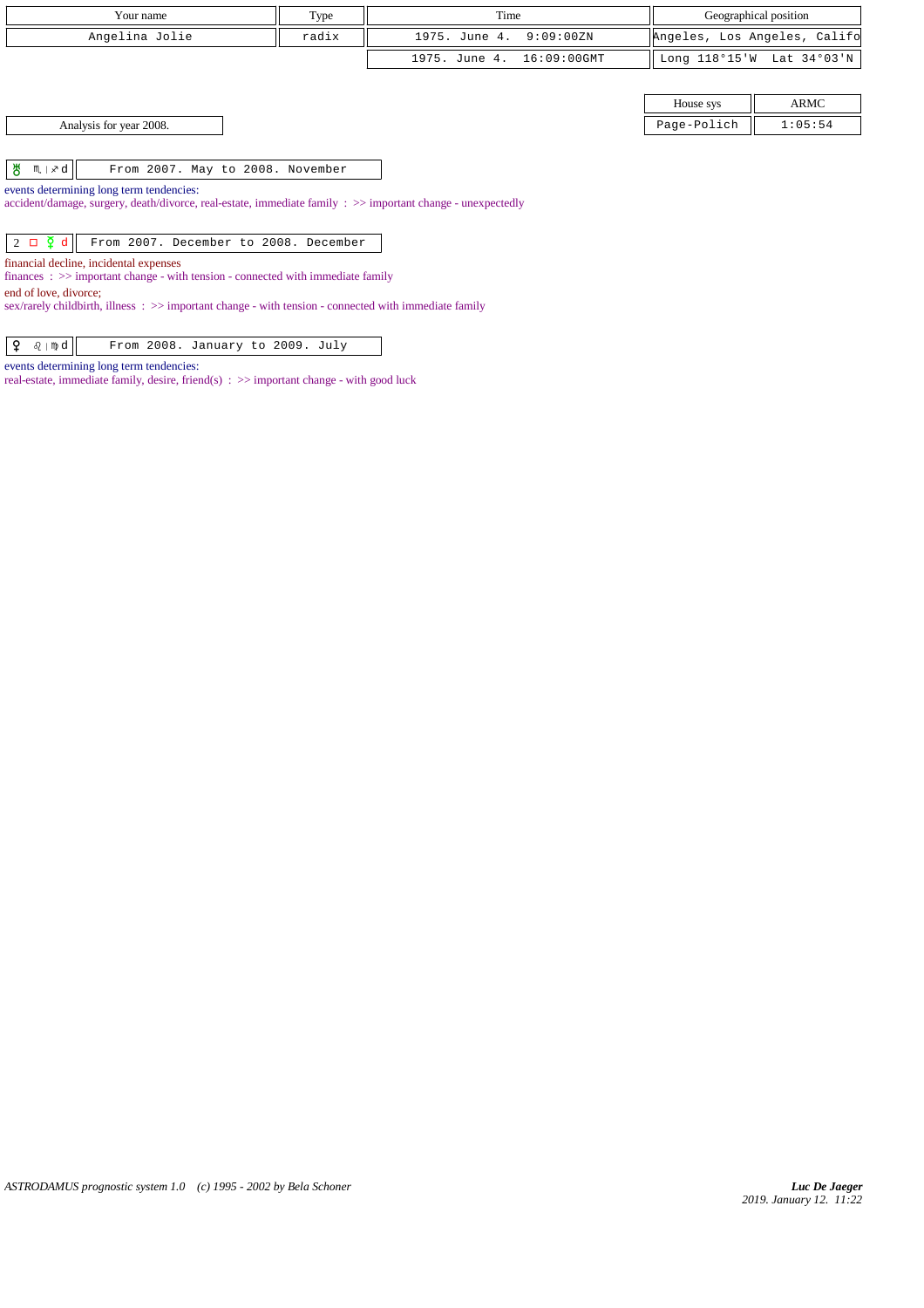| Your name | Type | Time | Geographical position |
|---|---|---|---|
| Angelina Jolie | radix | 1975. June 4. 9:09:00ZN | Angeles, Los Angeles, Califo |
| | | 1975. June 4. 16:09:00GMT | Long 118°15'W Lat 34°03'N |

| House sys | ARMC |
|---|---|
| Page-Polich | 1:05:54 |

Analysis for year 2008.

| ♅ ♏ \| ♐ d | From 2007. May to 2008. November |
|---|---|

events determining long term tendencies:
accident/damage, surgery, death/divorce, real-estate, immediate family : >> important change - unexpectedly

| 2 □ ☿ d | From 2007. December to 2008. December |
|---|---|

financial decline, incidental expenses
finances : >> important change - with tension - connected with immediate family
end of love, divorce;
sex/rarely childbirth, illness : >> important change - with tension - connected with immediate family

| ♀ ♌ \| ♍ d | From 2008. January to 2009. July |
|---|---|

events determining long term tendencies:
real-estate, immediate family, desire, friend(s) : >> important change - with good luck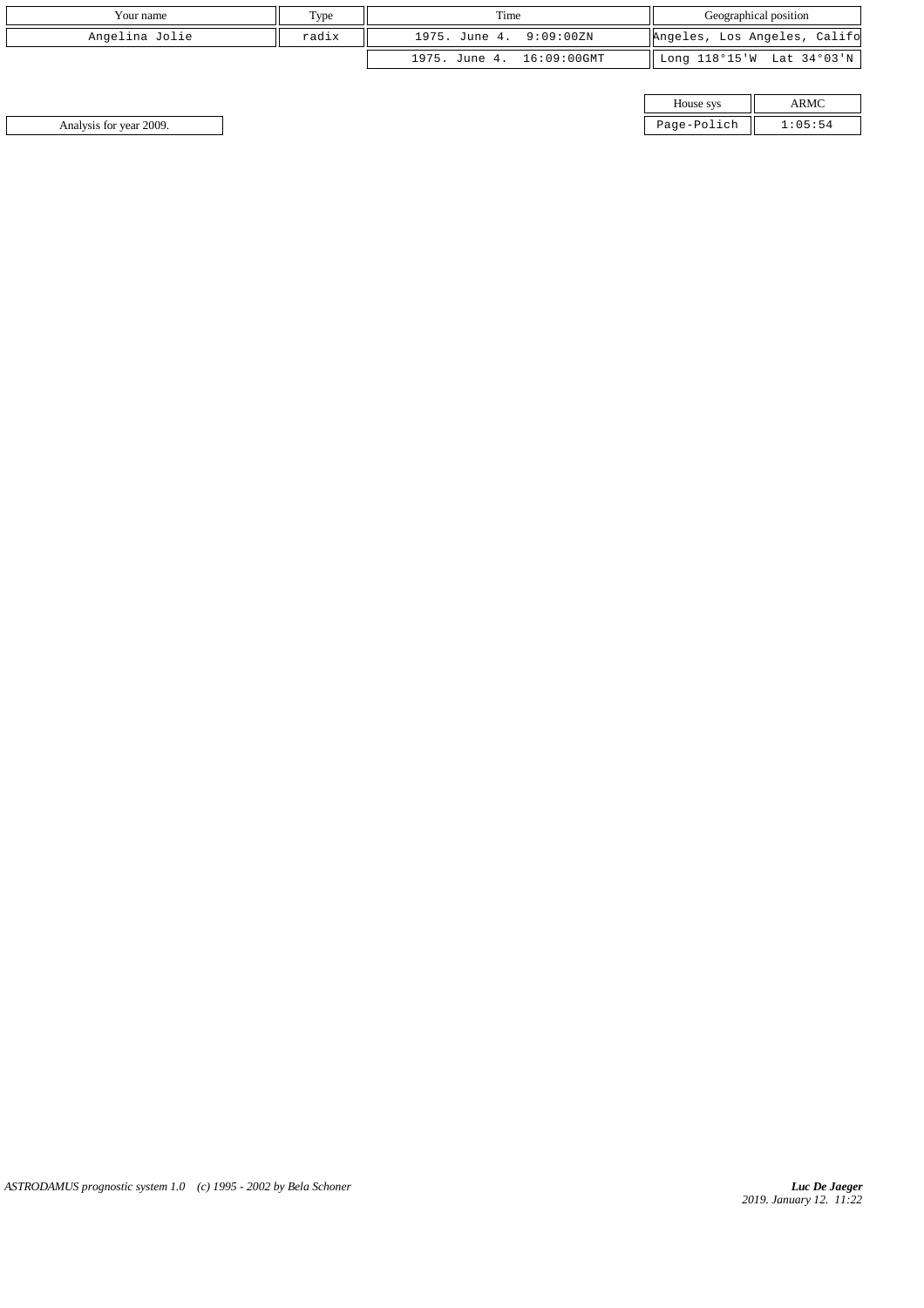| Your name | Type | Time | Geographical position |
| --- | --- | --- | --- |
| Angelina Jolie | radix | 1975. June 4. 9:09:00ZN | Angeles, Los Angeles, Califo |
| | | 1975. June 4. 16:09:00GMT | Long 118°15'W Lat 34°03'N |

| House sys | ARMC |
| --- | --- |
| Page-Polich | 1:05:54 |

Analysis for year 2009.

*ASTRODAMUS prognostic system 1.0 (c) 1995 - 2002 by Bela Schoner*

***Luc De Jaeger***
*2019. January 12. 11:22*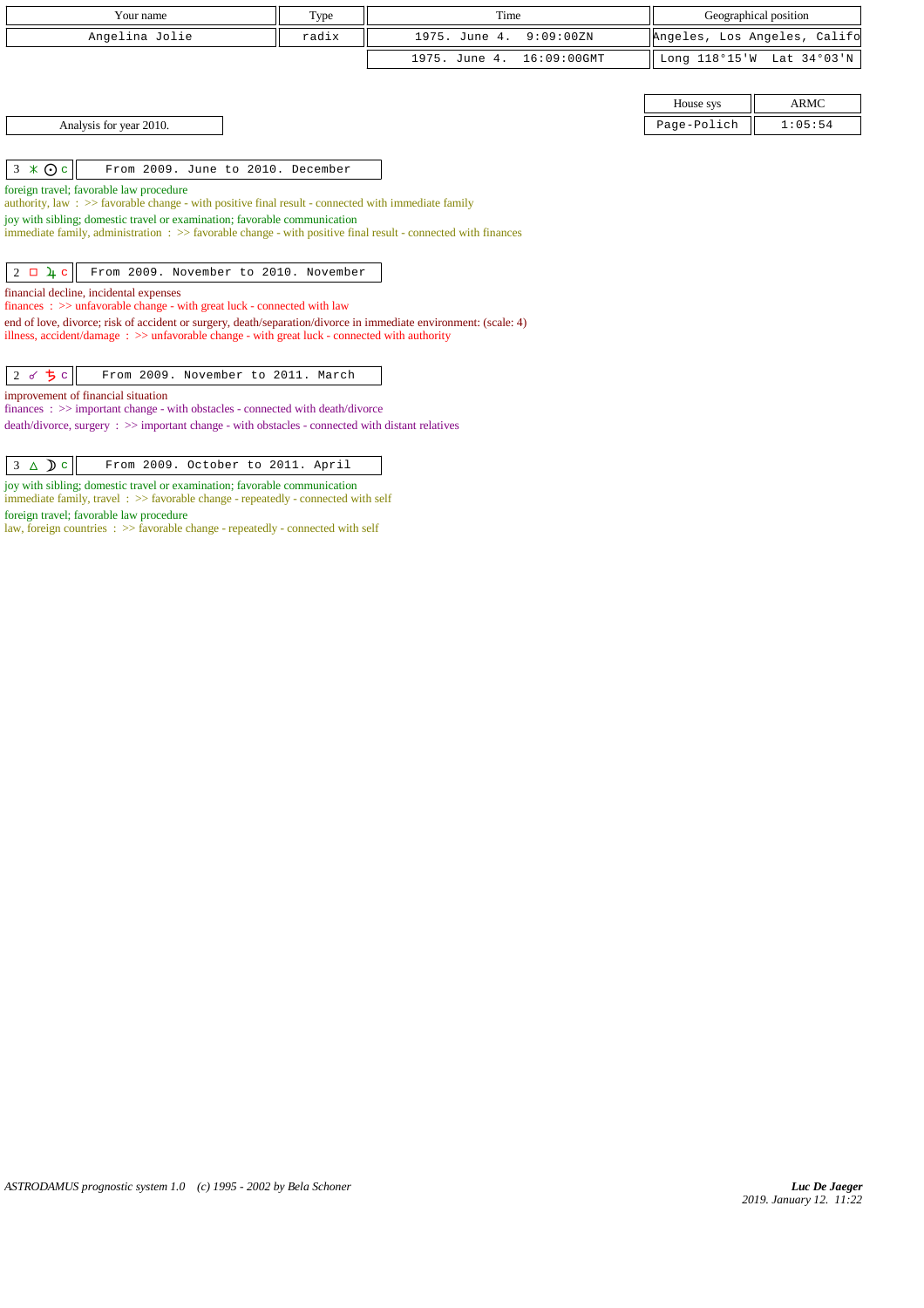| Your name | Type | Time | Geographical position |
| --- | --- | --- | --- |
| Angelina Jolie | radix | 1975. June 4. 9:09:00ZN | Angeles, Los Angeles, Califo |
| | | 1975. June 4. 16:09:00GMT | Long 118°15'W Lat 34°03'N |

| House sys | ARMC |
| --- | --- |
| Page-Polich | 1:05:54 |

Analysis for year 2010.

**3 ⚹ ☉ c** — From 2009. June to 2010. December

foreign travel; favorable law procedure
authority, law : >> favorable change - with positive final result - connected with immediate family

joy with sibling; domestic travel or examination; favorable communication
immediate family, administration : >> favorable change - with positive final result - connected with finances

**2 □ ♃ c** — From 2009. November to 2010. November

financial decline, incidental expenses
finances : >> unfavorable change - with great luck - connected with law

end of love, divorce; risk of accident or surgery, death/separation/divorce in immediate environment: (scale: 4)
illness, accident/damage : >> unfavorable change - with great luck - connected with authority

**2 ☌ ♄ c** — From 2009. November to 2011. March

improvement of financial situation
finances : >> important change - with obstacles - connected with death/divorce

death/divorce, surgery : >> important change - with obstacles - connected with distant relatives

**3 △ ☽ c** — From 2009. October to 2011. April

joy with sibling; domestic travel or examination; favorable communication
immediate family, travel : >> favorable change - repeatedly - connected with self

foreign travel; favorable law procedure
law, foreign countries : >> favorable change - repeatedly - connected with self

*ASTRODAMUS prognostic system 1.0 (c) 1995 - 2002 by Bela Schoner*

*Luc De Jaeger*
*2019. January 12. 11:22*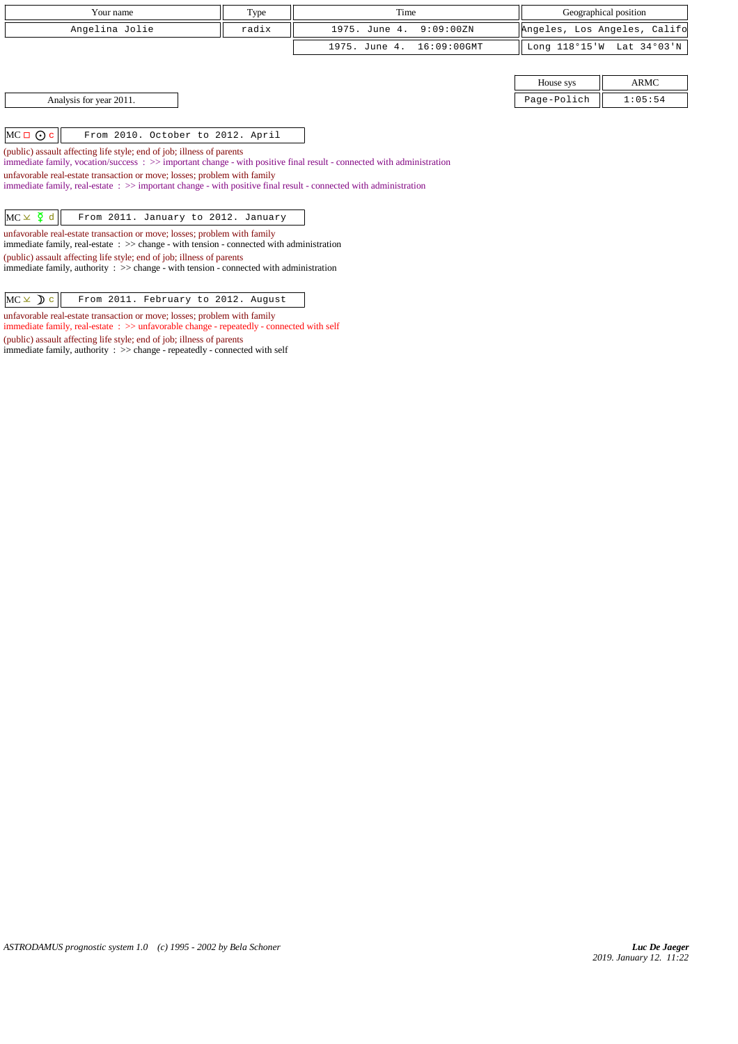| Your name | Type | Time | Geographical position |
|---|---|---|---|
| Angelina Jolie | radix | 1975. June 4. 9:09:00ZN | Angeles, Los Angeles, Califo |
| | | 1975. June 4. 16:09:00GMT | Long 118°15'W Lat 34°03'N |

| House sys | ARMC |
|---|---|
| Page-Polich | 1:05:54 |

Analysis for year 2011.

| MC □ ☉ c | From 2010. October to 2012. April |
|---|---|

(public) assault affecting life style; end of job; illness of parents
immediate family, vocation/success : >> important change - with positive final result - connected with administration

unfavorable real-estate transaction or move; losses; problem with family
immediate family, real-estate : >> important change - with positive final result - connected with administration

| MC ⊻ ☿ d | From 2011. January to 2012. January |
|---|---|

unfavorable real-estate transaction or move; losses; problem with family
immediate family, real-estate : >> change - with tension - connected with administration

(public) assault affecting life style; end of job; illness of parents
immediate family, authority : >> change - with tension - connected with administration

| MC ⊻ ☽ c | From 2011. February to 2012. August |
|---|---|

unfavorable real-estate transaction or move; losses; problem with family
immediate family, real-estate : >> unfavorable change - repeatedly - connected with self

(public) assault affecting life style; end of job; illness of parents
immediate family, authority : >> change - repeatedly - connected with self

*ASTRODAMUS prognostic system 1.0 (c) 1995 - 2002 by Bela Schoner*

***Luc De Jaeger***
*2019. January 12. 11:22*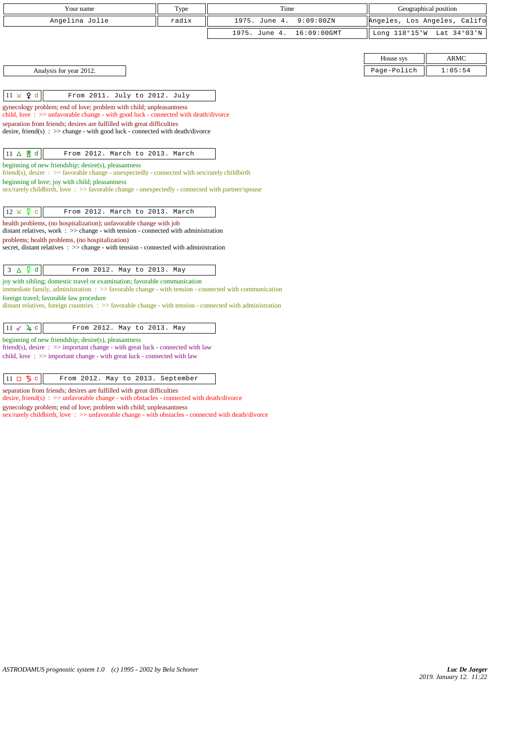| Your name | Type | Time | Geographical position |
|---|---|---|---|
| Angelina Jolie | radix | 1975. June 4. 9:09:00ZN | Angeles, Los Angeles, Califo |
| | | 1975. June 4. 16:09:00GMT | Long 118°15'W Lat 34°03'N |

| House sys | ARMC |
|---|---|
| Page-Polich | 1:05:54 |

Analysis for year 2012.

**11 ⚺ ♀ d** — From 2011. July to 2012. July

gynecology problem; end of love; problem with child; unpleasantness
child, love : >> unfavorable change - with good luck - connected with death/divorce
separation from friends; desires are fulfilled with great difficulties
desire, friend(s) : >> change - with good luck - connected with death/divorce

**11 △ ♅ d** — From 2012. March to 2013. March

beginning of new friendship; desire(s), pleasantness
friend(s), desire : >> favorable change - unexpectedly - connected with sex/rarely childbirth
beginning of love; joy with child; pleasantness
sex/rarely childbirth, love : >> favorable change - unexpectedly - connected with partner/spouse

**12 ⚺ ☿ c** — From 2012. March to 2013. March

health problems, (no hospitalization); unfavorable change with job
distant relatives, work : >> change - with tension - connected with administration
problems; health problems, (no hospitalization)
secret, distant relatives : >> change - with tension - connected with administration

**3 △ ☿ d** — From 2012. May to 2013. May

joy with sibling; domestic travel or examination; favorable communication
immediate family, administration : >> favorable change - with tension - connected with communication
foreign travel; favorable law procedure
distant relatives, foreign countries : >> favorable change - with tension - connected with administration

**11 ☍ ♃ c** — From 2012. May to 2013. May

beginning of new friendship; desire(s), pleasantness
friend(s), desire : >> important change - with great luck - connected with law
child, love : >> important change - with great luck - connected with law

**11 □ ♄ c** — From 2012. May to 2013. September

separation from friends; desires are fulfilled with great difficulties
desire, friend(s) : >> unfavorable change - with obstacles - connected with death/divorce
gynecology problem; end of love; problem with child; unpleasantness
sex/rarely childbirth, love : >> unfavorable change - with obstacles - connected with death/divorce

*ASTRODAMUS prognostic system 1.0 (c) 1995 - 2002 by Bela Schoner*

*Luc De Jaeger*
*2019. January 12. 11:22*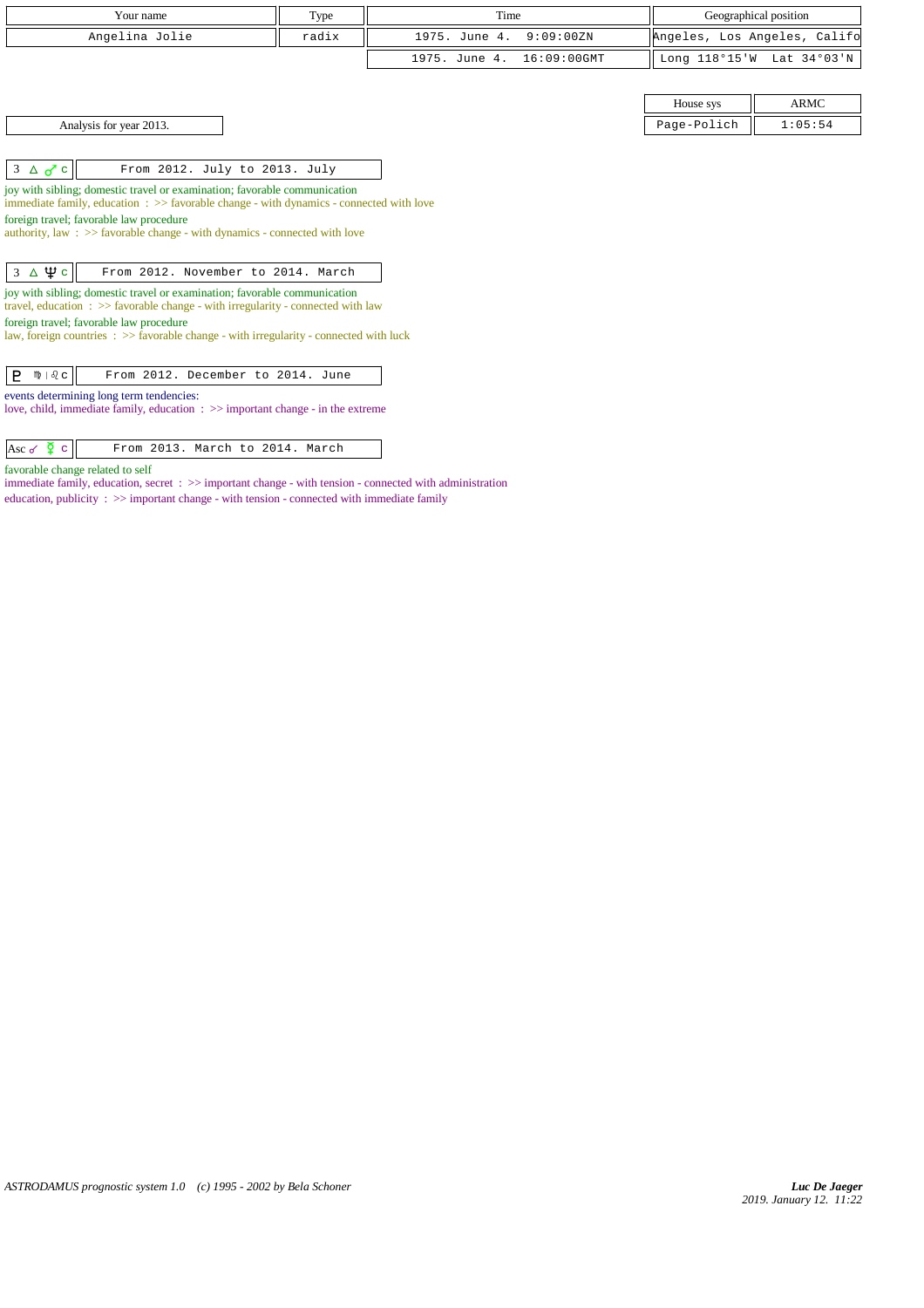| Your name | Type | Time | Geographical position |
| --- | --- | --- | --- |
| Angelina Jolie | radix | 1975. June 4. 9:09:00ZN | Angeles, Los Angeles, Califo |
| | | 1975. June 4. 16:09:00GMT | Long 118°15'W Lat 34°03'N |

| House sys | ARMC |
| --- | --- |
| Page-Polich | 1:05:54 |

Analysis for year 2013.

**3 △ ♂ c** — From 2012. July to 2013. July

joy with sibling; domestic travel or examination; favorable communication
immediate family, education : >> favorable change - with dynamics - connected with love

foreign travel; favorable law procedure
authority, law : >> favorable change - with dynamics - connected with love

**3 △ ♆ c** — From 2012. November to 2014. March

joy with sibling; domestic travel or examination; favorable communication
travel, education : >> favorable change - with irregularity - connected with law

foreign travel; favorable law procedure
law, foreign countries : >> favorable change - with irregularity - connected with luck

**♇ ♍ | ♌ c** — From 2012. December to 2014. June

events determining long term tendencies:
love, child, immediate family, education : >> important change - in the extreme

**Asc ☌ ☿ c** — From 2013. March to 2014. March

favorable change related to self
immediate family, education, secret : >> important change - with tension - connected with administration
education, publicity : >> important change - with tension - connected with immediate family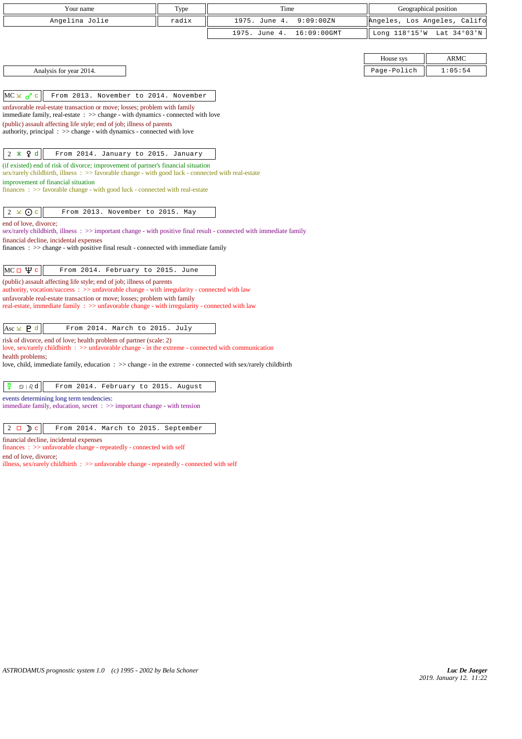| Your name | Type | Time | Geographical position |
|---|---|---|---|
| Angelina Jolie | radix | 1975. June 4. 9:09:00ZN | Angeles, Los Angeles, Califo |
| | | 1975. June 4. 16:09:00GMT | Long 118°15'W Lat 34°03'N |

| House sys | ARMC |
|---|---|
| Page-Polich | 1:05:54 |

Analysis for year 2014.

**MC ⚺ ♂ c** — From 2013. November to 2014. November

unfavorable real-estate transaction or move; losses; problem with family
immediate family, real-estate : >> change - with dynamics - connected with love
(public) assault affecting life style; end of job; illness of parents
authority, principal : >> change - with dynamics - connected with love

**2 ⚹ ♀ d** — From 2014. January to 2015. January

(if existed) end of risk of divorce; improvement of partner's financial situation
sex/rarely childbirth, illness : >> favorable change - with good luck - connected with real-estate
improvement of financial situation
finances : >> favorable change - with good luck - connected with real-estate

**2 ⚺ ☉ c** — From 2013. November to 2015. May

end of love, divorce;
sex/rarely childbirth, illness : >> important change - with positive final result - connected with immediate family
financial decline, incidental expenses
finances : >> change - with positive final result - connected with immediate family

**MC □ ♆ c** — From 2014. February to 2015. June

(public) assault affecting life style; end of job; illness of parents
authority, vocation/success : >> unfavorable change - with irregularity - connected with law
unfavorable real-estate transaction or move; losses; problem with family
real-estate, immediate family : >> unfavorable change - with irregularity - connected with law

**Asc ⚺ ♇ d** — From 2014. March to 2015. July

risk of divorce, end of love; health problem of partner (scale: 2)
love, sex/rarely childbirth : >> unfavorable change - in the extreme - connected with communication
health problems;
love, child, immediate family, education : >> change - in the extreme - connected with sex/rarely childbirth

**☿ ♋ | ♌ d** — From 2014. February to 2015. August

events determining long term tendencies:
immediate family, education, secret : >> important change - with tension

**2 □ ☽ c** — From 2014. March to 2015. September

financial decline, incidental expenses
finances : >> unfavorable change - repeatedly - connected with self
end of love, divorce;
illness, sex/rarely childbirth : >> unfavorable change - repeatedly - connected with self

ASTRODAMUS prognostic system 1.0 (c) 1995 - 2002 by Bela Schoner

Luc De Jaeger
2019. January 12. 11:22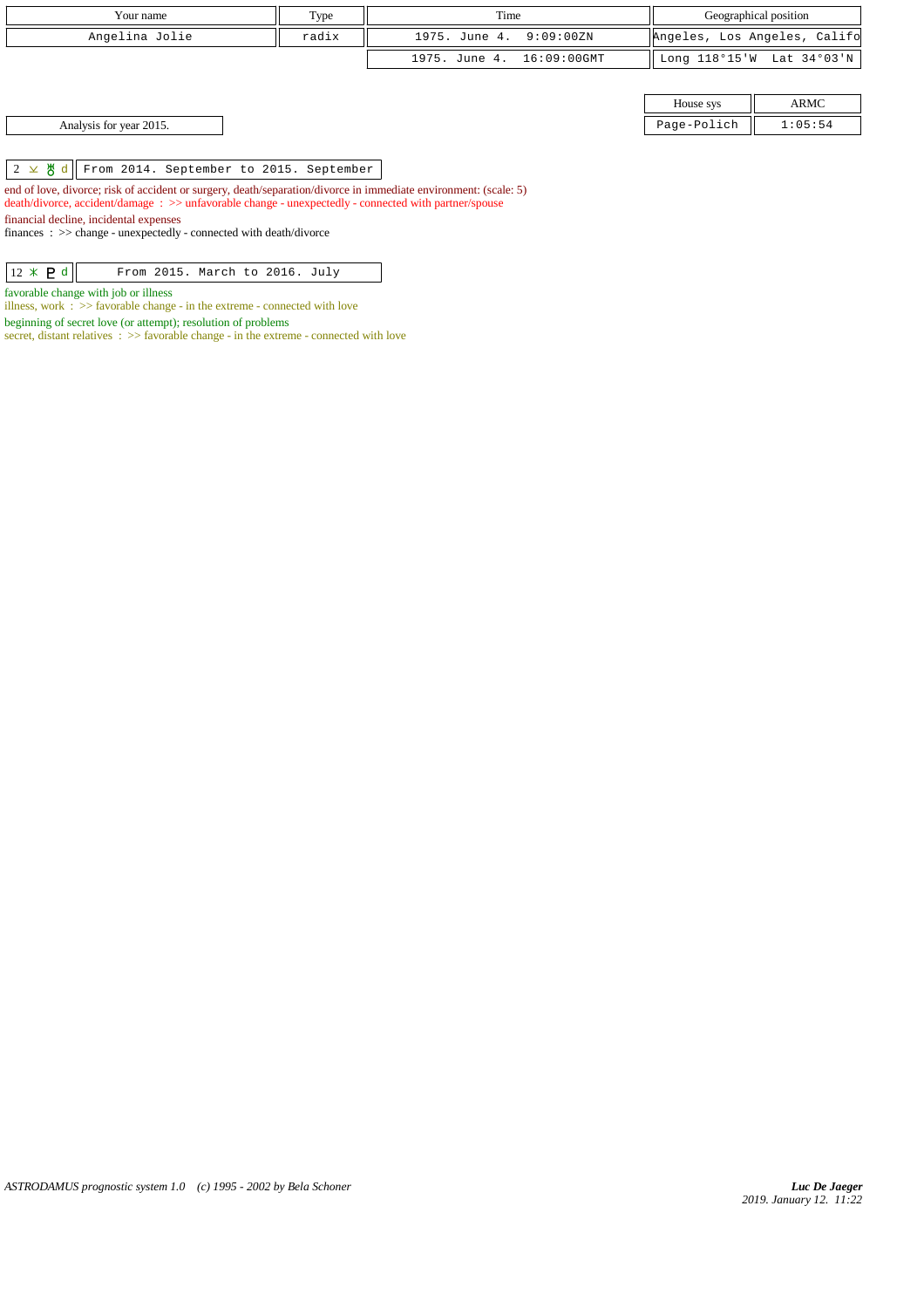| Your name | Type | Time | Geographical position |
| --- | --- | --- | --- |
| Angelina Jolie | radix | 1975. June 4. 9:09:00ZN | Angeles, Los Angeles, Califo |
| | | 1975. June 4. 16:09:00GMT | Long 118°15'W Lat 34°03'N |

| House sys | ARMC |
| --- | --- |
| Page-Polich | 1:05:54 |

Analysis for year 2015.

| 2 ⊻ ♅ d | From 2014. September to 2015. September |
| --- | --- |

end of love, divorce; risk of accident or surgery, death/separation/divorce in immediate environment: (scale: 5)
death/divorce, accident/damage : >> unfavorable change - unexpectedly - connected with partner/spouse

financial decline, incidental expenses
finances : >> change - unexpectedly - connected with death/divorce

| 12 ⚹ ♇ d | From 2015. March to 2016. July |
| --- | --- |

favorable change with job or illness
illness, work : >> favorable change - in the extreme - connected with love

beginning of secret love (or attempt); resolution of problems
secret, distant relatives : >> favorable change - in the extreme - connected with love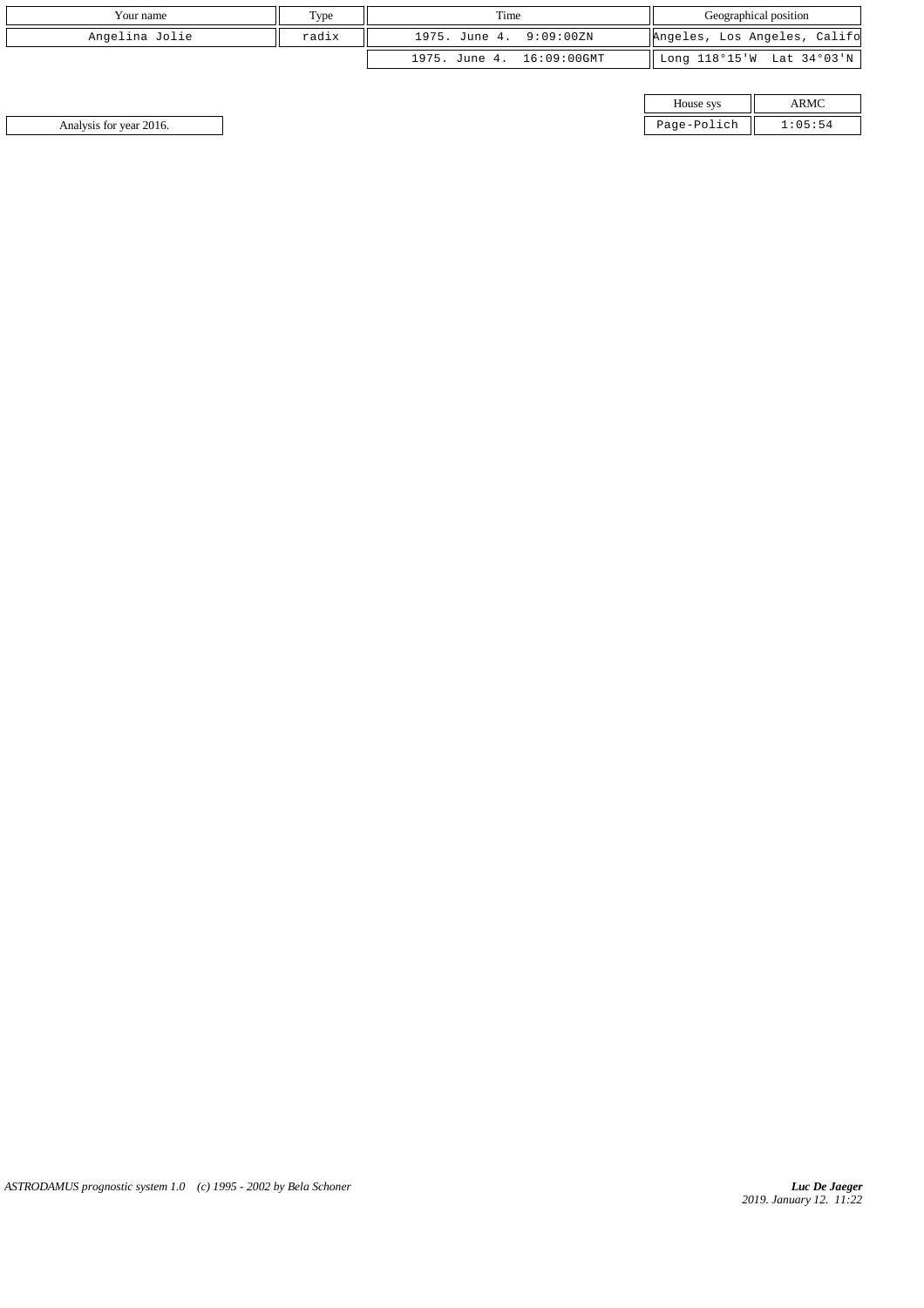| Your name | Type | Time | Geographical position |
|---|---|---|---|
| Angelina Jolie | radix | 1975. June 4. 9:09:00ZN | Angeles, Los Angeles, Califo |
| | | 1975. June 4. 16:09:00GMT | Long 118°15'W Lat 34°03'N |

| House sys | ARMC |
|---|---|
| Page-Polich | 1:05:54 |

Analysis for year 2016.

*ASTRODAMUS prognostic system 1.0 (c) 1995 - 2002 by Bela Schoner*

***Luc De Jaeger***
*2019. January 12. 11:22*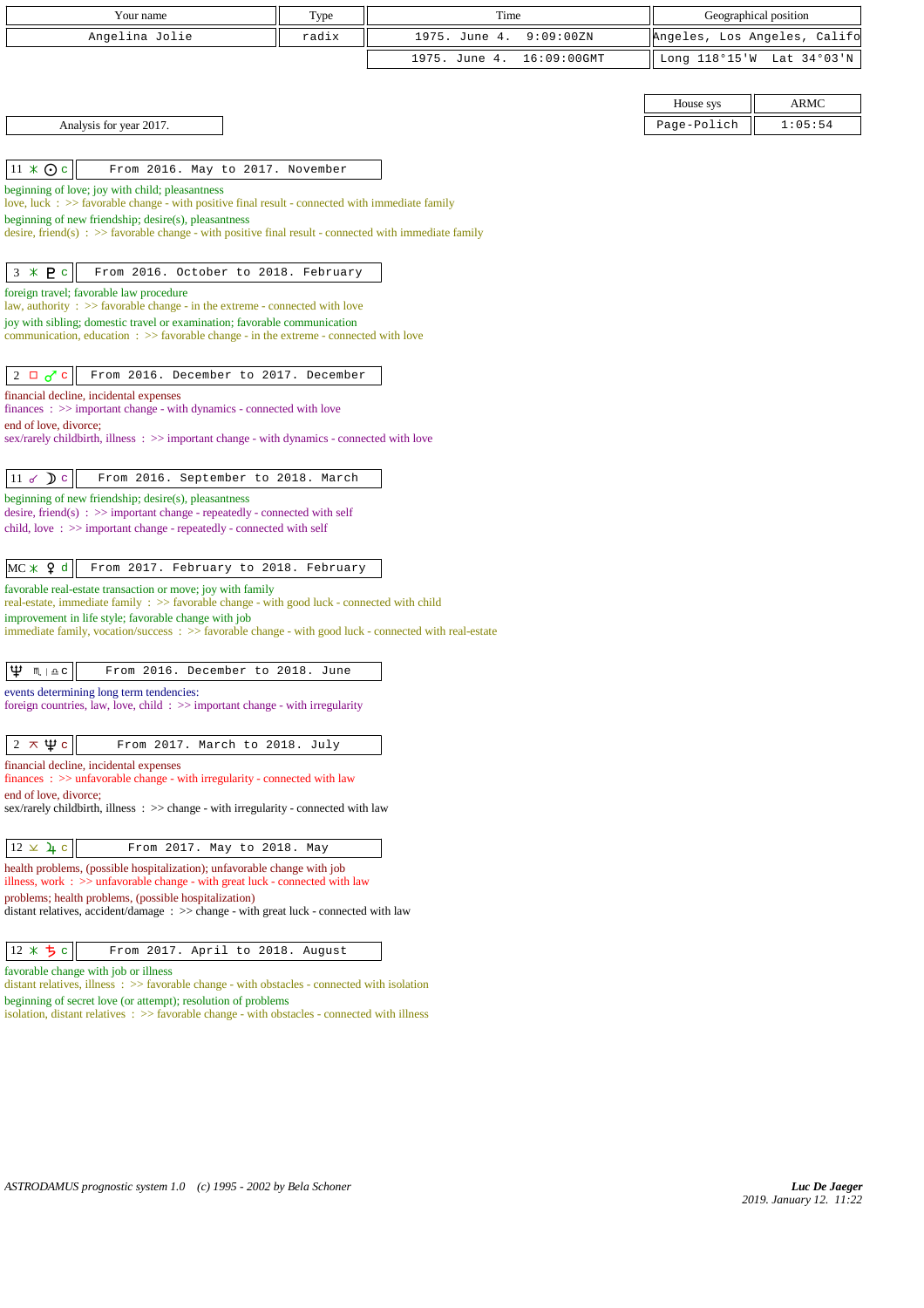| Your name | Type | Time | Geographical position |
|---|---|---|---|
| Angelina Jolie | radix | 1975. June 4. 9:09:00ZN | Angeles, Los Angeles, Califo |
| | | 1975. June 4. 16:09:00GMT | Long 118°15'W Lat 34°03'N |

| House sys | ARMC |
|---|---|
| Page-Polich | 1:05:54 |

Analysis for year 2017.

**11 ⚹ ☉ c** — From 2016. May to 2017. November

beginning of love; joy with child; pleasantness
love, luck : >> favorable change - with positive final result - connected with immediate family
beginning of new friendship; desire(s), pleasantness
desire, friend(s) : >> favorable change - with positive final result - connected with immediate family

**3 ⚹ ♇ c** — From 2016. October to 2018. February

foreign travel; favorable law procedure
law, authority : >> favorable change - in the extreme - connected with love
joy with sibling; domestic travel or examination; favorable communication
communication, education : >> favorable change - in the extreme - connected with love

**2 □ ♂ c** — From 2016. December to 2017. December

financial decline, incidental expenses
finances : >> important change - with dynamics - connected with love
end of love, divorce;
sex/rarely childbirth, illness : >> important change - with dynamics - connected with love

**11 ☍ ☽ c** — From 2016. September to 2018. March

beginning of new friendship; desire(s), pleasantness
desire, friend(s) : >> important change - repeatedly - connected with self
child, love : >> important change - repeatedly - connected with self

**MC ⚹ ♀ d** — From 2017. February to 2018. February

favorable real-estate transaction or move; joy with family
real-estate, immediate family : >> favorable change - with good luck - connected with child
improvement in life style; favorable change with job
immediate family, vocation/success : >> favorable change - with good luck - connected with real-estate

**♆ ♏ | ♎ c** — From 2016. December to 2018. June

events determining long term tendencies:
foreign countries, law, love, child : >> important change - with irregularity

**2 ⚻ ♆ c** — From 2017. March to 2018. July

financial decline, incidental expenses
finances : >> unfavorable change - with irregularity - connected with law
end of love, divorce;
sex/rarely childbirth, illness : >> change - with irregularity - connected with law

**12 ⚺ ♃ c** — From 2017. May to 2018. May

health problems, (possible hospitalization); unfavorable change with job
illness, work : >> unfavorable change - with great luck - connected with law
problems; health problems, (possible hospitalization)
distant relatives, accident/damage : >> change - with great luck - connected with law

**12 ⚹ ♄ c** — From 2017. April to 2018. August

favorable change with job or illness
distant relatives, illness : >> favorable change - with obstacles - connected with isolation
beginning of secret love (or attempt); resolution of problems
isolation, distant relatives : >> favorable change - with obstacles - connected with illness

*ASTRODAMUS prognostic system 1.0 (c) 1995 - 2002 by Bela Schoner*

***Luc De Jaeger***
*2019. January 12. 11:22*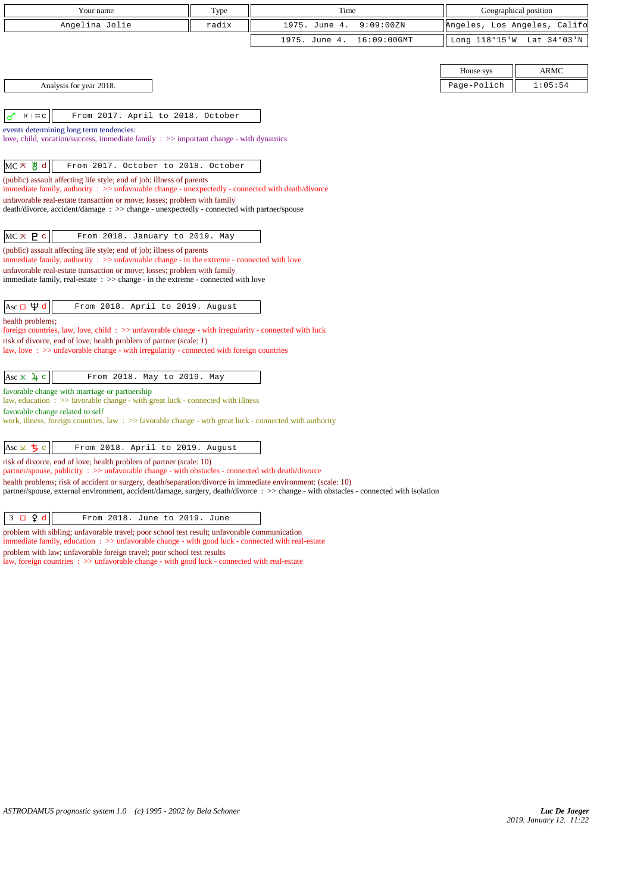| Your name | Type | Time | Geographical position |
|---|---|---|---|
| Angelina Jolie | radix | 1975. June 4. 9:09:00ZN | Angeles, Los Angeles, Califo |
| | | 1975. June 4. 16:09:00GMT | Long 118°15'W Lat 34°03'N |

| House sys | ARMC |
|---|---|
| Page-Polich | 1:05:54 |

Analysis for year 2018.

**♂ ♓ | ♒ c** — From 2017. April to 2018. October

events determining long term tendencies:
love, child, vocation/success, immediate family : >> important change - with dynamics

**MC ⚻ ♅ d** — From 2017. October to 2018. October

(public) assault affecting life style; end of job; illness of parents
immediate family, authority : >> unfavorable change - unexpectedly - connected with death/divorce
unfavorable real-estate transaction or move; losses; problem with family
death/divorce, accident/damage : >> change - unexpectedly - connected with partner/spouse

**MC ⚻ ♇ c** — From 2018. January to 2019. May

(public) assault affecting life style; end of job; illness of parents
immediate family, authority : >> unfavorable change - in the extreme - connected with love
unfavorable real-estate transaction or move; losses; problem with family
immediate family, real-estate : >> change - in the extreme - connected with love

**Asc □ ♆ d** — From 2018. April to 2019. August

health problems;
foreign countries, law, love, child : >> unfavorable change - with irregularity - connected with luck
risk of divorce, end of love; health problem of partner (scale: 1)
law, love : >> unfavorable change - with irregularity - connected with foreign countries

**Asc ⚹ ♃ c** — From 2018. May to 2019. May

favorable change with marriage or partnership
law, education : >> favorable change - with great luck - connected with illness
favorable change related to self
work, illness, foreign countries, law : >> favorable change - with great luck - connected with authority

**Asc ⚺ ♄ c** — From 2018. April to 2019. August

risk of divorce, end of love; health problem of partner (scale: 10)
partner/spouse, publicity : >> unfavorable change - with obstacles - connected with death/divorce
health problems; risk of accident or surgery, death/separation/divorce in immediate environment: (scale: 10)
partner/spouse, external environment, accident/damage, surgery, death/divorce : >> change - with obstacles - connected with isolation

**3 □ ♀ d** — From 2018. June to 2019. June

problem with sibling; unfavorable travel; poor school test result; unfavorable communication
immediate family, education : >> unfavorable change - with good luck - connected with real-estate
problem with law; unfavorable foreign travel; poor school test results
law, foreign countries : >> unfavorable change - with good luck - connected with real-estate

*ASTRODAMUS prognostic system 1.0 (c) 1995 - 2002 by Bela Schoner*

***Luc De Jaeger***
*2019. January 12. 11:22*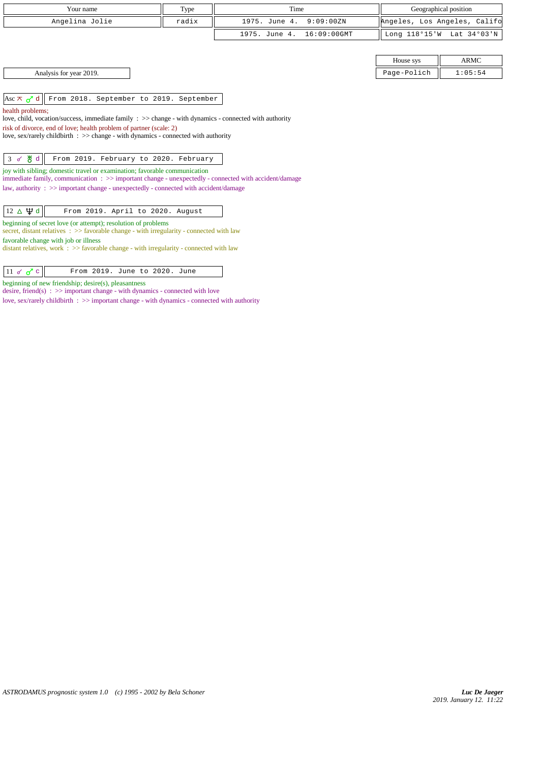| Your name | Type | Time | Geographical position |
|---|---|---|---|
| Angelina Jolie | radix | 1975. June 4. 9:09:00ZN | Angeles, Los Angeles, Califo |
| | | 1975. June 4. 16:09:00GMT | Long 118°15'W Lat 34°03'N |

| House sys | ARMC |
|---|---|
| Page-Polich | 1:05:54 |

Analysis for year 2019.

**Asc ⚻ ♂ d** — From 2018. September to 2019. September

health problems;
love, child, vocation/success, immediate family : >> change - with dynamics - connected with authority
risk of divorce, end of love; health problem of partner (scale: 2)
love, sex/rarely childbirth : >> change - with dynamics - connected with authority

**3 ☍ ♅ d** — From 2019. February to 2020. February

joy with sibling; domestic travel or examination; favorable communication
immediate family, communication : >> important change - unexpectedly - connected with accident/damage
law, authority : >> important change - unexpectedly - connected with accident/damage

**12 △ ♆ d** — From 2019. April to 2020. August

beginning of secret love (or attempt); resolution of problems
secret, distant relatives : >> favorable change - with irregularity - connected with law
favorable change with job or illness
distant relatives, work : >> favorable change - with irregularity - connected with law

**11 ☍ ♂ c** — From 2019. June to 2020. June

beginning of new friendship; desire(s), pleasantness
desire, friend(s) : >> important change - with dynamics - connected with love
love, sex/rarely childbirth : >> important change - with dynamics - connected with authority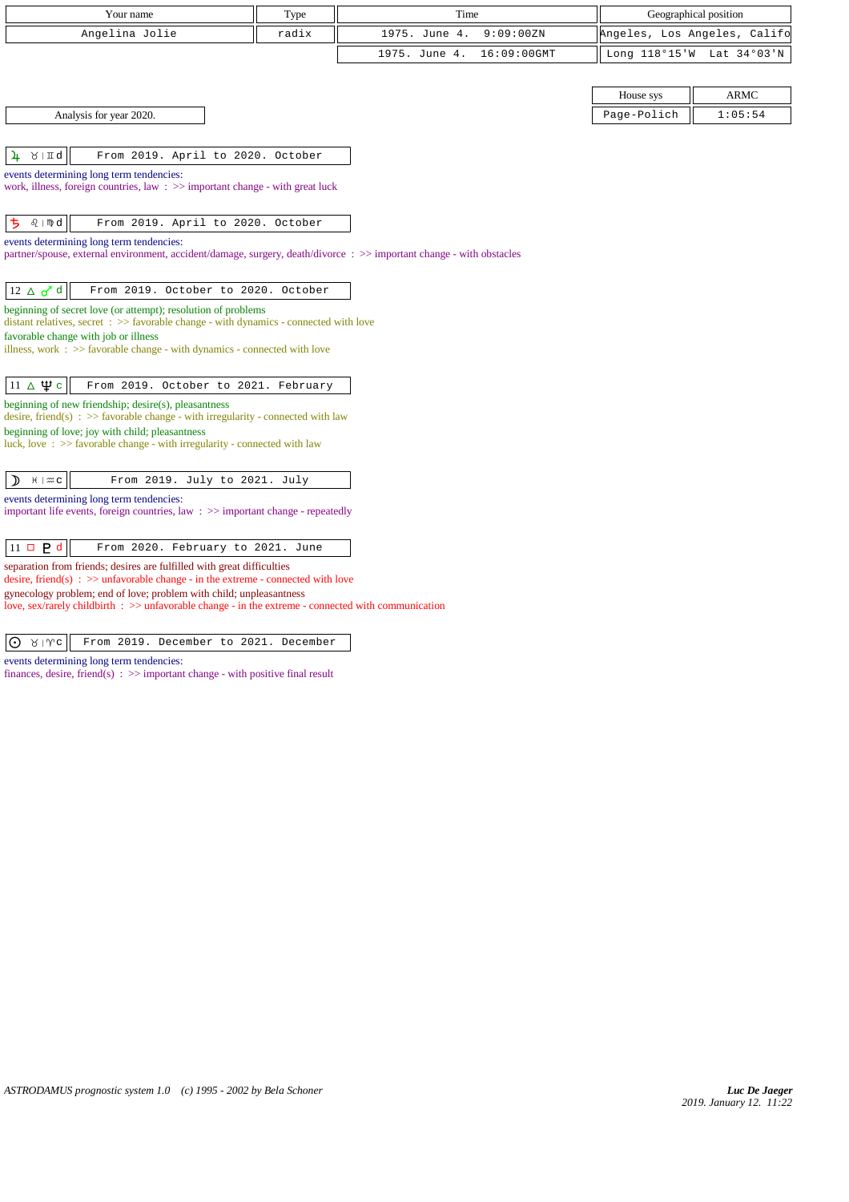| Your name | Type | Time | Geographical position |
|---|---|---|---|
| Angelina Jolie | radix | 1975. June 4. 9:09:00ZN | Angeles, Los Angeles, Califo |
| | | 1975. June 4. 16:09:00GMT | Long 118°15'W Lat 34°03'N |

| House sys | ARMC |
|---|---|
| Page-Polich | 1:05:54 |

Analysis for year 2020.

**♃ ♉ | ♊ d** — From 2019. April to 2020. October

events determining long term tendencies:
work, illness, foreign countries, law : >> important change - with great luck

**♄ ♌ | ♍ d** — From 2019. April to 2020. October

events determining long term tendencies:
partner/spouse, external environment, accident/damage, surgery, death/divorce : >> important change - with obstacles

**12 △ ♂ d** — From 2019. October to 2020. October

beginning of secret love (or attempt); resolution of problems
distant relatives, secret : >> favorable change - with dynamics - connected with love
favorable change with job or illness
illness, work : >> favorable change - with dynamics - connected with love

**11 △ ♆ c** — From 2019. October to 2021. February

beginning of new friendship; desire(s), pleasantness
desire, friend(s) : >> favorable change - with irregularity - connected with law
beginning of love; joy with child; pleasantness
luck, love : >> favorable change - with irregularity - connected with law

**☽ ♓ | ♒ c** — From 2019. July to 2021. July

events determining long term tendencies:
important life events, foreign countries, law : >> important change - repeatedly

**11 □ ♇ d** — From 2020. February to 2021. June

separation from friends; desires are fulfilled with great difficulties
desire, friend(s) : >> unfavorable change - in the extreme - connected with love
gynecology problem; end of love; problem with child; unpleasantness
love, sex/rarely childbirth : >> unfavorable change - in the extreme - connected with communication

**☉ ♉ | ♈ c** — From 2019. December to 2021. December

events determining long term tendencies:
finances, desire, friend(s) : >> important change - with positive final result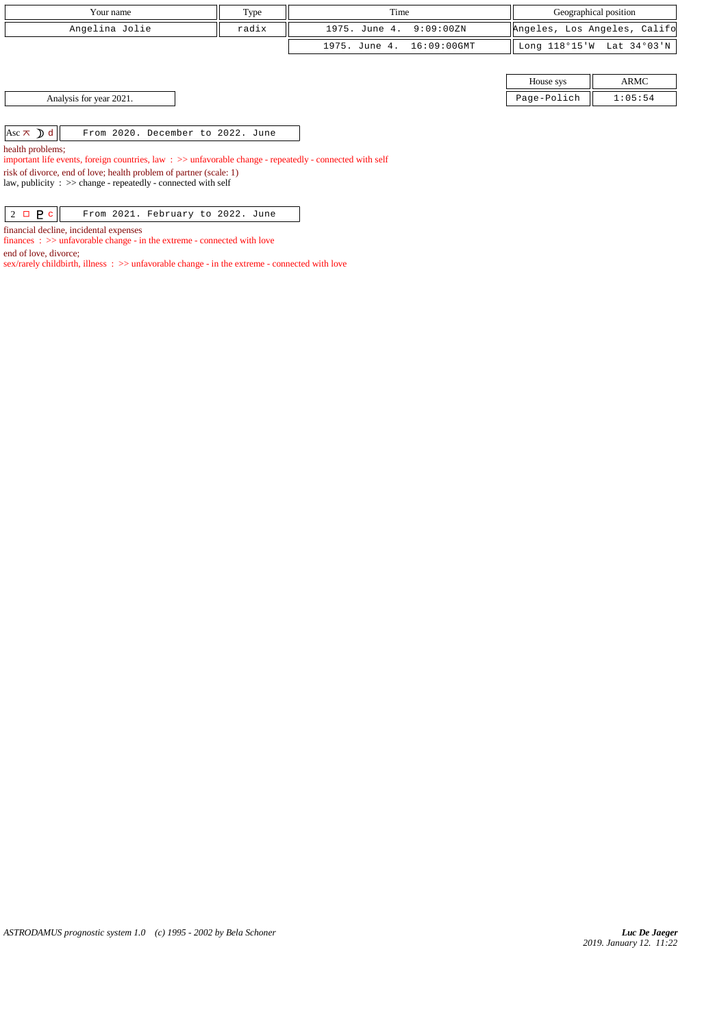| Your name | Type | Time | Geographical position |
|---|---|---|---|
| Angelina Jolie | radix | 1975. June 4. 9:09:00ZN | Angeles, Los Angeles, Califo |
| | | 1975. June 4. 16:09:00GMT | Long 118°15'W Lat 34°03'N |

| House sys | ARMC |
|---|---|
| Page-Polich | 1:05:54 |

Analysis for year 2021.

| Asc ⊼ ☽ d | From 2020. December to 2022. June |
|---|---|

health problems;
important life events, foreign countries, law : >> unfavorable change - repeatedly - connected with self
risk of divorce, end of love; health problem of partner (scale: 1)
law, publicity : >> change - repeatedly - connected with self

| 2 □ ♇ c | From 2021. February to 2022. June |
|---|---|

financial decline, incidental expenses
finances : >> unfavorable change - in the extreme - connected with love
end of love, divorce;
sex/rarely childbirth, illness : >> unfavorable change - in the extreme - connected with love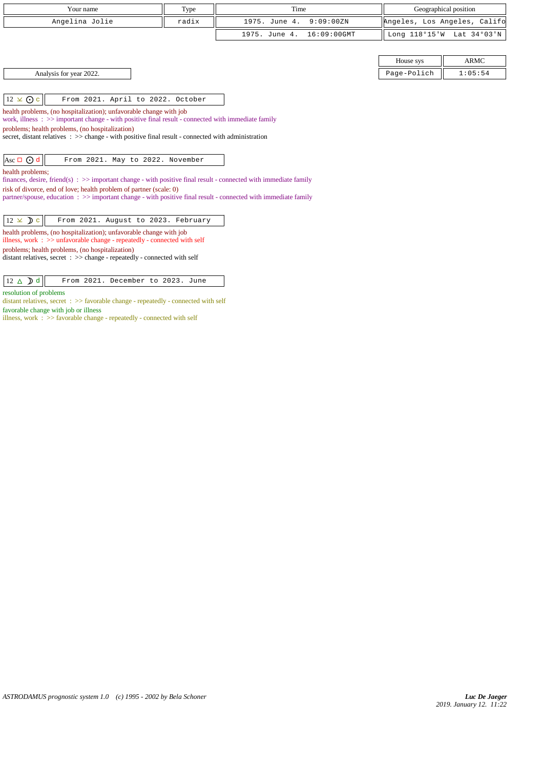| Your name | Type | Time | Geographical position |
|---|---|---|---|
| Angelina Jolie | radix | 1975. June 4. 9:09:00ZN | Angeles, Los Angeles, Califo |
| | | 1975. June 4. 16:09:00GMT | Long 118°15'W Lat 34°03'N |

| House sys | ARMC |
|---|---|
| Page-Polich | 1:05:54 |

Analysis for year 2022.

**12 ⊻ ☉ c** — From 2021. April to 2022. October

health problems, (no hospitalization); unfavorable change with job
work, illness : >> important change - with positive final result - connected with immediate family
problems; health problems, (no hospitalization)
secret, distant relatives : >> change - with positive final result - connected with administration

**Asc □ ☉ d** — From 2021. May to 2022. November

health problems;
finances, desire, friend(s) : >> important change - with positive final result - connected with immediate family
risk of divorce, end of love; health problem of partner (scale: 0)
partner/spouse, education : >> important change - with positive final result - connected with immediate family

**12 ⊻ ☽ c** — From 2021. August to 2023. February

health problems, (no hospitalization); unfavorable change with job
illness, work : >> unfavorable change - repeatedly - connected with self
problems; health problems, (no hospitalization)
distant relatives, secret : >> change - repeatedly - connected with self

**12 △ ☽ d** — From 2021. December to 2023. June

resolution of problems
distant relatives, secret : >> favorable change - repeatedly - connected with self
favorable change with job or illness
illness, work : >> favorable change - repeatedly - connected with self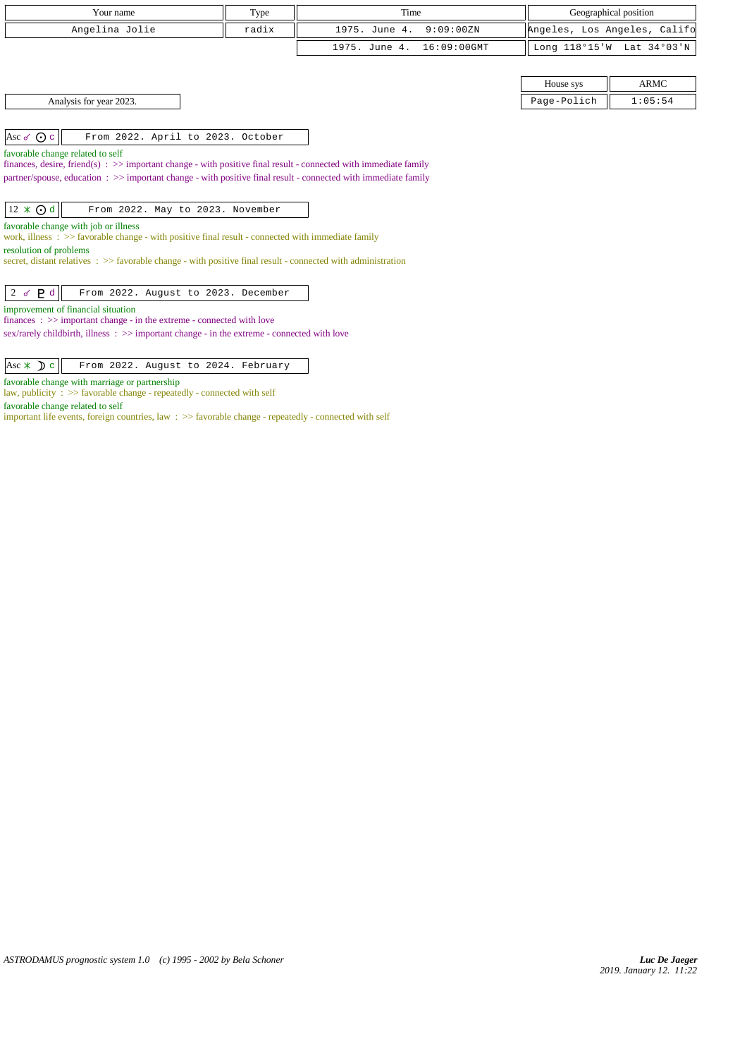| Your name | Type | Time | Geographical position |
| --- | --- | --- | --- |
| Angelina Jolie | radix | 1975. June 4. 9:09:00ZN | Angeles, Los Angeles, Califo |
| | | 1975. June 4. 16:09:00GMT | Long 118°15'W Lat 34°03'N |

| House sys | ARMC |
| --- | --- |
| Page-Polich | 1:05:54 |

Analysis for year 2023.

| Asc ☍ ☉ c | From 2022. April to 2023. October |
| --- | --- |

favorable change related to self
finances, desire, friend(s) : >> important change - with positive final result - connected with immediate family
partner/spouse, education : >> important change - with positive final result - connected with immediate family

| 12 ⚹ ☉ d | From 2022. May to 2023. November |
| --- | --- |

favorable change with job or illness
work, illness : >> favorable change - with positive final result - connected with immediate family
resolution of problems
secret, distant relatives : >> favorable change - with positive final result - connected with administration

| 2 ☍ ♇ d | From 2022. August to 2023. December |
| --- | --- |

improvement of financial situation
finances : >> important change - in the extreme - connected with love
sex/rarely childbirth, illness : >> important change - in the extreme - connected with love

| Asc ⚹ ☽ c | From 2022. August to 2024. February |
| --- | --- |

favorable change with marriage or partnership
law, publicity : >> favorable change - repeatedly - connected with self
favorable change related to self
important life events, foreign countries, law : >> favorable change - repeatedly - connected with self

ASTRODAMUS prognostic system 1.0 (c) 1995 - 2002 by Bela Schoner

*Luc De Jaeger*
*2019. January 12. 11:22*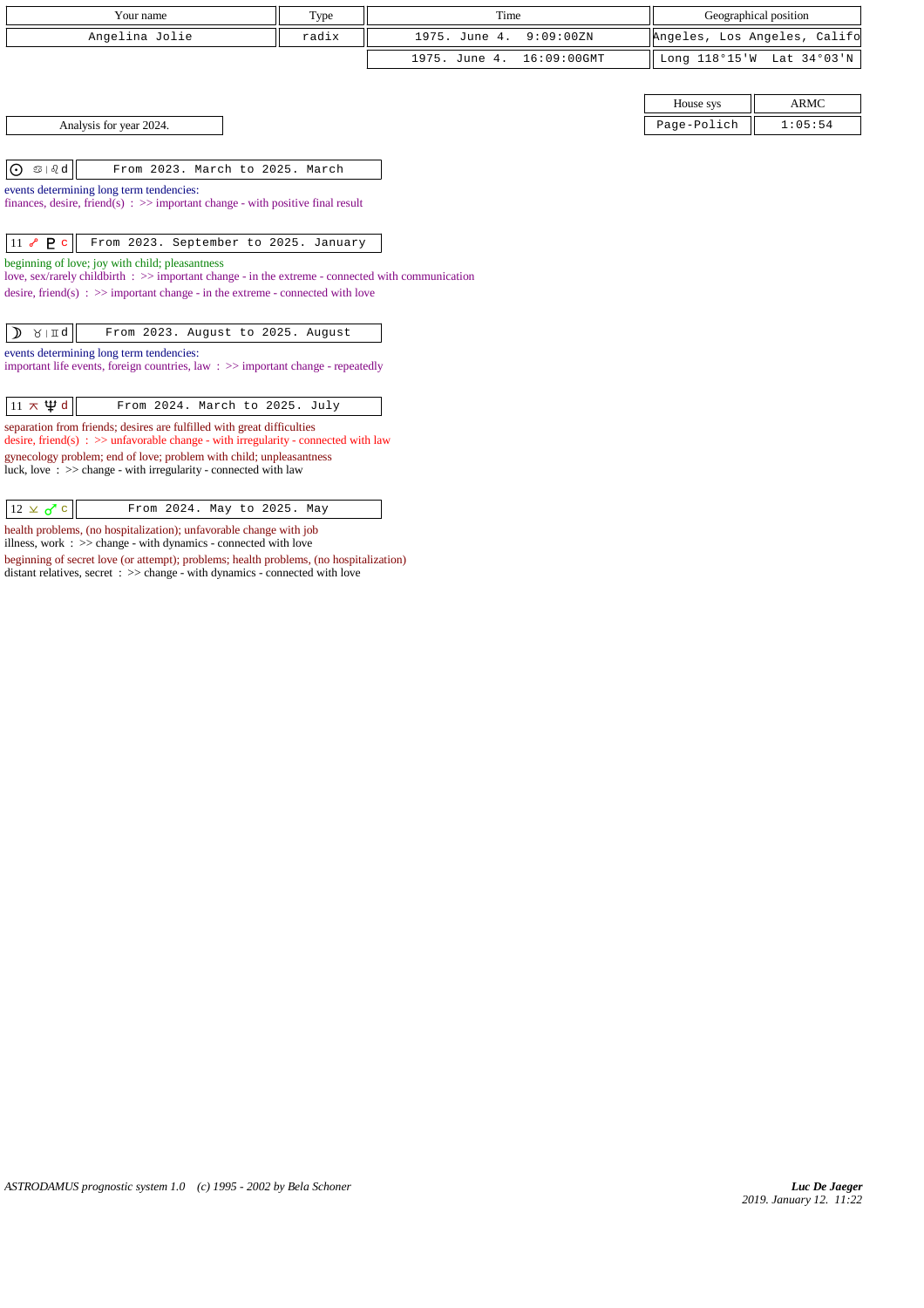| Your name | Type | Time | Geographical position |
| --- | --- | --- | --- |
| Angelina Jolie | radix | 1975. June 4. 9:09:00ZN | Angeles, Los Angeles, Califo |
| | | 1975. June 4. 16:09:00GMT | Long 118°15'W Lat 34°03'N |

| House sys | ARMC |
| --- | --- |
| Page-Polich | 1:05:54 |

Analysis for year 2024.

**☉ ♋ | ♌ d** — From 2023. March to 2025. March

events determining long term tendencies:
finances, desire, friend(s) : >> important change - with positive final result

**11 ☍ ♇ c** — From 2023. September to 2025. January

beginning of love; joy with child; pleasantness
love, sex/rarely childbirth : >> important change - in the extreme - connected with communication
desire, friend(s) : >> important change - in the extreme - connected with love

**☽ ♉ | ♊ d** — From 2023. August to 2025. August

events determining long term tendencies:
important life events, foreign countries, law : >> important change - repeatedly

**11 ⚻ ♆ d** — From 2024. March to 2025. July

separation from friends; desires are fulfilled with great difficulties
desire, friend(s) : >> unfavorable change - with irregularity - connected with law
gynecology problem; end of love; problem with child; unpleasantness
luck, love : >> change - with irregularity - connected with law

**12 ⚺ ♂ c** — From 2024. May to 2025. May

health problems, (no hospitalization); unfavorable change with job
illness, work : >> change - with dynamics - connected with love
beginning of secret love (or attempt); problems; health problems, (no hospitalization)
distant relatives, secret : >> change - with dynamics - connected with love

*ASTRODAMUS prognostic system 1.0 (c) 1995 - 2002 by Bela Schoner*

*Luc De Jaeger*
*2019. January 12. 11:22*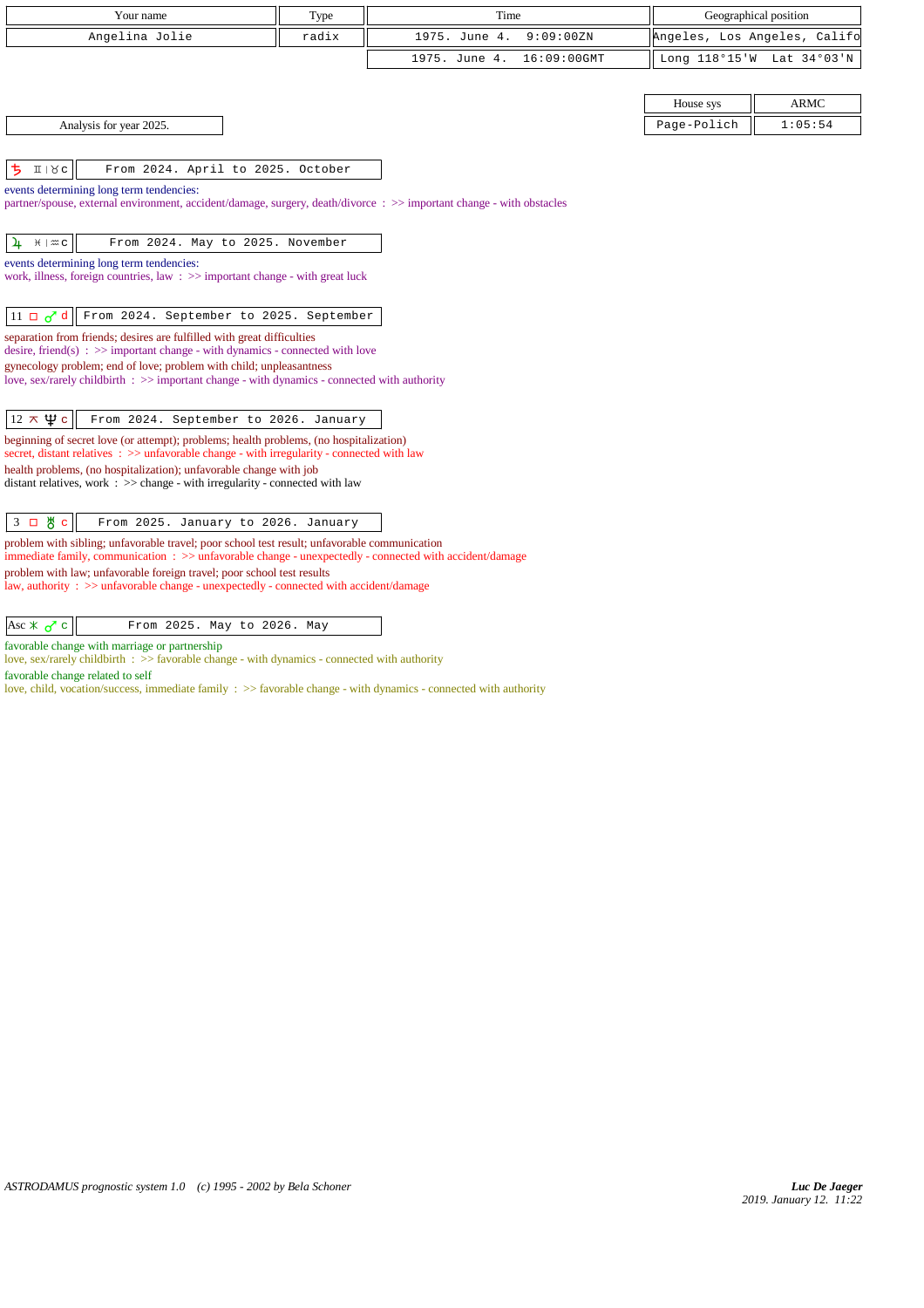| Your name | Type | Time | Geographical position |
|---|---|---|---|
| Angelina Jolie | radix | 1975. June 4. 9:09:00ZN | Angeles, Los Angeles, Califo |
| | | 1975. June 4. 16:09:00GMT | Long 118°15'W Lat 34°03'N |

| House sys | ARMC |
|---|---|
| Page-Polich | 1:05:54 |

Analysis for year 2025.

| ♄ ♊ \| ♉ c | From 2024. April to 2025. October |
|---|---|

events determining long term tendencies:
partner/spouse, external environment, accident/damage, surgery, death/divorce : >> important change - with obstacles

| ♃ ♓ \| ♒ c | From 2024. May to 2025. November |
|---|---|

events determining long term tendencies:
work, illness, foreign countries, law : >> important change - with great luck

| 11 □ ♂ d | From 2024. September to 2025. September |
|---|---|

separation from friends; desires are fulfilled with great difficulties
desire, friend(s) : >> important change - with dynamics - connected with love
gynecology problem; end of love; problem with child; unpleasantness
love, sex/rarely childbirth : >> important change - with dynamics - connected with authority

| 12 ⊼ ♆ c | From 2024. September to 2026. January |
|---|---|

beginning of secret love (or attempt); problems; health problems, (no hospitalization)
secret, distant relatives : >> unfavorable change - with irregularity - connected with law
health problems, (no hospitalization); unfavorable change with job
distant relatives, work : >> change - with irregularity - connected with law

| 3 □ ♅ c | From 2025. January to 2026. January |
|---|---|

problem with sibling; unfavorable travel; poor school test result; unfavorable communication
immediate family, communication : >> unfavorable change - unexpectedly - connected with accident/damage
problem with law; unfavorable foreign travel; poor school test results
law, authority : >> unfavorable change - unexpectedly - connected with accident/damage

| Asc ⚹ ♂ c | From 2025. May to 2026. May |
|---|---|

favorable change with marriage or partnership
love, sex/rarely childbirth : >> favorable change - with dynamics - connected with authority
favorable change related to self
love, child, vocation/success, immediate family : >> favorable change - with dynamics - connected with authority

*ASTRODAMUS prognostic system 1.0 (c) 1995 - 2002 by Bela Schoner*

***Luc De Jaeger***
*2019. January 12. 11:22*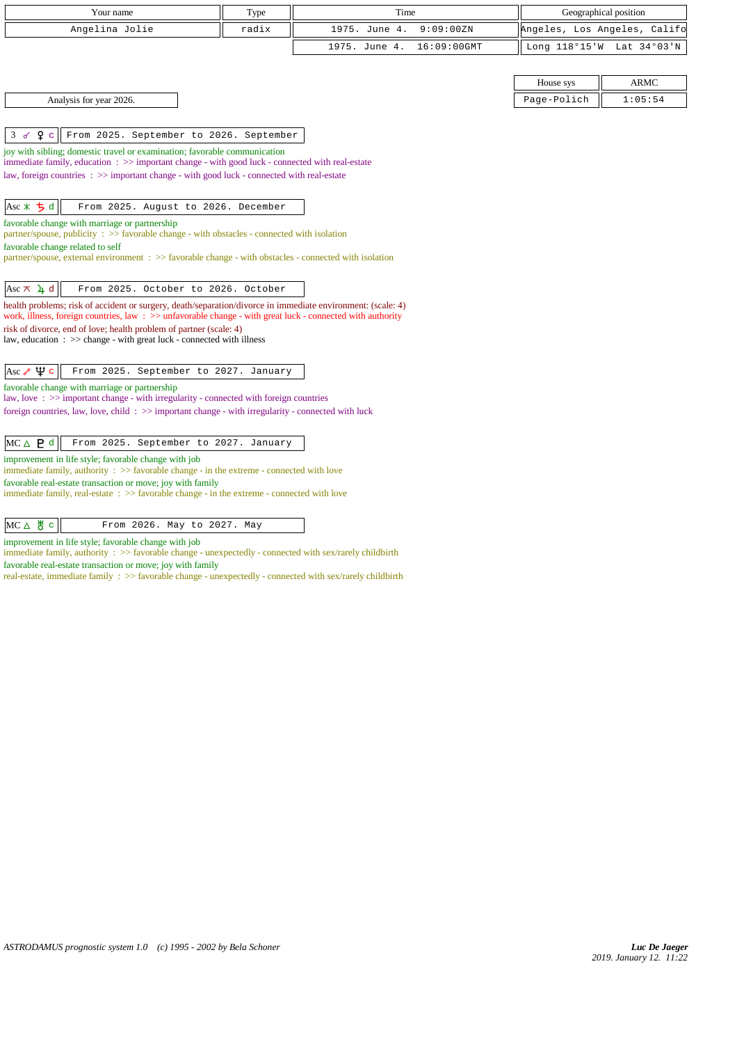| Your name | Type | Time | Geographical position |
|---|---|---|---|
| Angelina Jolie | radix | 1975. June 4. 9:09:00ZN | Angeles, Los Angeles, Califo |
| | | 1975. June 4. 16:09:00GMT | Long 118°15'W Lat 34°03'N |

| House sys | ARMC |
|---|---|
| Page-Polich | 1:05:54 |

Analysis for year 2026.

**3 ☌ ♀ c** | From 2025. September to 2026. September

joy with sibling; domestic travel or examination; favorable communication
immediate family, education : >> important change - with good luck - connected with real-estate
law, foreign countries : >> important change - with good luck - connected with real-estate

**Asc ⚹ ♄ d** | From 2025. August to 2026. December

favorable change with marriage or partnership
partner/spouse, publicity : >> favorable change - with obstacles - connected with isolation
favorable change related to self
partner/spouse, external environment : >> favorable change - with obstacles - connected with isolation

**Asc ⚻ ♃ d** | From 2025. October to 2026. October

health problems; risk of accident or surgery, death/separation/divorce in immediate environment: (scale: 4)
work, illness, foreign countries, law : >> unfavorable change - with great luck - connected with authority
risk of divorce, end of love; health problem of partner (scale: 4)
law, education : >> change - with great luck - connected with illness

**Asc ☍ ♆ c** | From 2025. September to 2027. January

favorable change with marriage or partnership
law, love : >> important change - with irregularity - connected with foreign countries
foreign countries, law, love, child : >> important change - with irregularity - connected with luck

**MC △ ♇ d** | From 2025. September to 2027. January

improvement in life style; favorable change with job
immediate family, authority : >> favorable change - in the extreme - connected with love
favorable real-estate transaction or move; joy with family
immediate family, real-estate : >> favorable change - in the extreme - connected with love

**MC △ ♅ c** | From 2026. May to 2027. May

improvement in life style; favorable change with job
immediate family, authority : >> favorable change - unexpectedly - connected with sex/rarely childbirth
favorable real-estate transaction or move; joy with family
real-estate, immediate family : >> favorable change - unexpectedly - connected with sex/rarely childbirth

*ASTRODAMUS prognostic system 1.0 (c) 1995 - 2002 by Bela Schoner*

*Luc De Jaeger*
*2019. January 12. 11:22*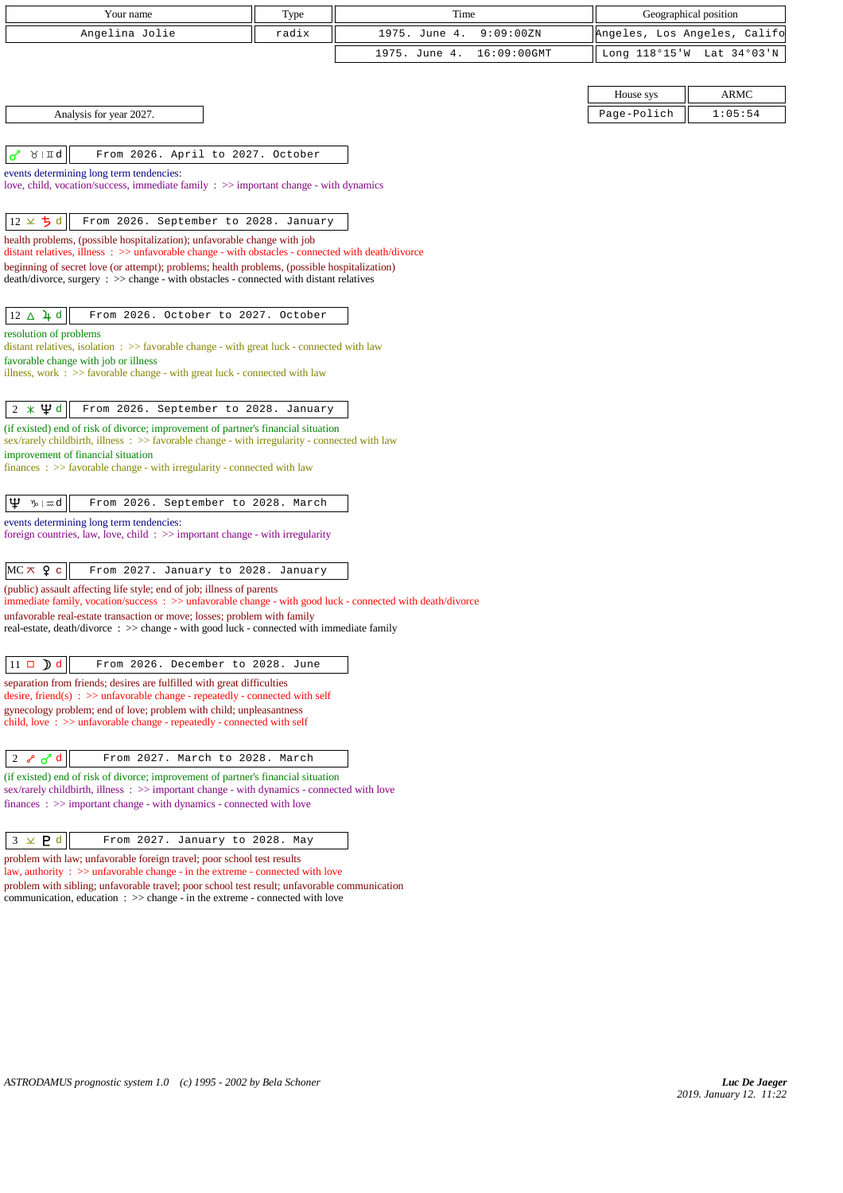| Your name | Type | Time | Geographical position |
|---|---|---|---|
| Angelina Jolie | radix | 1975. June 4. 9:09:00ZN | Angeles, Los Angeles, Califo |
| | | 1975. June 4. 16:09:00GMT | Long 118°15'W Lat 34°03'N |

| House sys | ARMC |
|---|---|
| Page-Polich | 1:05:54 |

Analysis for year 2027.

**♂ ♉ | ♊ d** — From 2026. April to 2027. October

events determining long term tendencies:
love, child, vocation/success, immediate family : >> important change - with dynamics

**12 ⚻ ♄ d** — From 2026. September to 2028. January

health problems, (possible hospitalization); unfavorable change with job
distant relatives, illness : >> unfavorable change - with obstacles - connected with death/divorce
beginning of secret love (or attempt); problems; health problems, (possible hospitalization)
death/divorce, surgery : >> change - with obstacles - connected with distant relatives

**12 △ ♃ d** — From 2026. October to 2027. October

resolution of problems
distant relatives, isolation : >> favorable change - with great luck - connected with law
favorable change with job or illness
illness, work : >> favorable change - with great luck - connected with law

**2 ⚹ ♆ d** — From 2026. September to 2028. January

(if existed) end of risk of divorce; improvement of partner's financial situation
sex/rarely childbirth, illness : >> favorable change - with irregularity - connected with law
improvement of financial situation
finances : >> favorable change - with irregularity - connected with law

**♆ ♑ | ♒ d** — From 2026. September to 2028. March

events determining long term tendencies:
foreign countries, law, love, child : >> important change - with irregularity

**MC ⚻ ♀ c** — From 2027. January to 2028. January

(public) assault affecting life style; end of job; illness of parents
immediate family, vocation/success : >> unfavorable change - with good luck - connected with death/divorce
unfavorable real-estate transaction or move; losses; problem with family
real-estate, death/divorce : >> change - with good luck - connected with immediate family

**11 □ ☽ d** — From 2026. December to 2028. June

separation from friends; desires are fulfilled with great difficulties
desire, friend(s) : >> unfavorable change - repeatedly - connected with self
gynecology problem; end of love; problem with child; unpleasantness
child, love : >> unfavorable change - repeatedly - connected with self

**2 ☍ ♂ d** — From 2027. March to 2028. March

(if existed) end of risk of divorce; improvement of partner's financial situation
sex/rarely childbirth, illness : >> important change - with dynamics - connected with love
finances : >> important change - with dynamics - connected with love

**3 ⚺ ♇ d** — From 2027. January to 2028. May

problem with law; unfavorable foreign travel; poor school test results
law, authority : >> unfavorable change - in the extreme - connected with love
problem with sibling; unfavorable travel; poor school test result; unfavorable communication
communication, education : >> change - in the extreme - connected with love

ASTRODAMUS prognostic system 1.0 (c) 1995 - 2002 by Bela Schoner

*Luc De Jaeger*
*2019. January 12. 11:22*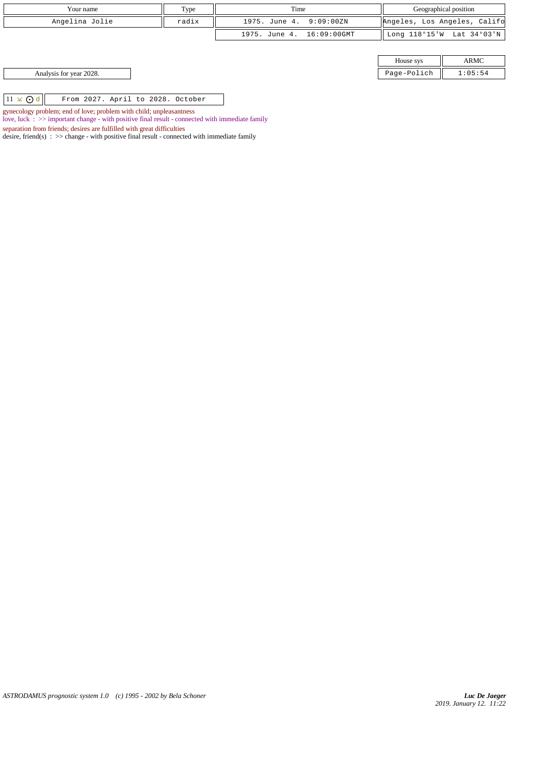| Your name | Type | Time | Geographical position |
|---|---|---|---|
| Angelina Jolie | radix | 1975. June 4. 9:09:00ZN | Angeles, Los Angeles, Califo |
| | | 1975. June 4. 16:09:00GMT | Long 118°15'W Lat 34°03'N |

| House sys | ARMC |
|---|---|
| Page-Polich | 1:05:54 |

Analysis for year 2028.

| 11 ⊻ ⊙ d | From 2027. April to 2028. October |
|---|---|

gynecology problem; end of love; problem with child; unpleasantness
love, luck : >> important change - with positive final result - connected with immediate family

separation from friends; desires are fulfilled with great difficulties
desire, friend(s) : >> change - with positive final result - connected with immediate family

*ASTRODAMUS prognostic system 1.0 (c) 1995 - 2002 by Bela Schoner*

***Luc De Jaeger***
*2019. January 12. 11:22*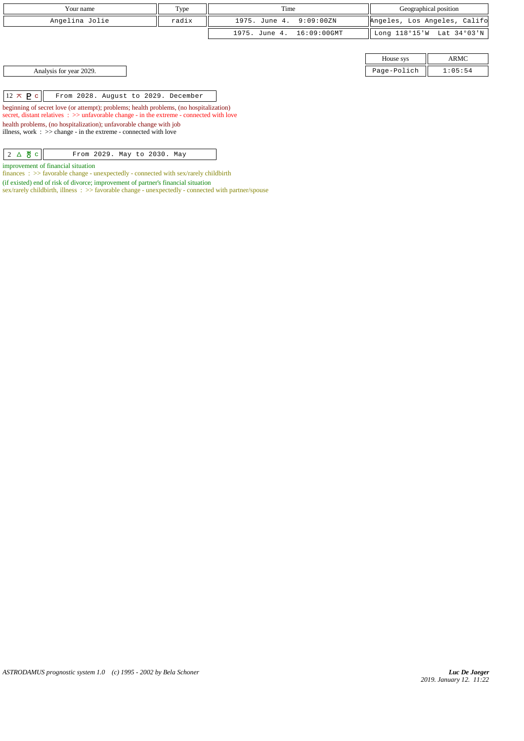| Your name | Type | Time | Geographical position |
|---|---|---|---|
| Angelina Jolie | radix | 1975. June 4. 9:09:00ZN | Angeles, Los Angeles, Califo |
| | | 1975. June 4. 16:09:00GMT | Long 118°15'W Lat 34°03'N |

| House sys | ARMC |
|---|---|
| Page-Polich | 1:05:54 |

Analysis for year 2029.

| 12 ⚻ ♇ c | From 2028. August to 2029. December |
|---|---|

beginning of secret love (or attempt); problems; health problems, (no hospitalization)
secret, distant relatives : >> unfavorable change - in the extreme - connected with love

health problems, (no hospitalization); unfavorable change with job
illness, work : >> change - in the extreme - connected with love

| 2 △ ♅ c | From 2029. May to 2030. May |
|---|---|

improvement of financial situation
finances : >> favorable change - unexpectedly - connected with sex/rarely childbirth

(if existed) end of risk of divorce; improvement of partner's financial situation
sex/rarely childbirth, illness : >> favorable change - unexpectedly - connected with partner/spouse

ASTRODAMUS prognostic system 1.0 (c) 1995 - 2002 by Bela Schoner

*Luc De Jaeger*
*2019. January 12. 11:22*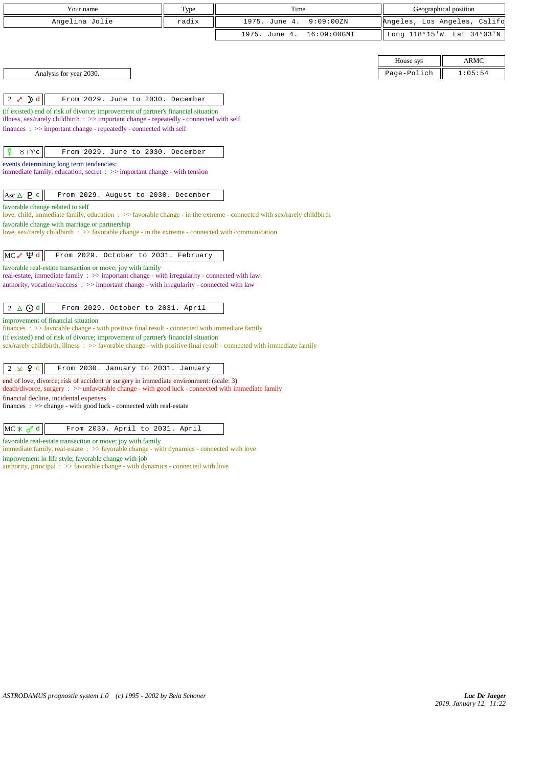| Your name | Type | Time | Geographical position |
|---|---|---|---|
| Angelina Jolie | radix | 1975. June 4. 9:09:00ZN | Angeles, Los Angeles, Califo |
| | | 1975. June 4. 16:09:00GMT | Long 118°15'W Lat 34°03'N |

| House sys | ARMC |
|---|---|
| Page-Polich | 1:05:54 |

Analysis for year 2030.

**2 ☍ ☽ d** — From 2029. June to 2030. December

(if existed) end of risk of divorce; improvement of partner's financial situation
illness, sex/rarely childbirth : >> important change - repeatedly - connected with self
finances : >> important change - repeatedly - connected with self

**☿ ♉ | ♈ c** — From 2029. June to 2030. December

events determining long term tendencies:
immediate family, education, secret : >> important change - with tension

**Asc △ ♇ c** — From 2029. August to 2030. December

favorable change related to self
love, child, immediate family, education : >> favorable change - in the extreme - connected with sex/rarely childbirth
favorable change with marriage or partnership
love, sex/rarely childbirth : >> favorable change - in the extreme - connected with communication

**MC ☍ ♆ d** — From 2029. October to 2031. February

favorable real-estate transaction or move; joy with family
real-estate, immediate family : >> important change - with irregularity - connected with law
authority, vocation/success : >> important change - with irregularity - connected with law

**2 △ ☉ d** — From 2029. October to 2031. April

improvement of financial situation
finances : >> favorable change - with positive final result - connected with immediate family
(if existed) end of risk of divorce; improvement of partner's financial situation
sex/rarely childbirth, illness : >> favorable change - with positive final result - connected with immediate family

**2 ⚻ ♀ c** — From 2030. January to 2031. January

end of love, divorce; risk of accident or surgery in immediate environment: (scale: 3)
death/divorce, surgery : >> unfavorable change - with good luck - connected with immediate family
financial decline, incidental expenses
finances : >> change - with good luck - connected with real-estate

**MC ⚹ ♂ d** — From 2030. April to 2031. April

favorable real-estate transaction or move; joy with family
immediate family, real-estate : >> favorable change - with dynamics - connected with love
improvement in life style; favorable change with job
authority, principal : >> favorable change - with dynamics - connected with love

ASTRODAMUS prognostic system 1.0 (c) 1995 - 2002 by Bela Schoner

*Luc De Jaeger*
*2019. January 12. 11:22*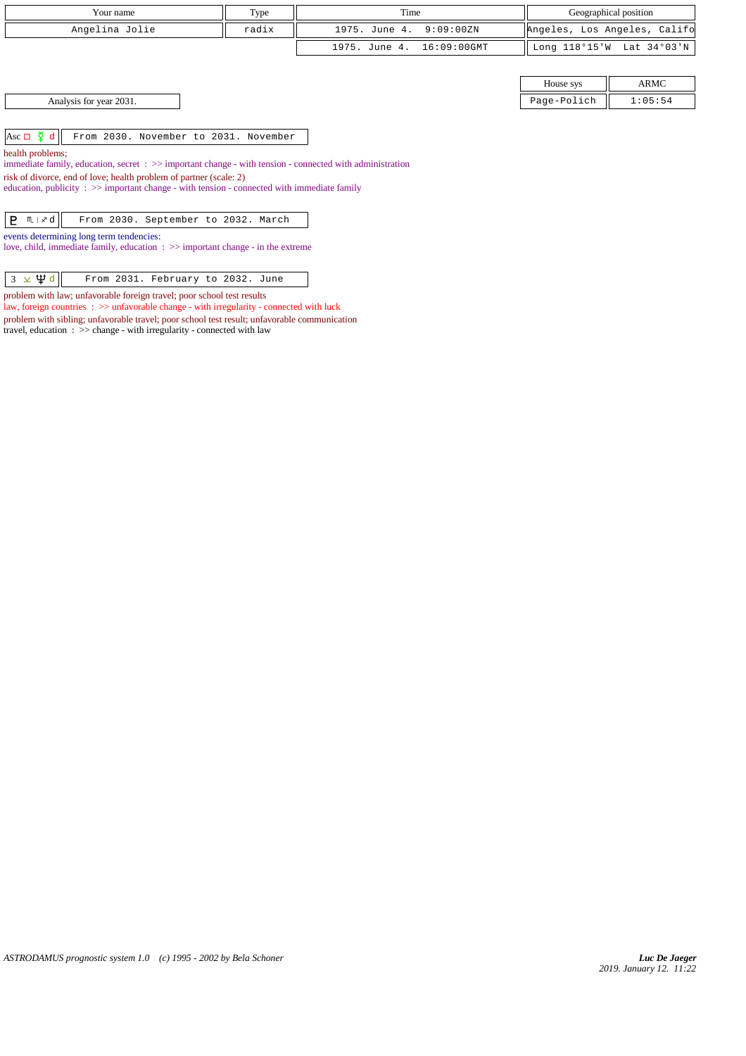| Your name | Type | Time | Geographical position |
|---|---|---|---|
| Angelina Jolie | radix | 1975. June 4. 9:09:00ZN | Angeles, Los Angeles, Califo |
| | | 1975. June 4. 16:09:00GMT | Long 118°15'W Lat 34°03'N |

| House sys | ARMC |
|---|---|
| Page-Polich | 1:05:54 |

Analysis for year 2031.

Asc □ ☿ d — From 2030. November to 2031. November

health problems;
immediate family, education, secret : >> important change - with tension - connected with administration
risk of divorce, end of love; health problem of partner (scale: 2)
education, publicity : >> important change - with tension - connected with immediate family

♇ ♏|♐ d — From 2030. September to 2032. March

events determining long term tendencies:
love, child, immediate family, education : >> important change - in the extreme

3 ⊻ ♆ d — From 2031. February to 2032. June

problem with law; unfavorable foreign travel; poor school test results
law, foreign countries : >> unfavorable change - with irregularity - connected with luck
problem with sibling; unfavorable travel; poor school test result; unfavorable communication
travel, education : >> change - with irregularity - connected with law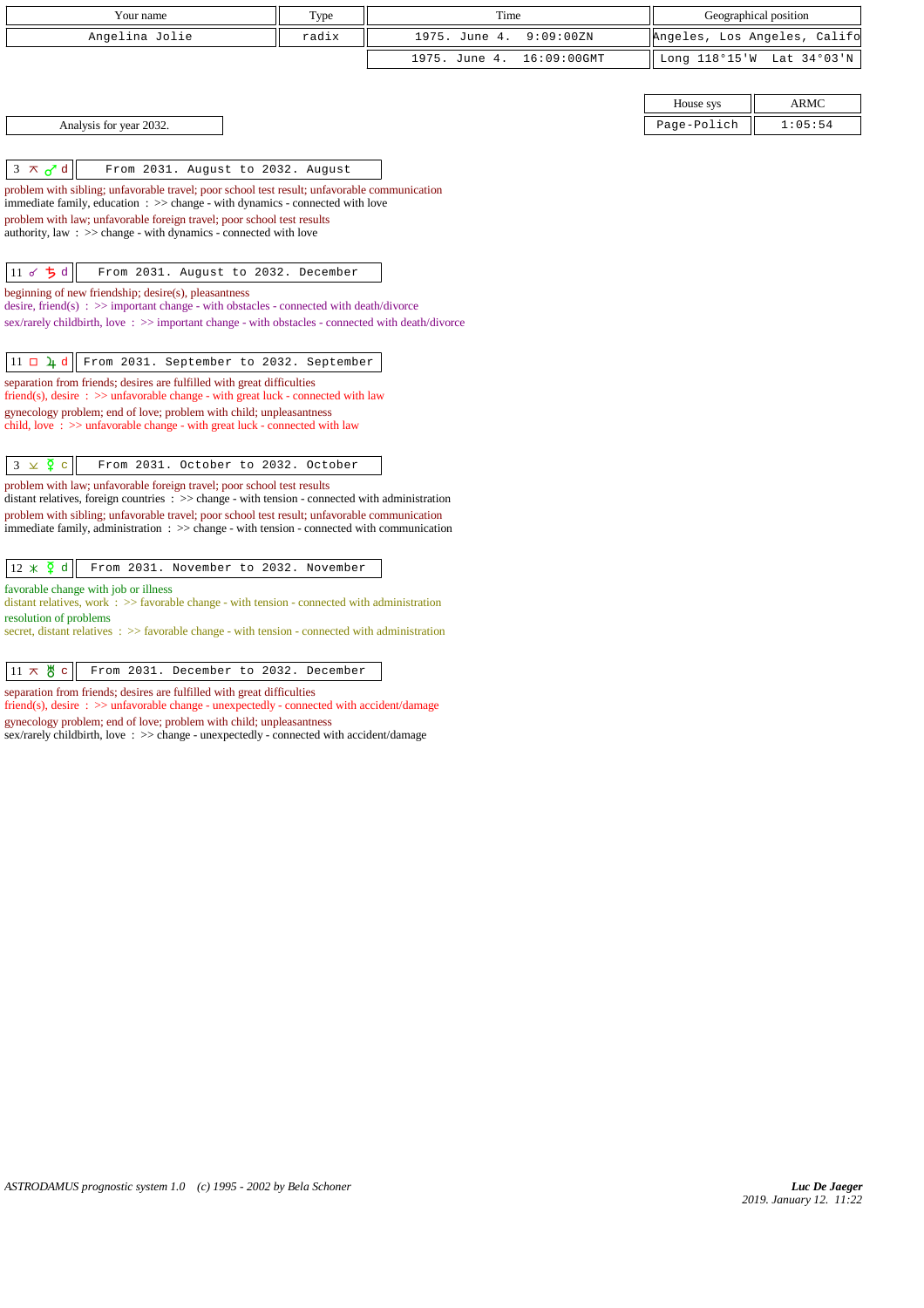| Your name | Type | Time | Geographical position |
|---|---|---|---|
| Angelina Jolie | radix | 1975. June 4. 9:09:00ZN | Angeles, Los Angeles, Califo |
| | | 1975. June 4. 16:09:00GMT | Long 118°15'W Lat 34°03'N |

| House sys | ARMC |
|---|---|
| Page-Polich | 1:05:54 |

Analysis for year 2032.

**3 ⚻ ♂ d** — From 2031. August to 2032. August

problem with sibling; unfavorable travel; poor school test result; unfavorable communication
immediate family, education : >> change - with dynamics - connected with love
problem with law; unfavorable foreign travel; poor school test results
authority, law : >> change - with dynamics - connected with love

**11 ☍ ♄ d** — From 2031. August to 2032. December

beginning of new friendship; desire(s), pleasantness
desire, friend(s) : >> important change - with obstacles - connected with death/divorce
sex/rarely childbirth, love : >> important change - with obstacles - connected with death/divorce

**11 □ ♃ d** — From 2031. September to 2032. September

separation from friends; desires are fulfilled with great difficulties
friend(s), desire : >> unfavorable change - with great luck - connected with law
gynecology problem; end of love; problem with child; unpleasantness
child, love : >> unfavorable change - with great luck - connected with law

**3 ⚺ ☿ c** — From 2031. October to 2032. October

problem with law; unfavorable foreign travel; poor school test results
distant relatives, foreign countries : >> change - with tension - connected with administration
problem with sibling; unfavorable travel; poor school test result; unfavorable communication
immediate family, administration : >> change - with tension - connected with communication

**12 ⚹ ☿ d** — From 2031. November to 2032. November

favorable change with job or illness
distant relatives, work : >> favorable change - with tension - connected with administration
resolution of problems
secret, distant relatives : >> favorable change - with tension - connected with administration

**11 ⚻ ♅ c** — From 2031. December to 2032. December

separation from friends; desires are fulfilled with great difficulties
friend(s), desire : >> unfavorable change - unexpectedly - connected with accident/damage
gynecology problem; end of love; problem with child; unpleasantness
sex/rarely childbirth, love : >> change - unexpectedly - connected with accident/damage

*ASTRODAMUS prognostic system 1.0 (c) 1995 - 2002 by Bela Schoner*

*Luc De Jaeger*
2019. January 12. 11:22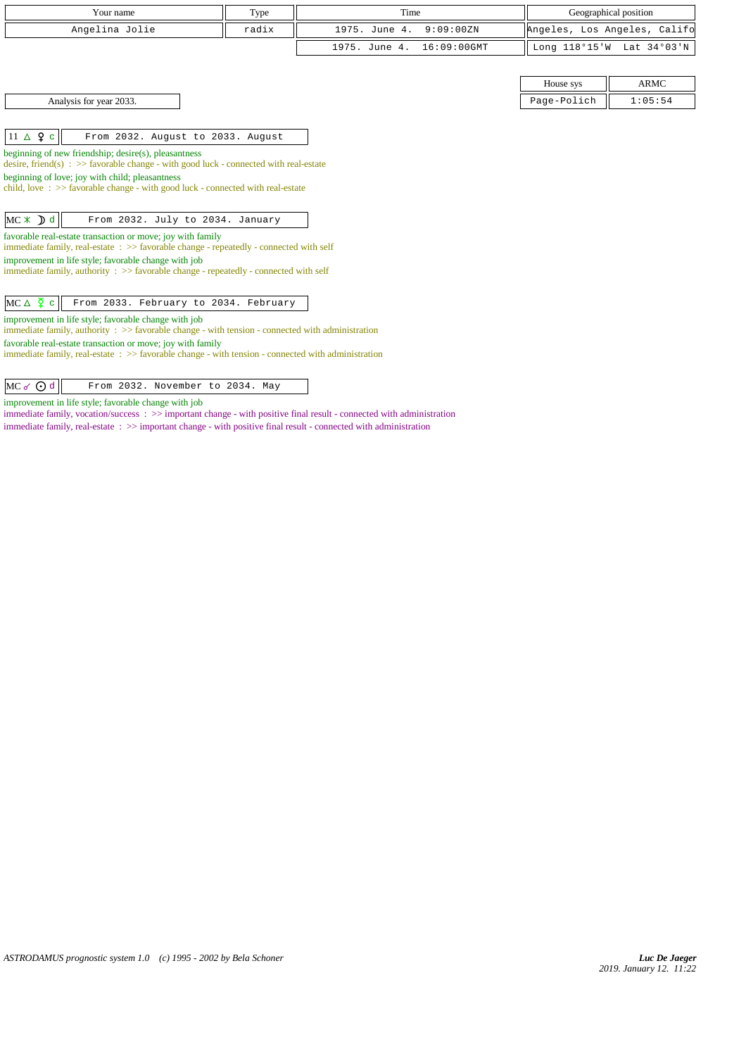| Your name | Type | Time | Geographical position |
|---|---|---|---|
| Angelina Jolie | radix | 1975. June 4. 9:09:00ZN | Angeles, Los Angeles, Califo |
| | | 1975. June 4. 16:09:00GMT | Long 118°15'W Lat 34°03'N |

| House sys | ARMC |
|---|---|
| Page-Polich | 1:05:54 |

Analysis for year 2033.

**11 △ ♀ c** — From 2032. August to 2033. August

beginning of new friendship; desire(s), pleasantness
desire, friend(s) : >> favorable change - with good luck - connected with real-estate
beginning of love; joy with child; pleasantness
child, love : >> favorable change - with good luck - connected with real-estate

**MC ⚹ ☽ d** — From 2032. July to 2034. January

favorable real-estate transaction or move; joy with family
immediate family, real-estate : >> favorable change - repeatedly - connected with self
improvement in life style; favorable change with job
immediate family, authority : >> favorable change - repeatedly - connected with self

**MC △ ☿ c** — From 2033. February to 2034. February

improvement in life style; favorable change with job
immediate family, authority : >> favorable change - with tension - connected with administration
favorable real-estate transaction or move; joy with family
immediate family, real-estate : >> favorable change - with tension - connected with administration

**MC ☌ ☉ d** — From 2032. November to 2034. May

improvement in life style; favorable change with job
immediate family, vocation/success : >> important change - with positive final result - connected with administration
immediate family, real-estate : >> important change - with positive final result - connected with administration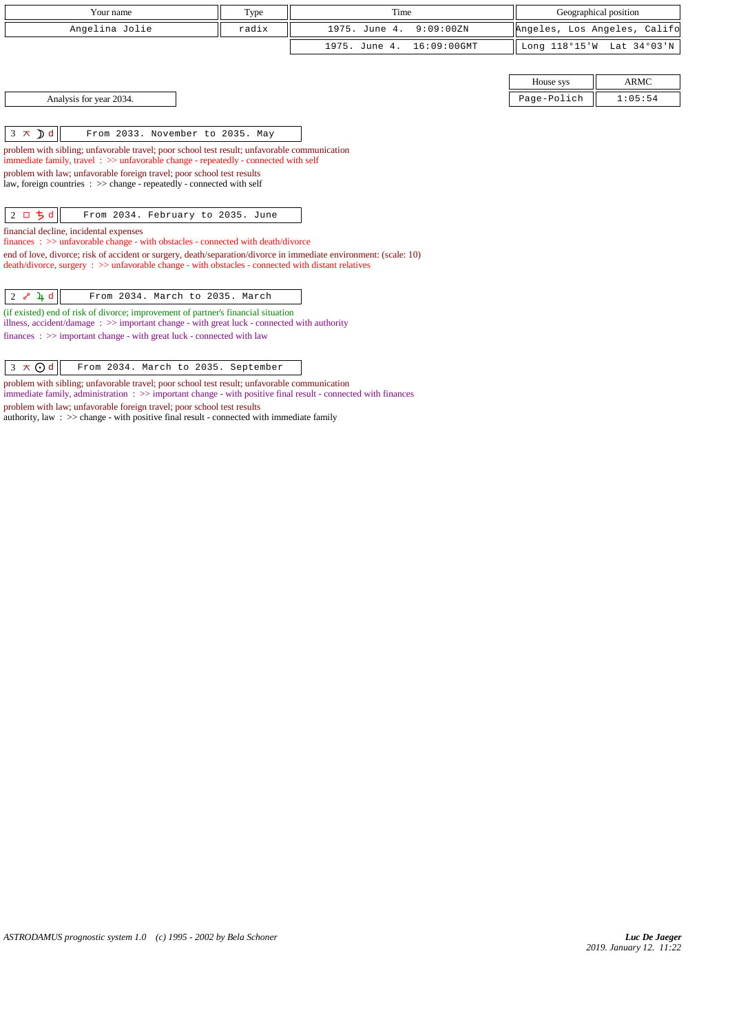| Your name | Type | Time | Geographical position |
|---|---|---|---|
| Angelina Jolie | radix | 1975. June 4. 9:09:00ZN | Angeles, Los Angeles, Califo |
| | | 1975. June 4. 16:09:00GMT | Long 118°15'W Lat 34°03'N |

| House sys | ARMC |
|---|---|
| Page-Polich | 1:05:54 |

Analysis for year 2034.

**3 ⚻ ☽ d** — From 2033. November to 2035. May

problem with sibling; unfavorable travel; poor school test result; unfavorable communication
immediate family, travel : >> unfavorable change - repeatedly - connected with self

problem with law; unfavorable foreign travel; poor school test results
law, foreign countries : >> change - repeatedly - connected with self

**2 □ ♄ d** — From 2034. February to 2035. June

financial decline, incidental expenses
finances : >> unfavorable change - with obstacles - connected with death/divorce

end of love, divorce; risk of accident or surgery, death/separation/divorce in immediate environment: (scale: 10)
death/divorce, surgery : >> unfavorable change - with obstacles - connected with distant relatives

**2 ☍ ♃ d** — From 2034. March to 2035. March

(if existed) end of risk of divorce; improvement of partner's financial situation
illness, accident/damage : >> important change - with great luck - connected with authority

finances : >> important change - with great luck - connected with law

**3 ⚻ ☉ d** — From 2034. March to 2035. September

problem with sibling; unfavorable travel; poor school test result; unfavorable communication
immediate family, administration : >> important change - with positive final result - connected with finances

problem with law; unfavorable foreign travel; poor school test results
authority, law : >> change - with positive final result - connected with immediate family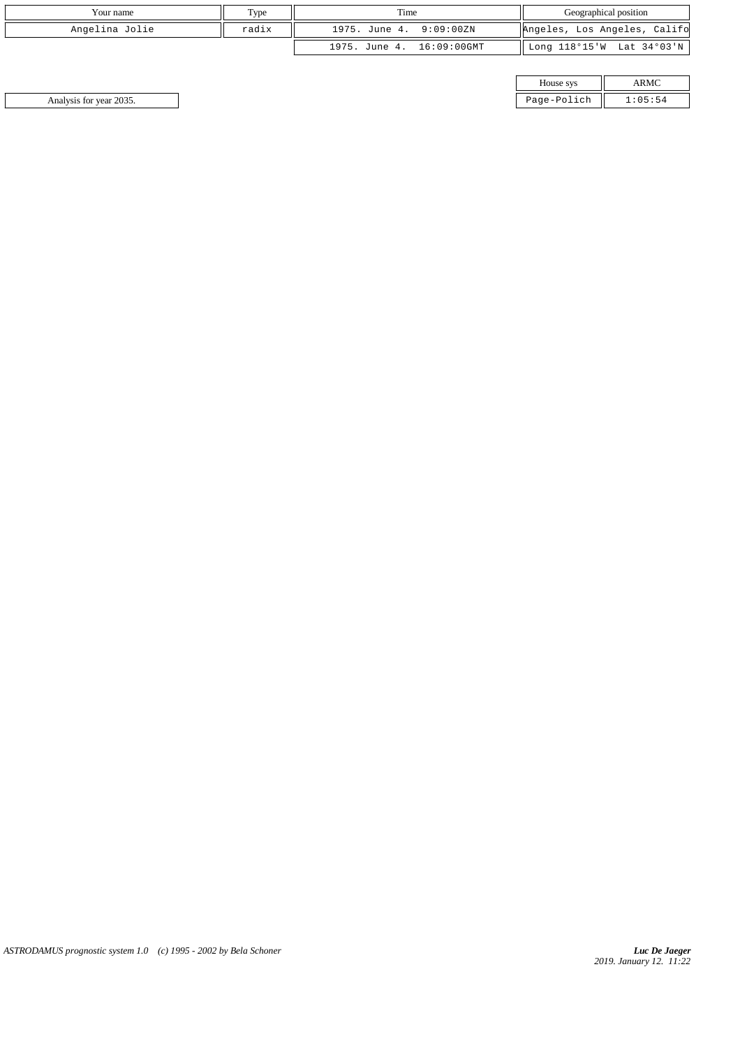| Your name | Type | Time | Geographical position |
|---|---|---|---|
| Angelina Jolie | radix | 1975. June 4. 9:09:00ZN | Angeles, Los Angeles, Califo |
| | | 1975. June 4. 16:09:00GMT | Long 118°15'W Lat 34°03'N |

Analysis for year 2035.

| House sys | ARMC |
|---|---|
| Page-Polich | 1:05:54 |

*ASTRODAMUS prognostic system 1.0 (c) 1995 - 2002 by Bela Schoner*

***Luc De Jaeger***
*2019. January 12. 11:22*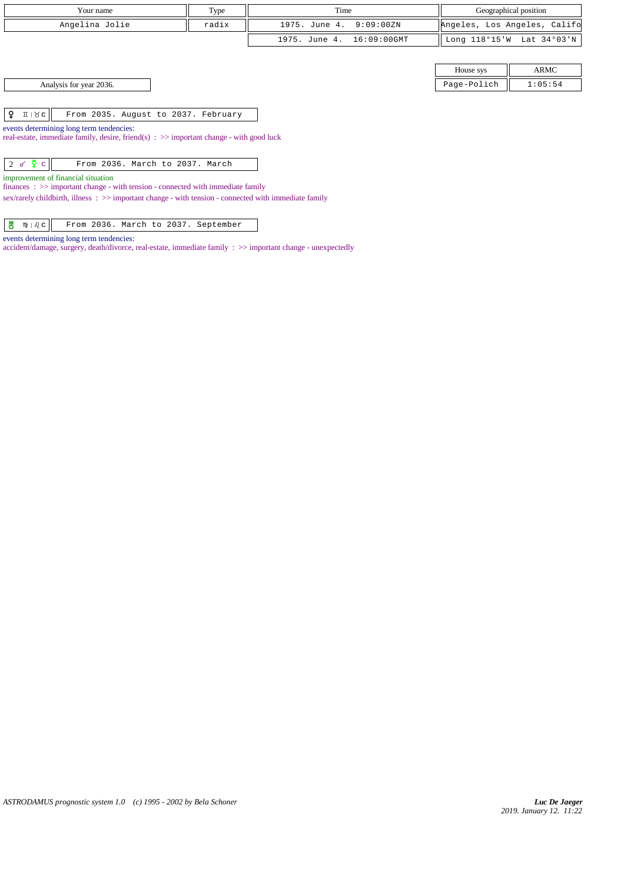| Your name | Type | Time | Geographical position |
|---|---|---|---|
| Angelina Jolie | radix | 1975. June 4. 9:09:00ZN | Angeles, Los Angeles, Califo |
| | | 1975. June 4. 16:09:00GMT | Long 118°15'W Lat 34°03'N |

| House sys | ARMC |
|---|---|
| Page-Polich | 1:05:54 |

Analysis for year 2036.

| ♀ ♊ \| ♉ c | From 2035. August to 2037. February |
|---|---|

events determining long term tendencies:
real-estate, immediate family, desire, friend(s) : >> important change - with good luck

| 2 ☍ ☿ c | From 2036. March to 2037. March |
|---|---|

improvement of financial situation
finances : >> important change - with tension - connected with immediate family
sex/rarely childbirth, illness : >> important change - with tension - connected with immediate family

| ♅ ♍ \| ♌ c | From 2036. March to 2037. September |
|---|---|

events determining long term tendencies:
accident/damage, surgery, death/divorce, real-estate, immediate family : >> important change - unexpectedly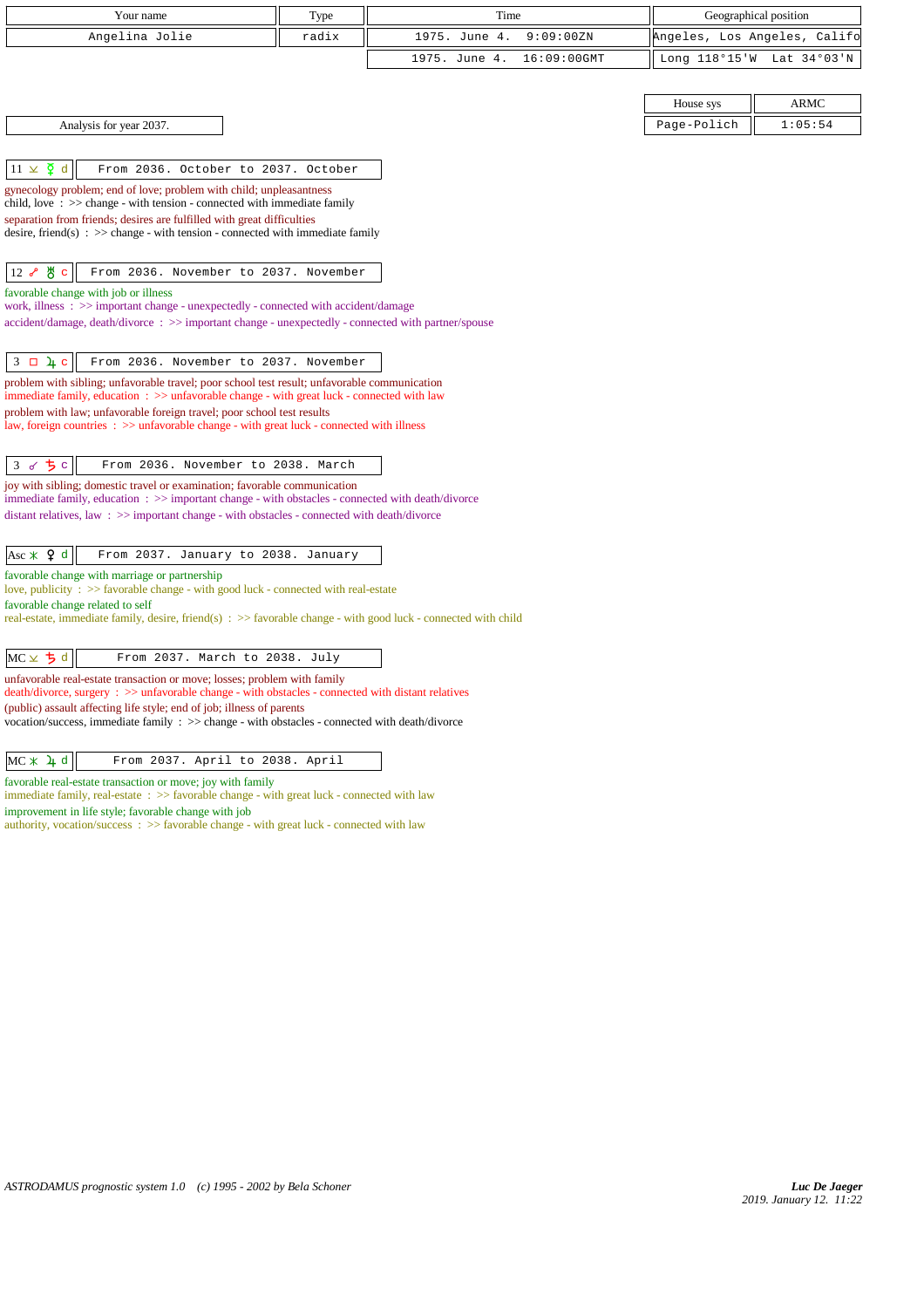| Your name | Type | Time | Geographical position |
|---|---|---|---|
| Angelina Jolie | radix | 1975. June 4. 9:09:00ZN | Angeles, Los Angeles, Califo |
| | | 1975. June 4. 16:09:00GMT | Long 118°15'W Lat 34°03'N |

| House sys | ARMC |
|---|---|
| Page-Polich | 1:05:54 |

Analysis for year 2037.

**11 ⚼ ☿ d** — From 2036. October to 2037. October

gynecology problem; end of love; problem with child; unpleasantness
child, love : >> change - with tension - connected with immediate family
separation from friends; desires are fulfilled with great difficulties
desire, friend(s) : >> change - with tension - connected with immediate family

**12 ☍ ♅ c** — From 2036. November to 2037. November

favorable change with job or illness
work, illness : >> important change - unexpectedly - connected with accident/damage
accident/damage, death/divorce : >> important change - unexpectedly - connected with partner/spouse

**3 □ ♃ c** — From 2036. November to 2037. November

problem with sibling; unfavorable travel; poor school test result; unfavorable communication
immediate family, education : >> unfavorable change - with great luck - connected with law
problem with law; unfavorable foreign travel; poor school test results
law, foreign countries : >> unfavorable change - with great luck - connected with illness

**3 ☌ ♄ c** — From 2036. November to 2038. March

joy with sibling; domestic travel or examination; favorable communication
immediate family, education : >> important change - with obstacles - connected with death/divorce
distant relatives, law : >> important change - with obstacles - connected with death/divorce

**Asc ⚹ ♀ d** — From 2037. January to 2038. January

favorable change with marriage or partnership
love, publicity : >> favorable change - with good luck - connected with real-estate
favorable change related to self
real-estate, immediate family, desire, friend(s) : >> favorable change - with good luck - connected with child

**MC ⚼ ♄ d** — From 2037. March to 2038. July

unfavorable real-estate transaction or move; losses; problem with family
death/divorce, surgery : >> unfavorable change - with obstacles - connected with distant relatives
(public) assault affecting life style; end of job; illness of parents
vocation/success, immediate family : >> change - with obstacles - connected with death/divorce

**MC ⚹ ♃ d** — From 2037. April to 2038. April

favorable real-estate transaction or move; joy with family
immediate family, real-estate : >> favorable change - with great luck - connected with law
improvement in life style; favorable change with job
authority, vocation/success : >> favorable change - with great luck - connected with law

*ASTRODAMUS prognostic system 1.0 (c) 1995 - 2002 by Bela Schoner*

*Luc De Jaeger*
*2019. January 12. 11:22*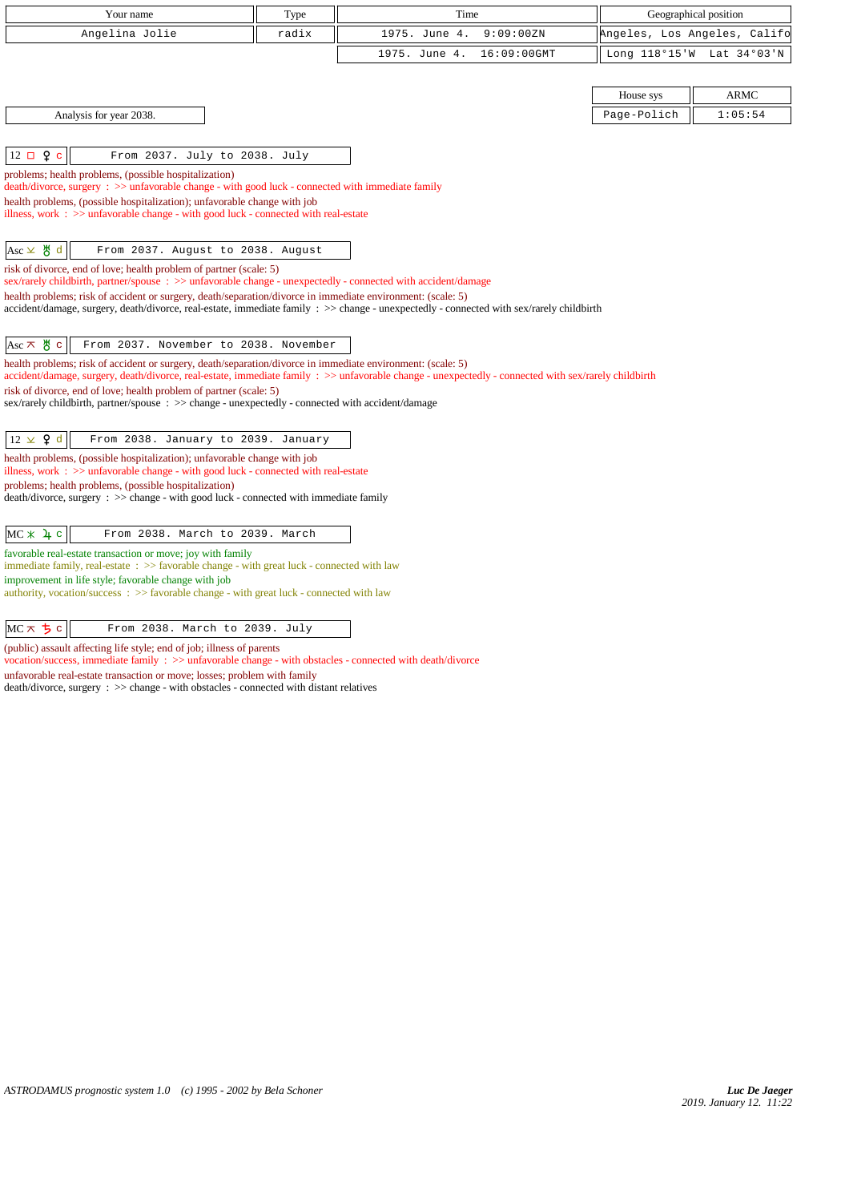| Your name | Type | Time | Geographical position |
|---|---|---|---|
| Angelina Jolie | radix | 1975. June 4. 9:09:00ZN | Angeles, Los Angeles, Califo |
| | | 1975. June 4. 16:09:00GMT | Long 118°15'W Lat 34°03'N |

| House sys | ARMC |
|---|---|
| Page-Polich | 1:05:54 |

Analysis for year 2038.

**12 □ ♀ c** — From 2037. July to 2038. July

problems; health problems, (possible hospitalization)
death/divorce, surgery : >> unfavorable change - with good luck - connected with immediate family
health problems, (possible hospitalization); unfavorable change with job
illness, work : >> unfavorable change - with good luck - connected with real-estate

**Asc ⊻ ♅ d** — From 2037. August to 2038. August

risk of divorce, end of love; health problem of partner (scale: 5)
sex/rarely childbirth, partner/spouse : >> unfavorable change - unexpectedly - connected with accident/damage
health problems; risk of accident or surgery, death/separation/divorce in immediate environment: (scale: 5)
accident/damage, surgery, death/divorce, real-estate, immediate family : >> change - unexpectedly - connected with sex/rarely childbirth

**Asc ⊼ ♅ c** — From 2037. November to 2038. November

health problems; risk of accident or surgery, death/separation/divorce in immediate environment: (scale: 5)
accident/damage, surgery, death/divorce, real-estate, immediate family : >> unfavorable change - unexpectedly - connected with sex/rarely childbirth
risk of divorce, end of love; health problem of partner (scale: 5)
sex/rarely childbirth, partner/spouse : >> change - unexpectedly - connected with accident/damage

**12 ⊻ ♀ d** — From 2038. January to 2039. January

health problems, (possible hospitalization); unfavorable change with job
illness, work : >> unfavorable change - with good luck - connected with real-estate
problems; health problems, (possible hospitalization)
death/divorce, surgery : >> change - with good luck - connected with immediate family

**MC ⚹ ♃ c** — From 2038. March to 2039. March

favorable real-estate transaction or move; joy with family
immediate family, real-estate : >> favorable change - with great luck - connected with law
improvement in life style; favorable change with job
authority, vocation/success : >> favorable change - with great luck - connected with law

**MC ⊼ ♄ c** — From 2038. March to 2039. July

(public) assault affecting life style; end of job; illness of parents
vocation/success, immediate family : >> unfavorable change - with obstacles - connected with death/divorce
unfavorable real-estate transaction or move; losses; problem with family
death/divorce, surgery : >> change - with obstacles - connected with distant relatives

*ASTRODAMUS prognostic system 1.0 (c) 1995 - 2002 by Bela Schoner*

***Luc De Jaeger***
2019. January 12. 11:22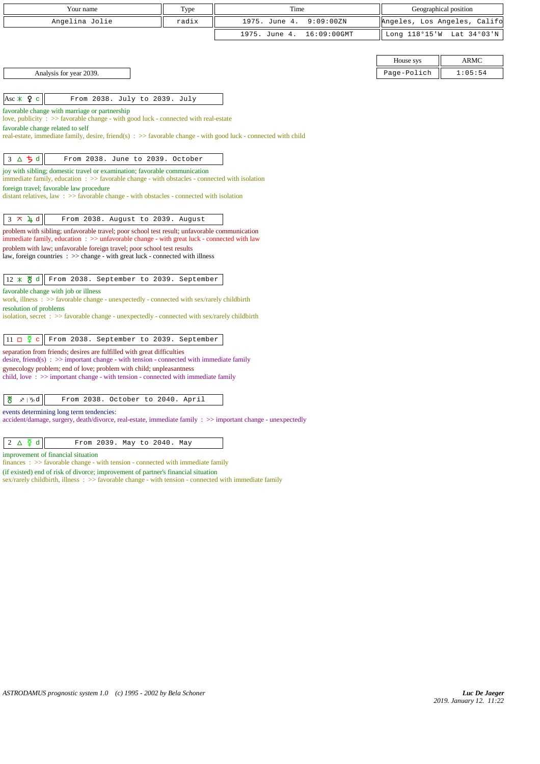| Your name | Type | Time | Geographical position |
|---|---|---|---|
| Angelina Jolie | radix | 1975. June 4. 9:09:00ZN | Angeles, Los Angeles, Califo |
| | | 1975. June 4. 16:09:00GMT | Long 118°15'W Lat 34°03'N |

| House sys | ARMC |
|---|---|
| Page-Polich | 1:05:54 |

Analysis for year 2039.

**Asc ⚹ ♀ c** — From 2038. July to 2039. July

favorable change with marriage or partnership
love, publicity : >> favorable change - with good luck - connected with real-estate
favorable change related to self
real-estate, immediate family, desire, friend(s) : >> favorable change - with good luck - connected with child

**3 △ ♄ d** — From 2038. June to 2039. October

joy with sibling; domestic travel or examination; favorable communication
immediate family, education : >> favorable change - with obstacles - connected with isolation
foreign travel; favorable law procedure
distant relatives, law : >> favorable change - with obstacles - connected with isolation

**3 ⚻ ♃ d** — From 2038. August to 2039. August

problem with sibling; unfavorable travel; poor school test result; unfavorable communication
immediate family, education : >> unfavorable change - with great luck - connected with law
problem with law; unfavorable foreign travel; poor school test results
law, foreign countries : >> change - with great luck - connected with illness

**12 ⚹ ♅ d** — From 2038. September to 2039. September

favorable change with job or illness
work, illness : >> favorable change - unexpectedly - connected with sex/rarely childbirth
resolution of problems
isolation, secret : >> favorable change - unexpectedly - connected with sex/rarely childbirth

**11 □ ☿ c** — From 2038. September to 2039. September

separation from friends; desires are fulfilled with great difficulties
desire, friend(s) : >> important change - with tension - connected with immediate family
gynecology problem; end of love; problem with child; unpleasantness
child, love : >> important change - with tension - connected with immediate family

**♅ ♐ | ♑ d** — From 2038. October to 2040. April

events determining long term tendencies:
accident/damage, surgery, death/divorce, real-estate, immediate family : >> important change - unexpectedly

**2 △ ☿ d** — From 2039. May to 2040. May

improvement of financial situation
finances : >> favorable change - with tension - connected with immediate family
(if existed) end of risk of divorce; improvement of partner's financial situation
sex/rarely childbirth, illness : >> favorable change - with tension - connected with immediate family

ASTRODAMUS prognostic system 1.0 (c) 1995 - 2002 by Bela Schoner

*Luc De Jaeger*
2019. January 12. 11:22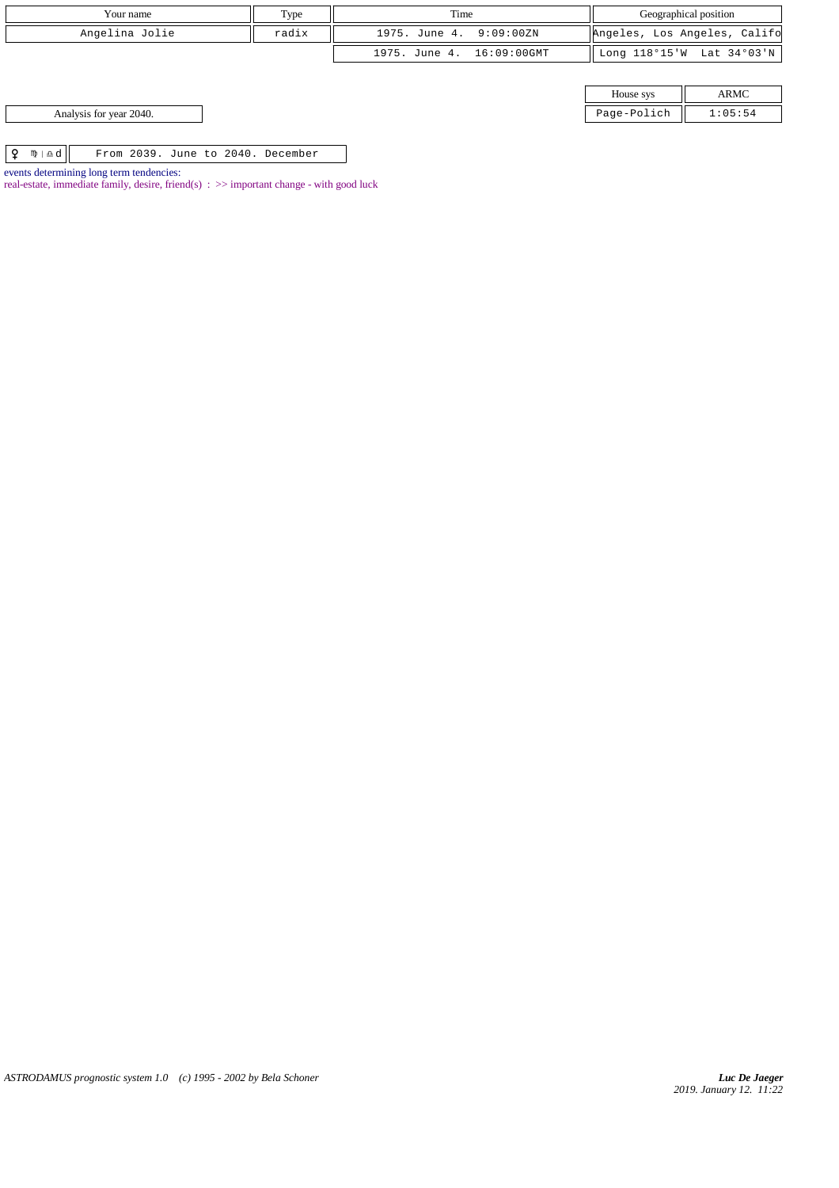| Your name | Type | Time | Geographical position |
| --- | --- | --- | --- |
| Angelina Jolie | radix | 1975. June 4. 9:09:00ZN | Angeles, Los Angeles, Califo |
| | | 1975. June 4. 16:09:00GMT | Long 118°15'W Lat 34°03'N |

| House sys | ARMC |
| --- | --- |
| Page-Polich | 1:05:54 |

Analysis for year 2040.

| ♀ ♍ \| ♎ d | From 2039. June to 2040. December |
| --- | --- |

events determining long term tendencies:

real-estate, immediate family, desire, friend(s) : >> important change - with good luck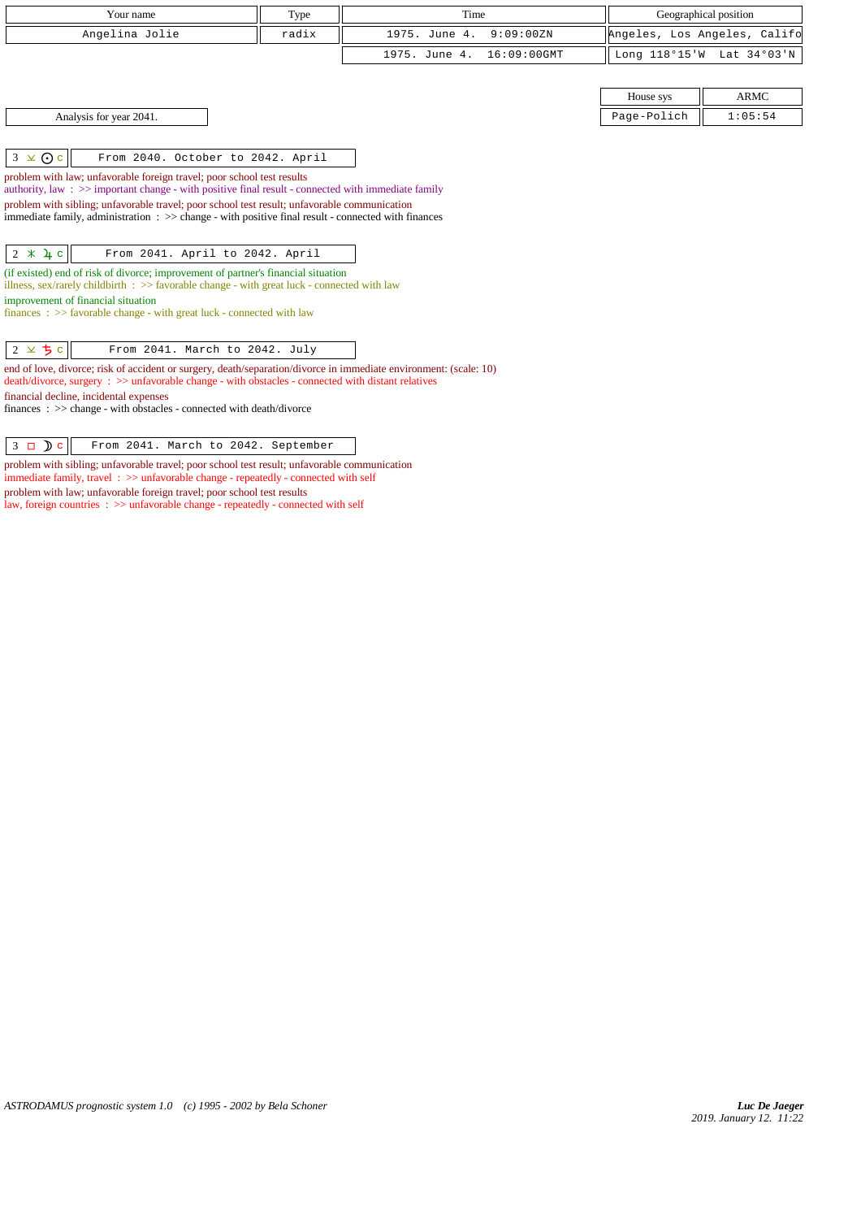| Your name | Type | Time | Geographical position |
|---|---|---|---|
| Angelina Jolie | radix | 1975. June 4. 9:09:00ZN | Angeles, Los Angeles, Califo |
| | | 1975. June 4. 16:09:00GMT | Long 118°15'W Lat 34°03'N |

| House sys | ARMC |
|---|---|
| Page-Polich | 1:05:54 |

Analysis for year 2041.

**3 ⚻ ☉ c** — From 2040. October to 2042. April

problem with law; unfavorable foreign travel; poor school test results
authority, law : >> important change - with positive final result - connected with immediate family

problem with sibling; unfavorable travel; poor school test result; unfavorable communication
immediate family, administration : >> change - with positive final result - connected with finances

**2 ⚹ ♃ c** — From 2041. April to 2042. April

(if existed) end of risk of divorce; improvement of partner's financial situation
illness, sex/rarely childbirth : >> favorable change - with great luck - connected with law

improvement of financial situation
finances : >> favorable change - with great luck - connected with law

**2 ⚻ ♄ c** — From 2041. March to 2042. July

end of love, divorce; risk of accident or surgery, death/separation/divorce in immediate environment: (scale: 10)
death/divorce, surgery : >> unfavorable change - with obstacles - connected with distant relatives

financial decline, incidental expenses
finances : >> change - with obstacles - connected with death/divorce

**3 □ ☽ c** — From 2041. March to 2042. September

problem with sibling; unfavorable travel; poor school test result; unfavorable communication
immediate family, travel : >> unfavorable change - repeatedly - connected with self

problem with law; unfavorable foreign travel; poor school test results
law, foreign countries : >> unfavorable change - repeatedly - connected with self

*ASTRODAMUS prognostic system 1.0 (c) 1995 - 2002 by Bela Schoner*

*Luc De Jaeger*
*2019. January 12. 11:22*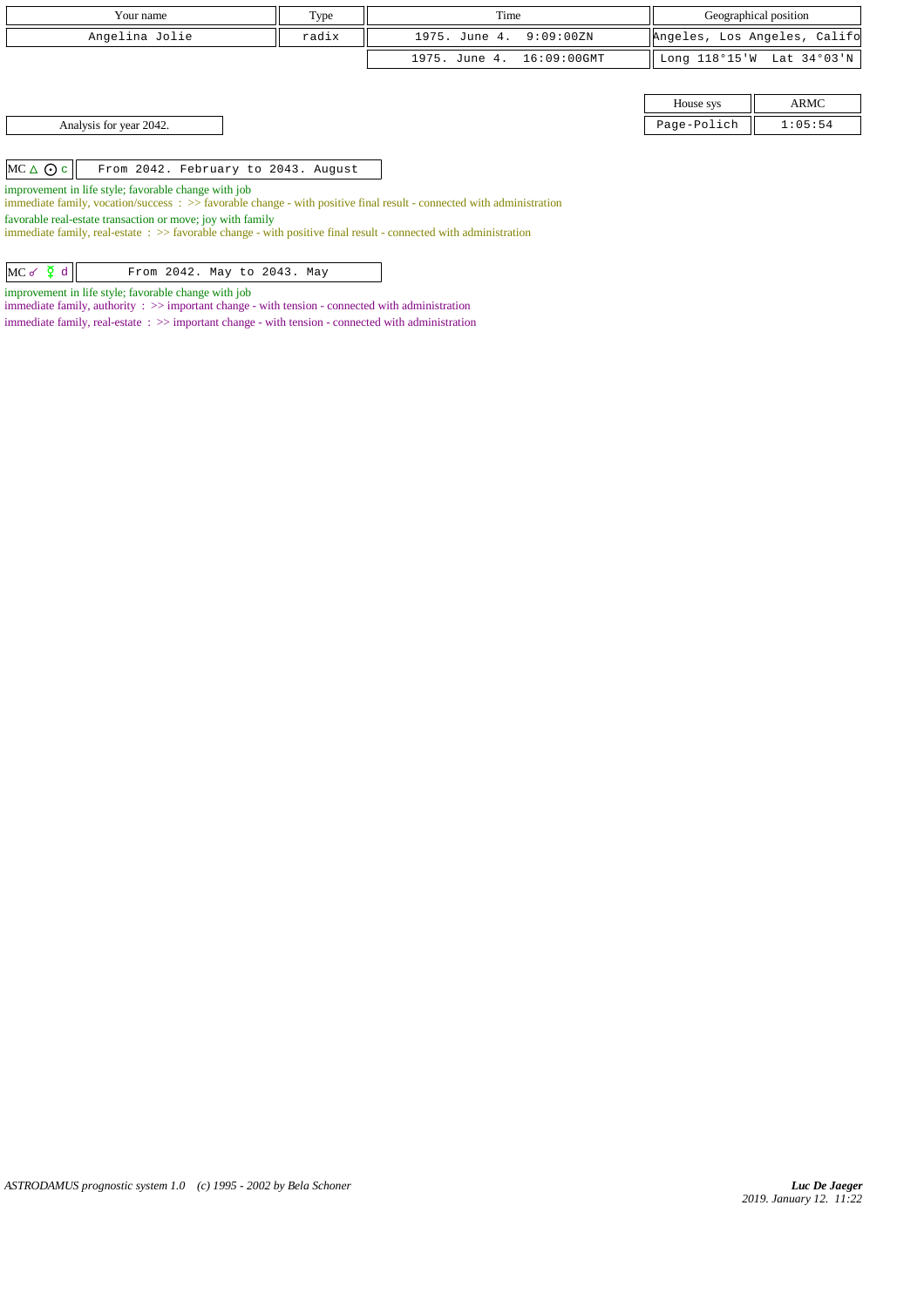| Your name | Type | Time | Geographical position |
|---|---|---|---|
| Angelina Jolie | radix | 1975. June 4. 9:09:00ZN | Angeles, Los Angeles, Califo |
| | | 1975. June 4. 16:09:00GMT | Long 118°15'W Lat 34°03'N |

| House sys | ARMC |
|---|---|
| Page-Polich | 1:05:54 |

Analysis for year 2042.

| MC △ ⊙ c | From 2042. February to 2043. August |
|---|---|

improvement in life style; favorable change with job

immediate family, vocation/success : >> favorable change - with positive final result - connected with administration

favorable real-estate transaction or move; joy with family

immediate family, real-estate : >> favorable change - with positive final result - connected with administration

| MC ☌ ☿ d | From 2042. May to 2043. May |
|---|---|

improvement in life style; favorable change with job

immediate family, authority : >> important change - with tension - connected with administration

immediate family, real-estate : >> important change - with tension - connected with administration

ASTRODAMUS prognostic system 1.0 (c) 1995 - 2002 by Bela Schoner

*Luc De Jaeger*
*2019. January 12. 11:22*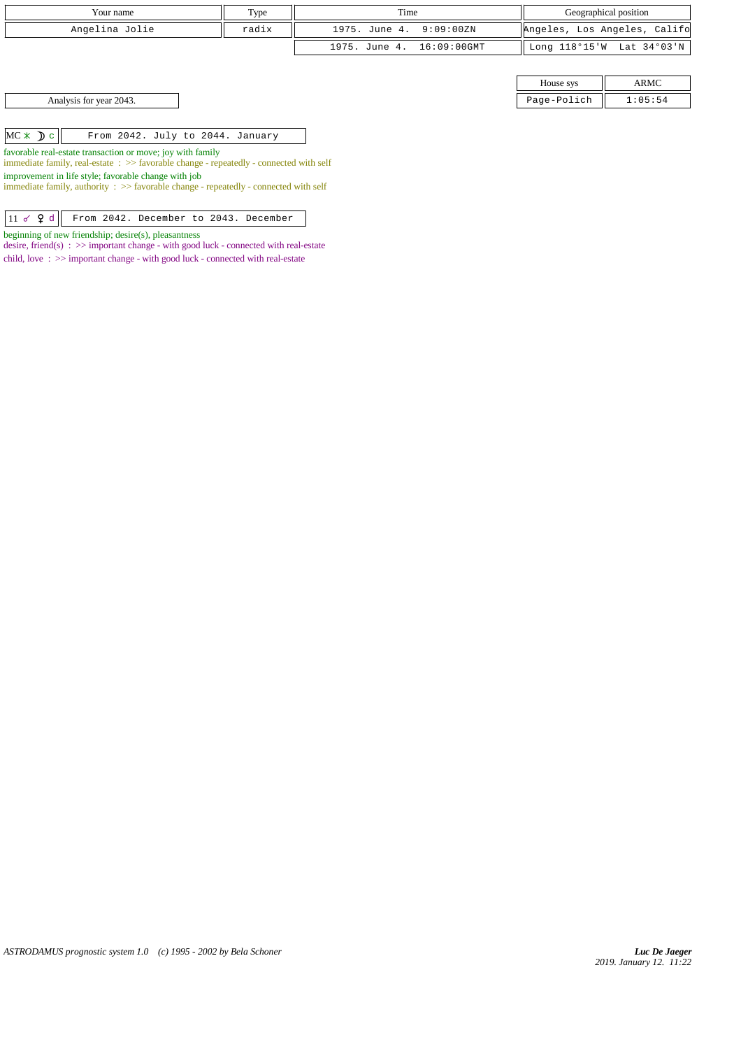| Your name | Type | Time | Geographical position |
|---|---|---|---|
| Angelina Jolie | radix | 1975. June 4. 9:09:00ZN | Angeles, Los Angeles, Califo |
| | | 1975. June 4. 16:09:00GMT | Long 118°15'W Lat 34°03'N |

| House sys | ARMC |
|---|---|
| Page-Polich | 1:05:54 |

Analysis for year 2043.

| MC ⚹ ☽ c | From 2042. July to 2044. January |
|---|---|

favorable real-estate transaction or move; joy with family
immediate family, real-estate : >> favorable change - repeatedly - connected with self

improvement in life style; favorable change with job
immediate family, authority : >> favorable change - repeatedly - connected with self

| 11 ☌ ♀ d | From 2042. December to 2043. December |
|---|---|

beginning of new friendship; desire(s), pleasantness
desire, friend(s) : >> important change - with good luck - connected with real-estate
child, love : >> important change - with good luck - connected with real-estate

*ASTRODAMUS prognostic system 1.0 (c) 1995 - 2002 by Bela Schoner*

*Luc De Jaeger*
*2019. January 12. 11:22*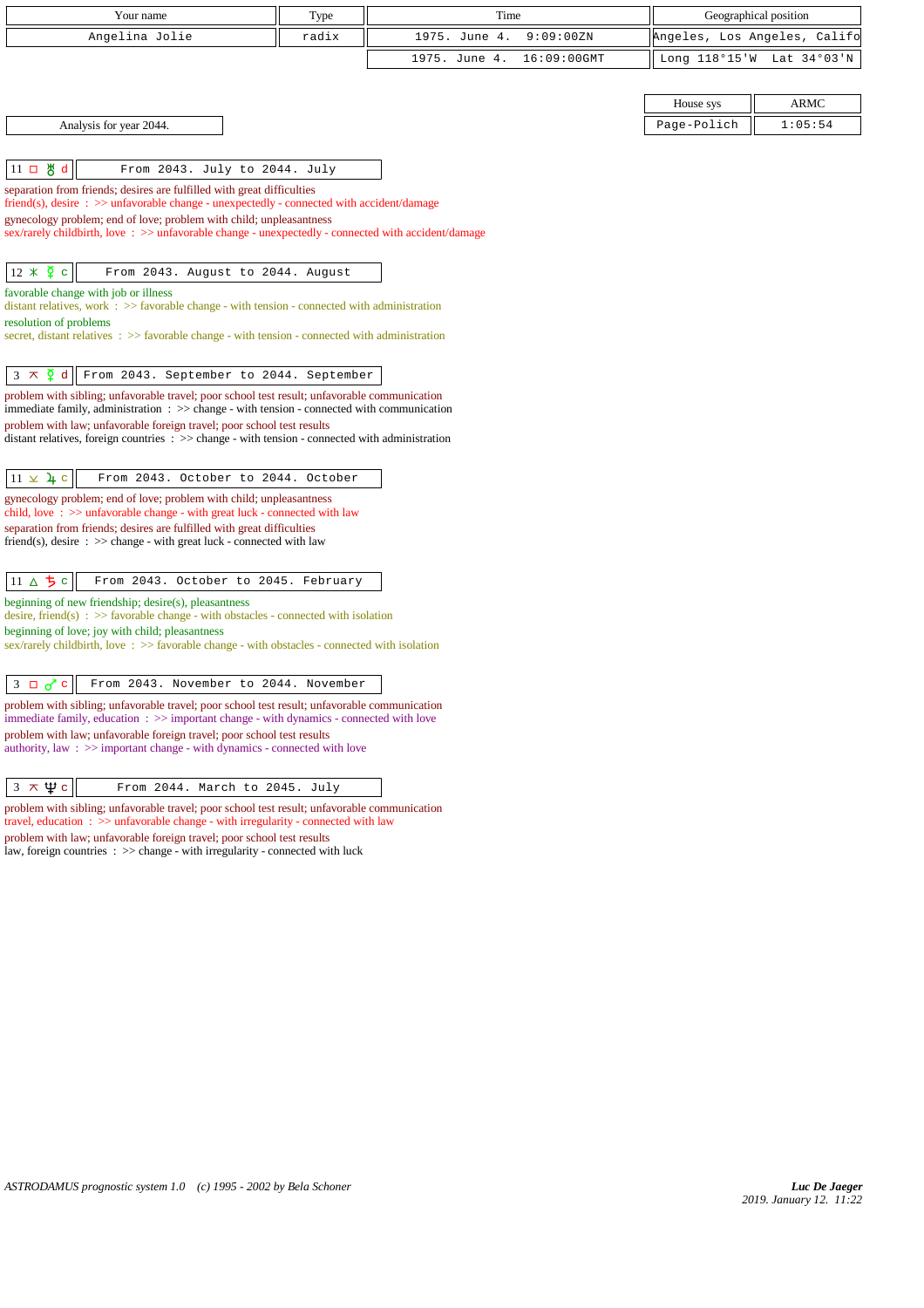| Your name | Type | Time | Geographical position |
|---|---|---|---|
| Angelina Jolie | radix | 1975. June 4. 9:09:00ZN | Angeles, Los Angeles, Califo |
| | | 1975. June 4. 16:09:00GMT | Long 118°15'W Lat 34°03'N |

| House sys | ARMC |
|---|---|
| Page-Polich | 1:05:54 |

Analysis for year 2044.

**11 □ ♅ d** — From 2043. July to 2044. July

separation from friends; desires are fulfilled with great difficulties
friend(s), desire : >> unfavorable change - unexpectedly - connected with accident/damage
gynecology problem; end of love; problem with child; unpleasantness
sex/rarely childbirth, love : >> unfavorable change - unexpectedly - connected with accident/damage

**12 ⚹ ☿ c** — From 2043. August to 2044. August

favorable change with job or illness
distant relatives, work : >> favorable change - with tension - connected with administration
resolution of problems
secret, distant relatives : >> favorable change - with tension - connected with administration

**3 ⚻ ☿ d** — From 2043. September to 2044. September

problem with sibling; unfavorable travel; poor school test result; unfavorable communication
immediate family, administration : >> change - with tension - connected with communication
problem with law; unfavorable foreign travel; poor school test results
distant relatives, foreign countries : >> change - with tension - connected with administration

**11 ⚺ ♃ c** — From 2043. October to 2044. October

gynecology problem; end of love; problem with child; unpleasantness
child, love : >> unfavorable change - with great luck - connected with law
separation from friends; desires are fulfilled with great difficulties
friend(s), desire : >> change - with great luck - connected with law

**11 △ ♄ c** — From 2043. October to 2045. February

beginning of new friendship; desire(s), pleasantness
desire, friend(s) : >> favorable change - with obstacles - connected with isolation
beginning of love; joy with child; pleasantness
sex/rarely childbirth, love : >> favorable change - with obstacles - connected with isolation

**3 □ ♂ c** — From 2043. November to 2044. November

problem with sibling; unfavorable travel; poor school test result; unfavorable communication
immediate family, education : >> important change - with dynamics - connected with love
problem with law; unfavorable foreign travel; poor school test results
authority, law : >> important change - with dynamics - connected with love

**3 ⚻ ♆ c** — From 2044. March to 2045. July

problem with sibling; unfavorable travel; poor school test result; unfavorable communication
travel, education : >> unfavorable change - with irregularity - connected with law
problem with law; unfavorable foreign travel; poor school test results
law, foreign countries : >> change - with irregularity - connected with luck

*ASTRODAMUS prognostic system 1.0 (c) 1995 - 2002 by Bela Schoner*

***Luc De Jaeger***
*2019. January 12. 11:22*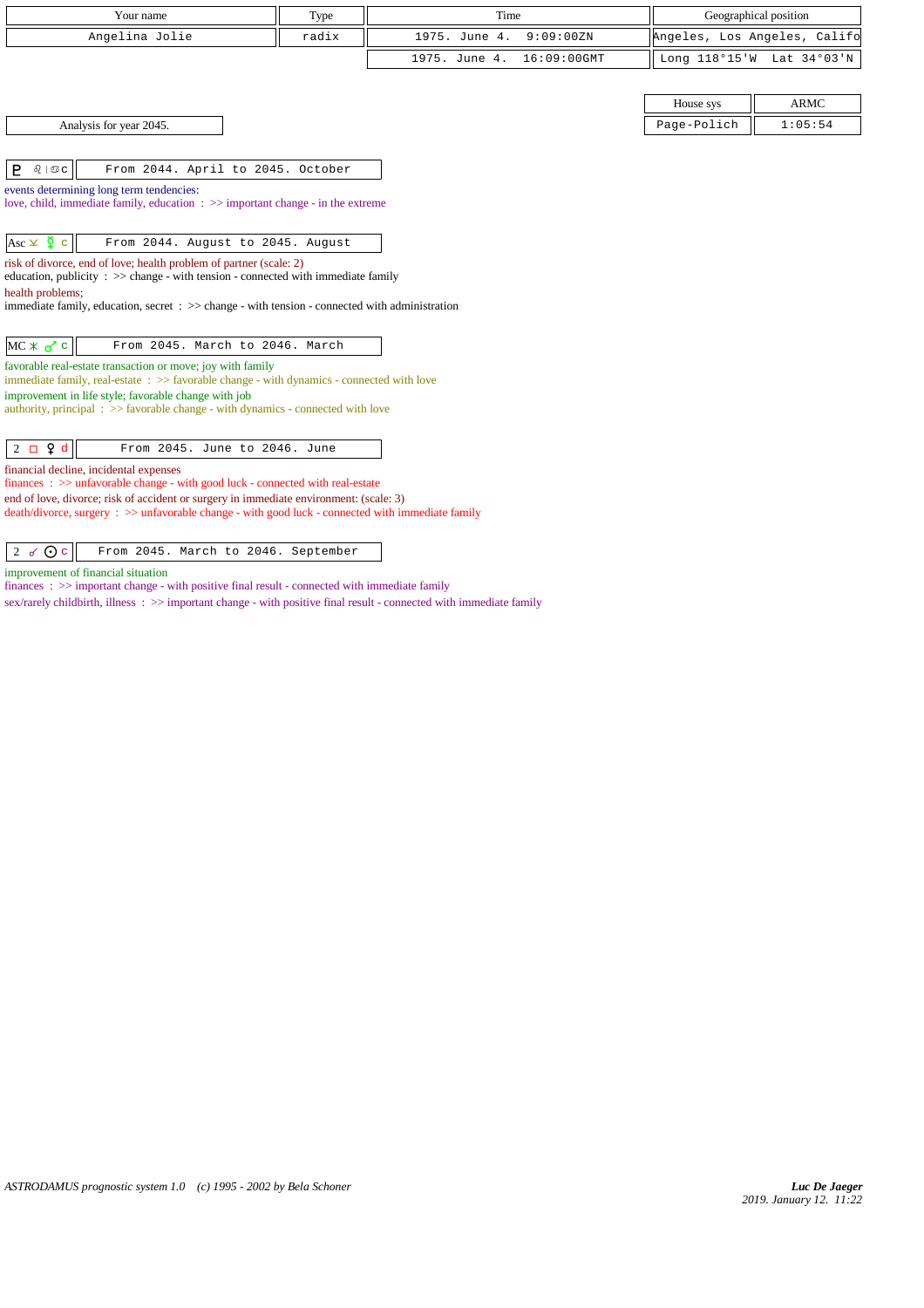| Your name | Type | Time | Geographical position |
|---|---|---|---|
| Angelina Jolie | radix | 1975. June 4. 9:09:00ZN | Angeles, Los Angeles, Califo |
| | | 1975. June 4. 16:09:00GMT | Long 118°15'W Lat 34°03'N |

| House sys | ARMC |
|---|---|
| Page-Polich | 1:05:54 |

Analysis for year 2045.

| ♇ ♌ \| ♋ c | From 2044. April to 2045. October |
|---|---|

events determining long term tendencies:
love, child, immediate family, education : >> important change - in the extreme

| Asc ⊻ ☿ c | From 2044. August to 2045. August |
|---|---|

risk of divorce, end of love; health problem of partner (scale: 2)
education, publicity : >> change - with tension - connected with immediate family
health problems;
immediate family, education, secret : >> change - with tension - connected with administration

| MC ⚹ ♂ c | From 2045. March to 2046. March |
|---|---|

favorable real-estate transaction or move; joy with family
immediate family, real-estate : >> favorable change - with dynamics - connected with love
improvement in life style; favorable change with job
authority, principal : >> favorable change - with dynamics - connected with love

| 2 □ ♀ d | From 2045. June to 2046. June |
|---|---|

financial decline, incidental expenses
finances : >> unfavorable change - with good luck - connected with real-estate
end of love, divorce; risk of accident or surgery in immediate environment: (scale: 3)
death/divorce, surgery : >> unfavorable change - with good luck - connected with immediate family

| 2 ☍ ☉ c | From 2045. March to 2046. September |
|---|---|

improvement of financial situation
finances : >> important change - with positive final result - connected with immediate family
sex/rarely childbirth, illness : >> important change - with positive final result - connected with immediate family

*ASTRODAMUS prognostic system 1.0 (c) 1995 - 2002 by Bela Schoner*

***Luc De Jaeger***
*2019. January 12. 11:22*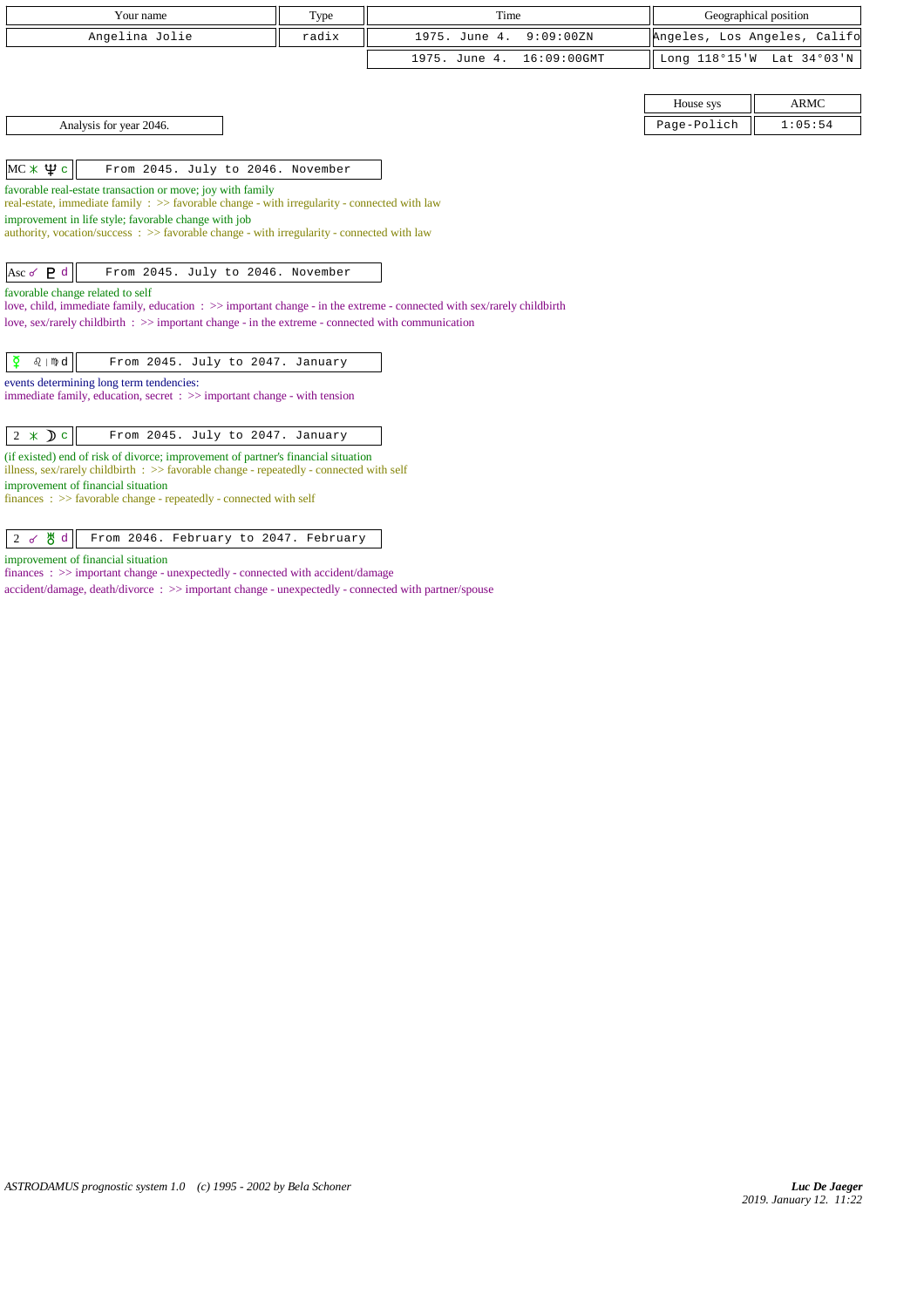| Your name | Type | Time | Geographical position |
|---|---|---|---|
| Angelina Jolie | radix | 1975. June 4. 9:09:00ZN | Angeles, Los Angeles, Califo |
| | | 1975. June 4. 16:09:00GMT | Long 118°15'W Lat 34°03'N |

| House sys | ARMC |
|---|---|
| Page-Polich | 1:05:54 |

Analysis for year 2046.

| MC ⚹ ♆ c | From 2045. July to 2046. November |
|---|---|

favorable real-estate transaction or move; joy with family
real-estate, immediate family : >> favorable change - with irregularity - connected with law
improvement in life style; favorable change with job
authority, vocation/success : >> favorable change - with irregularity - connected with law

| Asc ☌ ♇ d | From 2045. July to 2046. November |
|---|---|

favorable change related to self
love, child, immediate family, education : >> important change - in the extreme - connected with sex/rarely childbirth
love, sex/rarely childbirth : >> important change - in the extreme - connected with communication

| ☿ ♌ \| ♍ d | From 2045. July to 2047. January |
|---|---|

events determining long term tendencies:
immediate family, education, secret : >> important change - with tension

| 2 ⚹ ☽ c | From 2045. July to 2047. January |
|---|---|

(if existed) end of risk of divorce; improvement of partner's financial situation
illness, sex/rarely childbirth : >> favorable change - repeatedly - connected with self
improvement of financial situation
finances : >> favorable change - repeatedly - connected with self

| 2 ☌ ♅ d | From 2046. February to 2047. February |
|---|---|

improvement of financial situation
finances : >> important change - unexpectedly - connected with accident/damage
accident/damage, death/divorce : >> important change - unexpectedly - connected with partner/spouse

ASTRODAMUS prognostic system 1.0 (c) 1995 - 2002 by Bela Schoner

*Luc De Jaeger*
*2019. January 12. 11:22*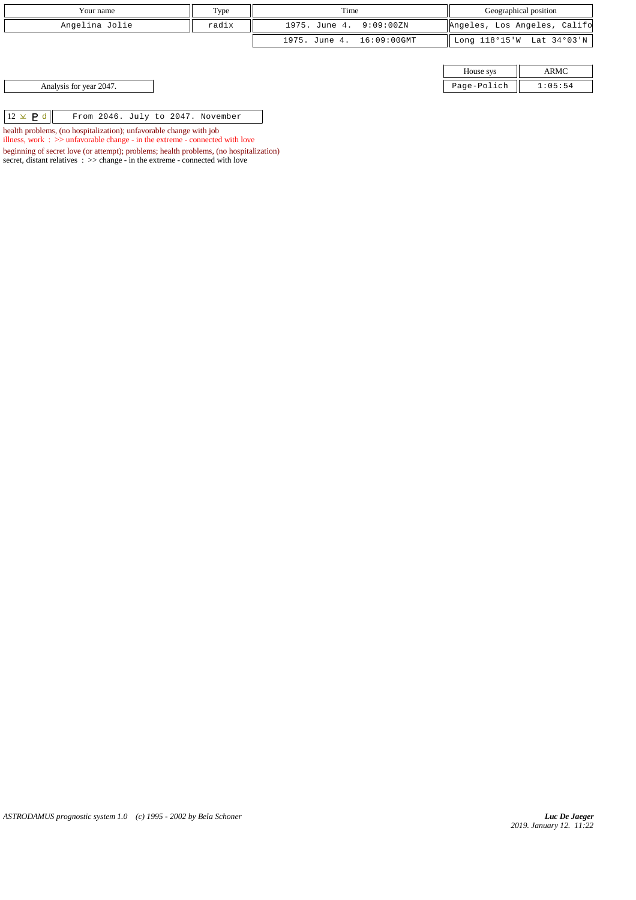| Your name | Type | Time | Geographical position |
| --- | --- | --- | --- |
| Angelina Jolie | radix | 1975. June 4. 9:09:00ZN | Angeles, Los Angeles, Califo |
| | | 1975. June 4. 16:09:00GMT | Long 118°15'W Lat 34°03'N |

Analysis for year 2047.

| House sys | ARMC |
| --- | --- |
| Page-Polich | 1:05:54 |

| 12 ⚻ ♇ d | From 2046. July to 2047. November |
| --- | --- |

health problems, (no hospitalization); unfavorable change with job
illness, work : >> unfavorable change - in the extreme - connected with love

beginning of secret love (or attempt); problems; health problems, (no hospitalization)
secret, distant relatives : >> change - in the extreme - connected with love

*ASTRODAMUS prognostic system 1.0 (c) 1995 - 2002 by Bela Schoner*

***Luc De Jaeger***
*2019. January 12. 11:22*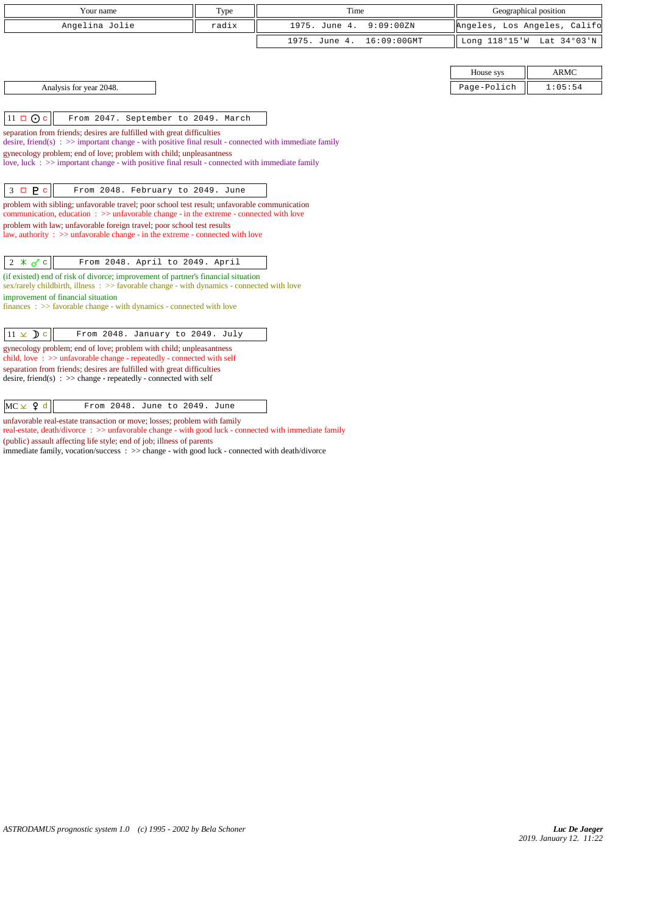| Your name | Type | Time | Geographical position |
|---|---|---|---|
| Angelina Jolie | radix | 1975. June 4. 9:09:00ZN | Angeles, Los Angeles, Califo |
| | | 1975. June 4. 16:09:00GMT | Long 118°15'W Lat 34°03'N |

| House sys | ARMC |
|---|---|
| Page-Polich | 1:05:54 |

Analysis for year 2048.

**11 □ ☉ c** — From 2047. September to 2049. March

separation from friends; desires are fulfilled with great difficulties
desire, friend(s) : >> important change - with positive final result - connected with immediate family
gynecology problem; end of love; problem with child; unpleasantness
love, luck : >> important change - with positive final result - connected with immediate family

**3 □ ♇ c** — From 2048. February to 2049. June

problem with sibling; unfavorable travel; poor school test result; unfavorable communication
communication, education : >> unfavorable change - in the extreme - connected with love
problem with law; unfavorable foreign travel; poor school test results
law, authority : >> unfavorable change - in the extreme - connected with love

**2 ⚹ ♂ c** — From 2048. April to 2049. April

(if existed) end of risk of divorce; improvement of partner's financial situation
sex/rarely childbirth, illness : >> favorable change - with dynamics - connected with love
improvement of financial situation
finances : >> favorable change - with dynamics - connected with love

**11 ⊻ ☽ c** — From 2048. January to 2049. July

gynecology problem; end of love; problem with child; unpleasantness
child, love : >> unfavorable change - repeatedly - connected with self
separation from friends; desires are fulfilled with great difficulties
desire, friend(s) : >> change - repeatedly - connected with self

**MC ⊻ ♀ d** — From 2048. June to 2049. June

unfavorable real-estate transaction or move; losses; problem with family
real-estate, death/divorce : >> unfavorable change - with good luck - connected with immediate family
(public) assault affecting life style; end of job; illness of parents
immediate family, vocation/success : >> change - with good luck - connected with death/divorce

*ASTRODAMUS prognostic system 1.0 (c) 1995 - 2002 by Bela Schoner*

*Luc De Jaeger*
2019. January 12. 11:22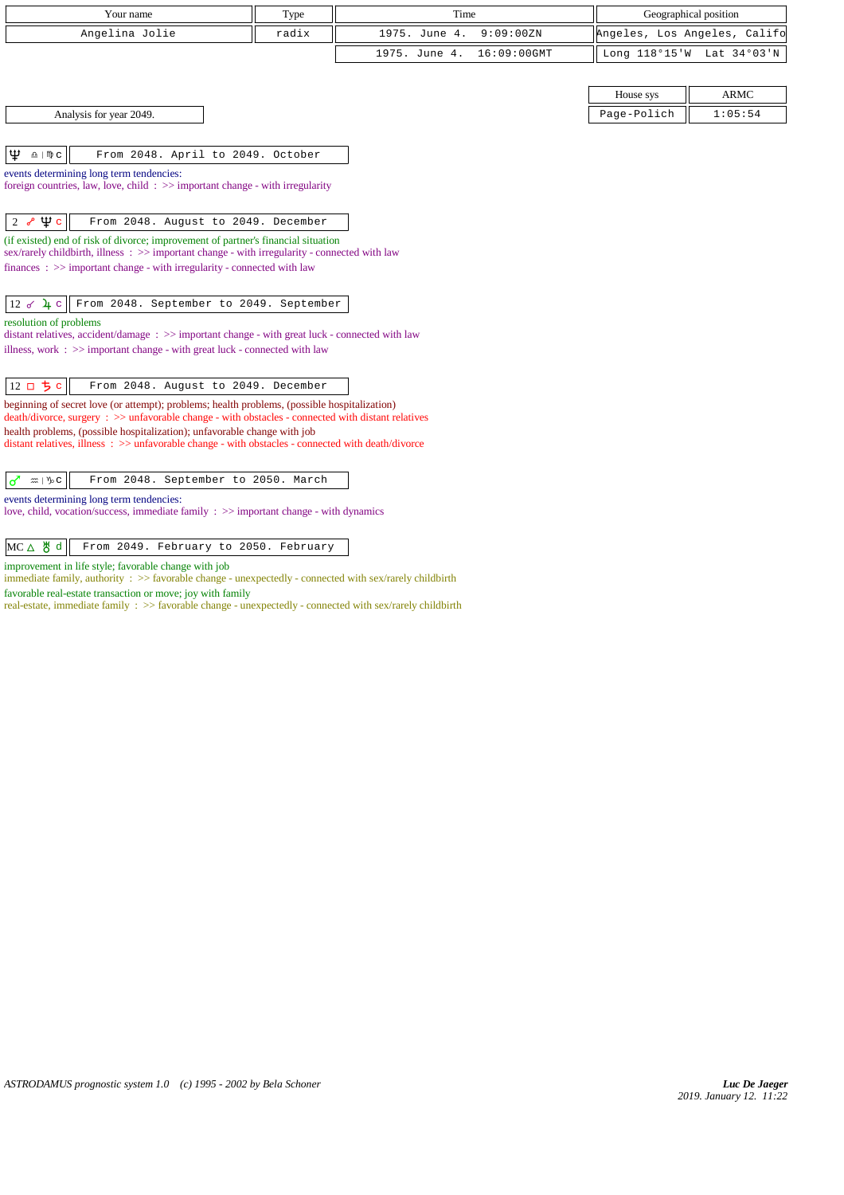| Your name | Type | Time | Geographical position |
|---|---|---|---|
| Angelina Jolie | radix | 1975. June 4. 9:09:00ZN | Angeles, Los Angeles, Califo |
| | | 1975. June 4. 16:09:00GMT | Long 118°15'W Lat 34°03'N |

| House sys | ARMC |
|---|---|
| Page-Polich | 1:05:54 |

Analysis for year 2049.

**♆ ♎ | ♍ c** — From 2048. April to 2049. October

events determining long term tendencies:
foreign countries, law, love, child : >> important change - with irregularity

**2 ☍ ♆ c** — From 2048. August to 2049. December

(if existed) end of risk of divorce; improvement of partner's financial situation
sex/rarely childbirth, illness : >> important change - with irregularity - connected with law

finances : >> important change - with irregularity - connected with law

**12 ☍ ♃ c** — From 2048. September to 2049. September

resolution of problems
distant relatives, accident/damage : >> important change - with great luck - connected with law
illness, work : >> important change - with great luck - connected with law

**12 □ ♄ c** — From 2048. August to 2049. December

beginning of secret love (or attempt); problems; health problems, (possible hospitalization)
death/divorce, surgery : >> unfavorable change - with obstacles - connected with distant relatives
health problems, (possible hospitalization); unfavorable change with job
distant relatives, illness : >> unfavorable change - with obstacles - connected with death/divorce

**♂ ♒ | ♑ c** — From 2048. September to 2050. March

events determining long term tendencies:
love, child, vocation/success, immediate family : >> important change - with dynamics

**MC △ ♅ d** — From 2049. February to 2050. February

improvement in life style; favorable change with job
immediate family, authority : >> favorable change - unexpectedly - connected with sex/rarely childbirth
favorable real-estate transaction or move; joy with family
real-estate, immediate family : >> favorable change - unexpectedly - connected with sex/rarely childbirth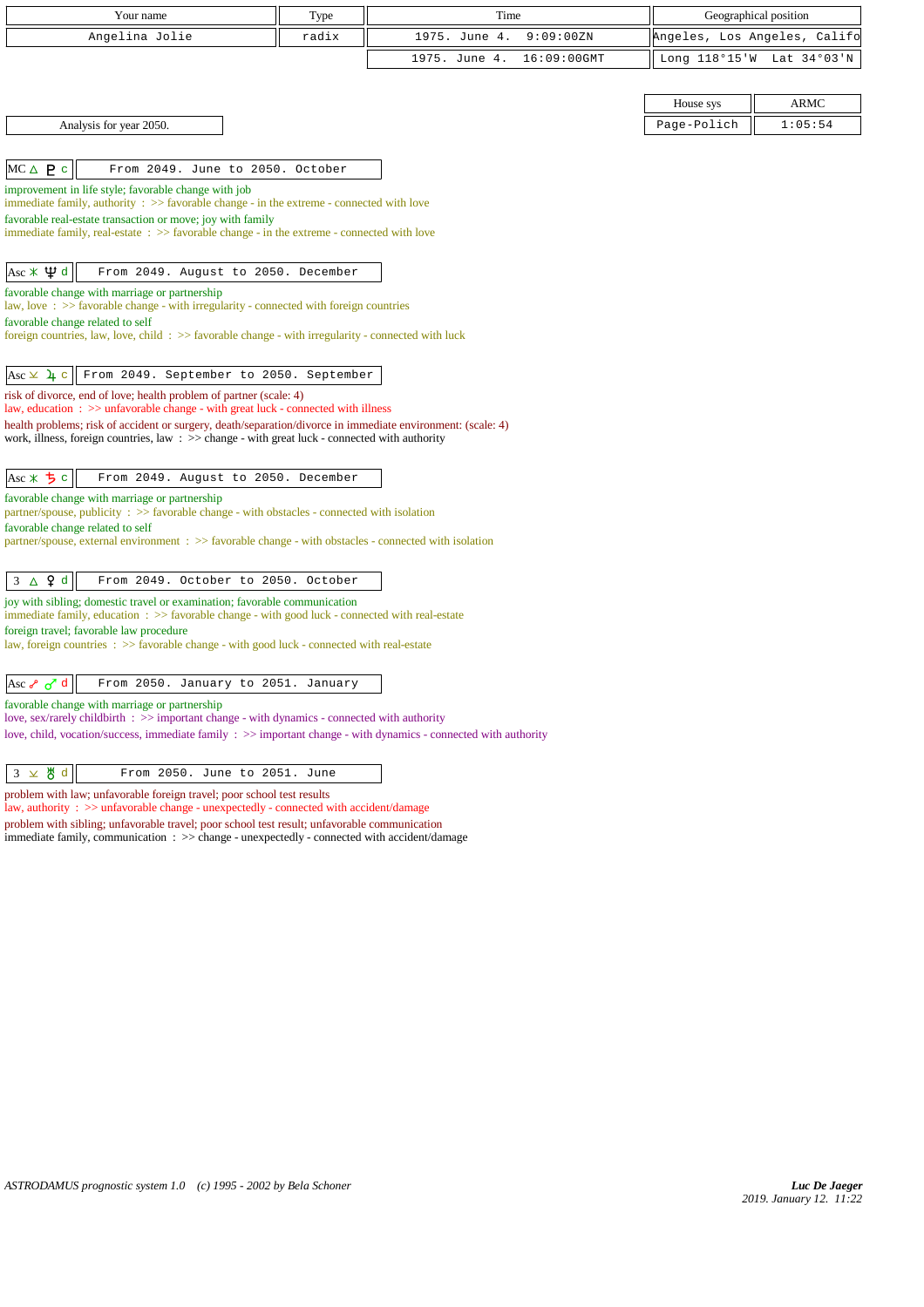| Your name | Type | Time | Geographical position |
|---|---|---|---|
| Angelina Jolie | radix | 1975. June 4. 9:09:00ZN | Angeles, Los Angeles, Califo |
| | | 1975. June 4. 16:09:00GMT | Long 118°15'W Lat 34°03'N |

| House sys | ARMC |
|---|---|
| Page-Polich | 1:05:54 |

Analysis for year 2050.

**MC △ ♇ c** — From 2049. June to 2050. October

improvement in life style; favorable change with job
immediate family, authority : >> favorable change - in the extreme - connected with love

favorable real-estate transaction or move; joy with family
immediate family, real-estate : >> favorable change - in the extreme - connected with love

**Asc ⚹ ♆ d** — From 2049. August to 2050. December

favorable change with marriage or partnership
law, love : >> favorable change - with irregularity - connected with foreign countries

favorable change related to self
foreign countries, law, love, child : >> favorable change - with irregularity - connected with luck

**Asc ⚺ ♃ c** — From 2049. September to 2050. September

risk of divorce, end of love; health problem of partner (scale: 4)
law, education : >> unfavorable change - with great luck - connected with illness

health problems; risk of accident or surgery, death/separation/divorce in immediate environment: (scale: 4)
work, illness, foreign countries, law : >> change - with great luck - connected with authority

**Asc ⚹ ♄ c** — From 2049. August to 2050. December

favorable change with marriage or partnership
partner/spouse, publicity : >> favorable change - with obstacles - connected with isolation

favorable change related to self
partner/spouse, external environment : >> favorable change - with obstacles - connected with isolation

**3 △ ♀ d** — From 2049. October to 2050. October

joy with sibling; domestic travel or examination; favorable communication
immediate family, education : >> favorable change - with good luck - connected with real-estate

foreign travel; favorable law procedure
law, foreign countries : >> favorable change - with good luck - connected with real-estate

**Asc ☍ ♂ d** — From 2050. January to 2051. January

favorable change with marriage or partnership
love, sex/rarely childbirth : >> important change - with dynamics - connected with authority

love, child, vocation/success, immediate family : >> important change - with dynamics - connected with authority

**3 ⚺ ♅ d** — From 2050. June to 2051. June

problem with law; unfavorable foreign travel; poor school test results
law, authority : >> unfavorable change - unexpectedly - connected with accident/damage

problem with sibling; unfavorable travel; poor school test result; unfavorable communication
immediate family, communication : >> change - unexpectedly - connected with accident/damage

*ASTRODAMUS prognostic system 1.0 (c) 1995 - 2002 by Bela Schoner*

***Luc De Jaeger***
*2019. January 12. 11:22*